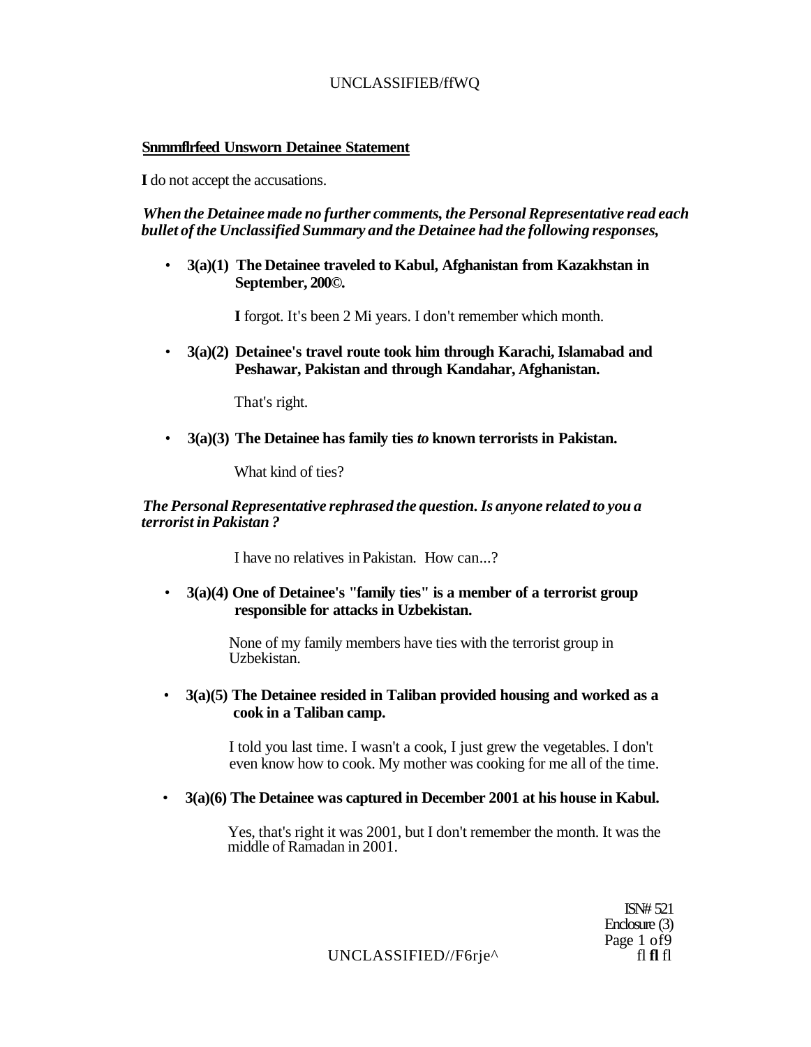**Snmmflrfeed Unsworn Detainee Statement**

**I** do not accept the accusations.

***When the Detainee made no further comments, the Personal Representative read each bullet of the Unclassified Summary and the Detainee had the following responses,***

- **3(a)(1) The Detainee traveled to Kabul, Afghanistan from Kazakhstan in September, 200©.**

  **I** forgot. It's been 2 Mi years. I don't remember which month.

- **3(a)(2) Detainee's travel route took him through Karachi, Islamabad and Peshawar, Pakistan and through Kandahar, Afghanistan.**

  That's right.

- **3(a)(3) The Detainee has family ties *to* known terrorists in Pakistan.**

  What kind of ties?

***The Personal Representative rephrased the question. Is anyone related to you a terrorist in Pakistan ?***

I have no relatives in Pakistan. How can...?

- **3(a)(4) One of Detainee's "family ties" is a member of a terrorist group responsible for attacks in Uzbekistan.**

  None of my family members have ties with the terrorist group in Uzbekistan.

- **3(a)(5) The Detainee resided in Taliban provided housing and worked as a cook in a Taliban camp.**

  I told you last time. I wasn't a cook, I just grew the vegetables. I don't even know how to cook. My mother was cooking for me all of the time.

- **3(a)(6) The Detainee was captured in December 2001 at his house in Kabul.**

  Yes, that's right it was 2001, but I don't remember the month. It was the middle of Ramadan in 2001.

ISN# 521
Enclosure (3)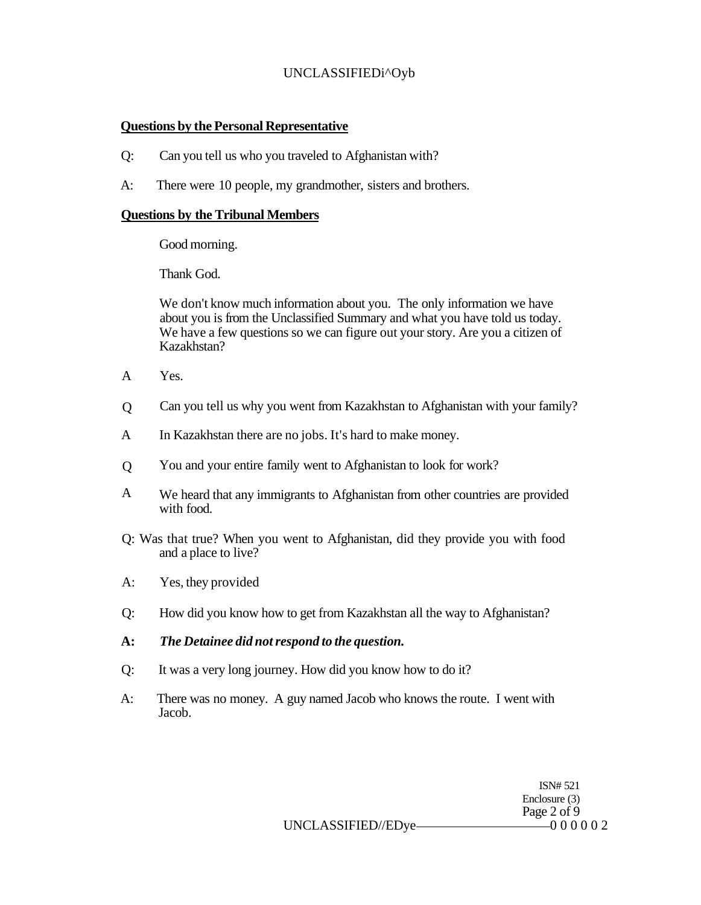**Questions by the Personal Representative**

Q: Can you tell us who you traveled to Afghanistan with?

A: There were 10 people, my grandmother, sisters and brothers.

**Questions by the Tribunal Members**

Good morning.

Thank God.

We don't know much information about you. The only information we have about you is from the Unclassified Summary and what you have told us today. We have a few questions so we can figure out your story. Are you a citizen of Kazakhstan?

A Yes.

Q Can you tell us why you went from Kazakhstan to Afghanistan with your family?

A In Kazakhstan there are no jobs. It's hard to make money.

Q You and your entire family went to Afghanistan to look for work?

A We heard that any immigrants to Afghanistan from other countries are provided with food.

Q: Was that true? When you went to Afghanistan, did they provide you with food and a place to live?

A: Yes, they provided

Q: How did you know how to get from Kazakhstan all the way to Afghanistan?

**A:** ***The Detainee did not respond to the question.***

Q: It was a very long journey. How did you know how to do it?

A: There was no money. A guy named Jacob who knows the route. I went with Jacob.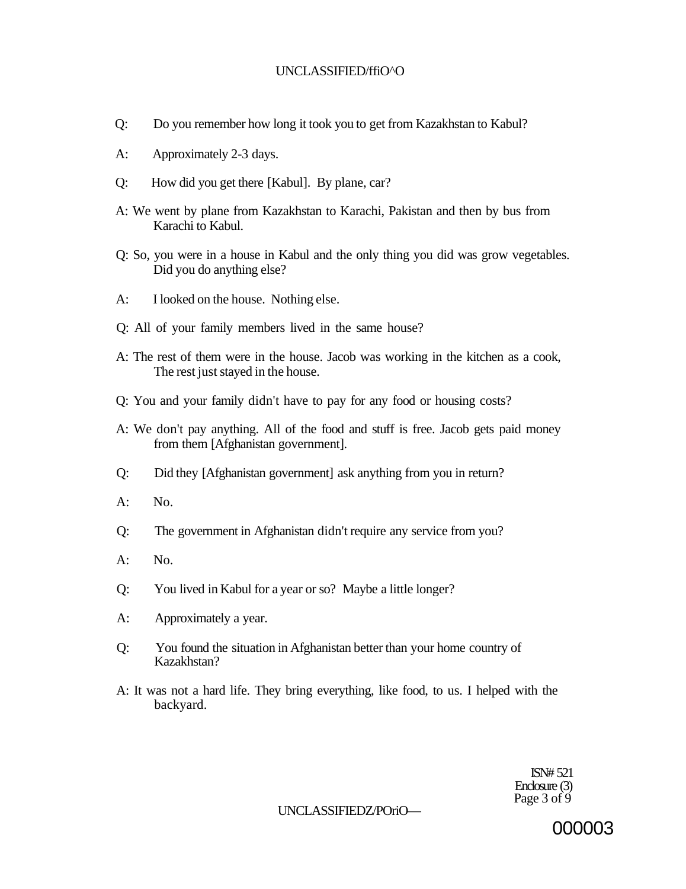Q: Do you remember how long it took you to get from Kazakhstan to Kabul?

A: Approximately 2-3 days.

Q: How did you get there [Kabul]. By plane, car?

A: We went by plane from Kazakhstan to Karachi, Pakistan and then by bus from Karachi to Kabul.

Q: So, you were in a house in Kabul and the only thing you did was grow vegetables. Did you do anything else?

A: I looked on the house. Nothing else.

Q: All of your family members lived in the same house?

A: The rest of them were in the house. Jacob was working in the kitchen as a cook, The rest just stayed in the house.

Q: You and your family didn't have to pay for any food or housing costs?

A: We don't pay anything. All of the food and stuff is free. Jacob gets paid money from them [Afghanistan government].

Q: Did they [Afghanistan government] ask anything from you in return?

A: No.

Q: The government in Afghanistan didn't require any service from you?

A: No.

Q: You lived in Kabul for a year or so? Maybe a little longer?

A: Approximately a year.

Q: You found the situation in Afghanistan better than your home country of Kazakhstan?

A: It was not a hard life. They bring everything, like food, to us. I helped with the backyard.

ISN# 521
Enclosure (3)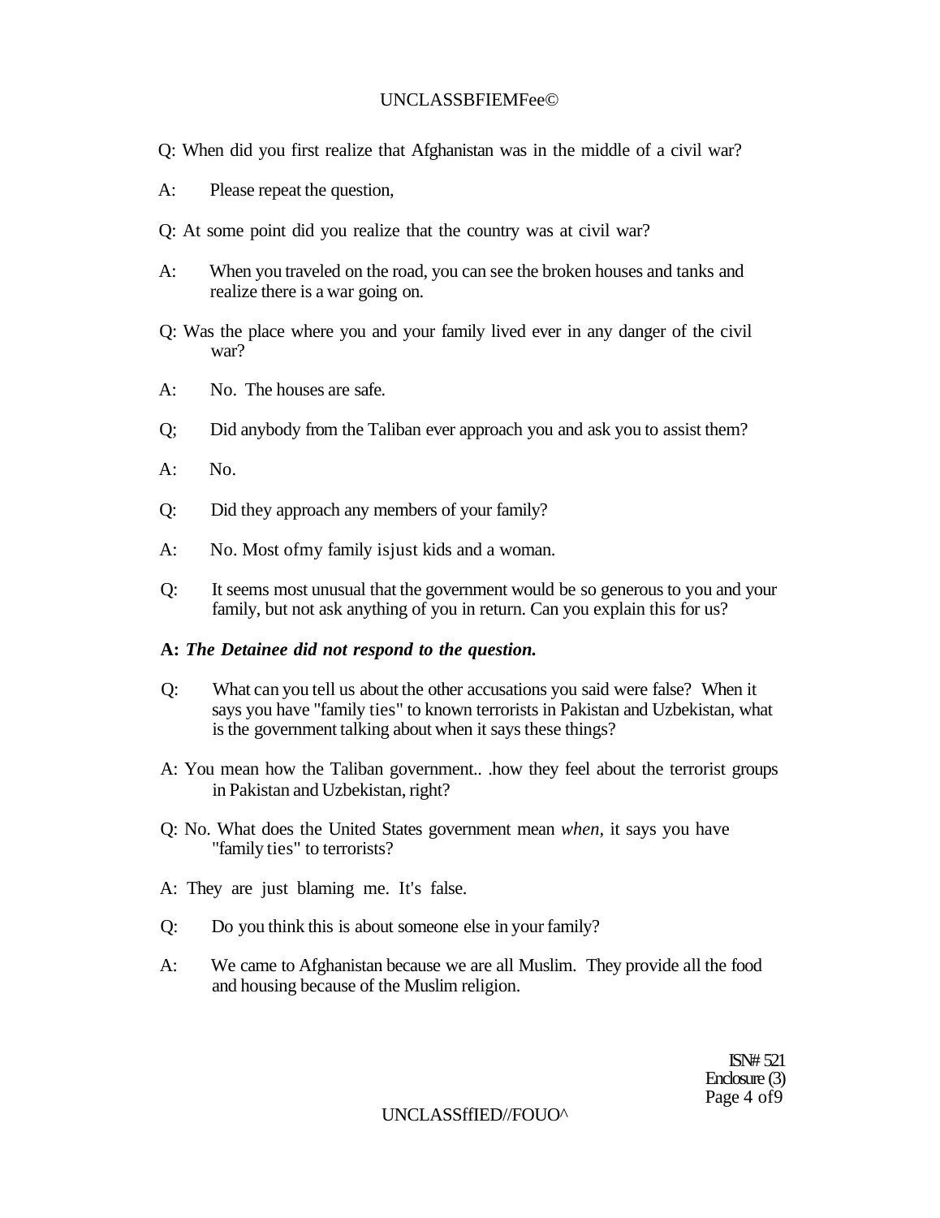Q: When did you first realize that Afghanistan was in the middle of a civil war?

A: Please repeat the question,

Q: At some point did you realize that the country was at civil war?

A: When you traveled on the road, you can see the broken houses and tanks and realize there is a war going on.

Q: Was the place where you and your family lived ever in any danger of the civil war?

A: No. The houses are safe.

Q; Did anybody from the Taliban ever approach you and ask you to assist them?

A: No.

Q: Did they approach any members of your family?

A: No. Most ofmy family isjust kids and a woman.

Q: It seems most unusual that the government would be so generous to you and your family, but not ask anything of you in return. Can you explain this for us?

**A:** ***The Detainee did not respond to the question.***

Q: What can you tell us about the other accusations you said were false? When it says you have "family ties" to known terrorists in Pakistan and Uzbekistan, what is the government talking about when it says these things?

A: You mean how the Taliban government.. .how they feel about the terrorist groups in Pakistan and Uzbekistan, right?

Q: No. What does the United States government mean *when,* it says you have "family ties" to terrorists?

A: They are just blaming me. It's false.

Q: Do you think this is about someone else in your family?

A: We came to Afghanistan because we are all Muslim. They provide all the food and housing because of the Muslim religion.

ISN# 521
Enclosure (3)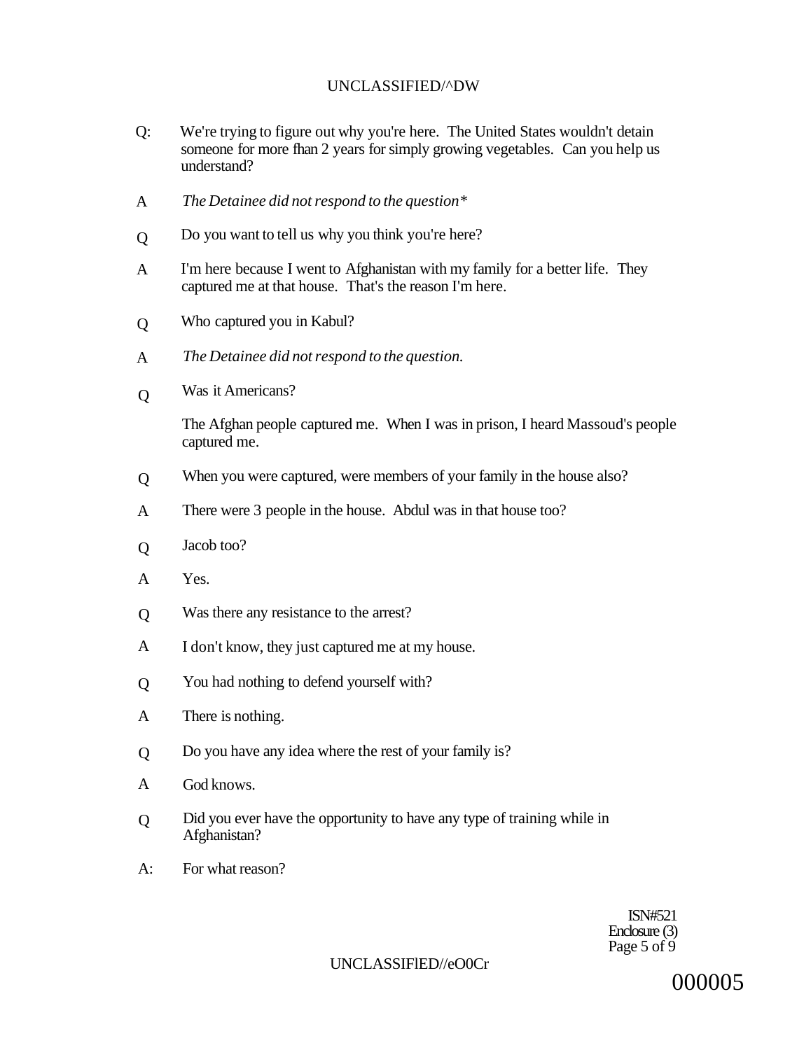Q: We're trying to figure out why you're here. The United States wouldn't detain someone for more fhan 2 years for simply growing vegetables. Can you help us understand?

A *The Detainee did not respond to the question**

Q Do you want to tell us why you think you're here?

A I'm here because I went to Afghanistan with my family for a better life. They captured me at that house. That's the reason I'm here.

Q Who captured you in Kabul?

A *The Detainee did not respond to the question.*

Q Was it Americans?

The Afghan people captured me. When I was in prison, I heard Massoud's people captured me.

Q When you were captured, were members of your family in the house also?

A There were 3 people in the house. Abdul was in that house too?

Q Jacob too?

A Yes.

Q Was there any resistance to the arrest?

A I don't know, they just captured me at my house.

Q You had nothing to defend yourself with?

A There is nothing.

Q Do you have any idea where the rest of your family is?

A God knows.

Q Did you ever have the opportunity to have any type of training while in Afghanistan?

A: For what reason?

ISN#521
Enclosure (3)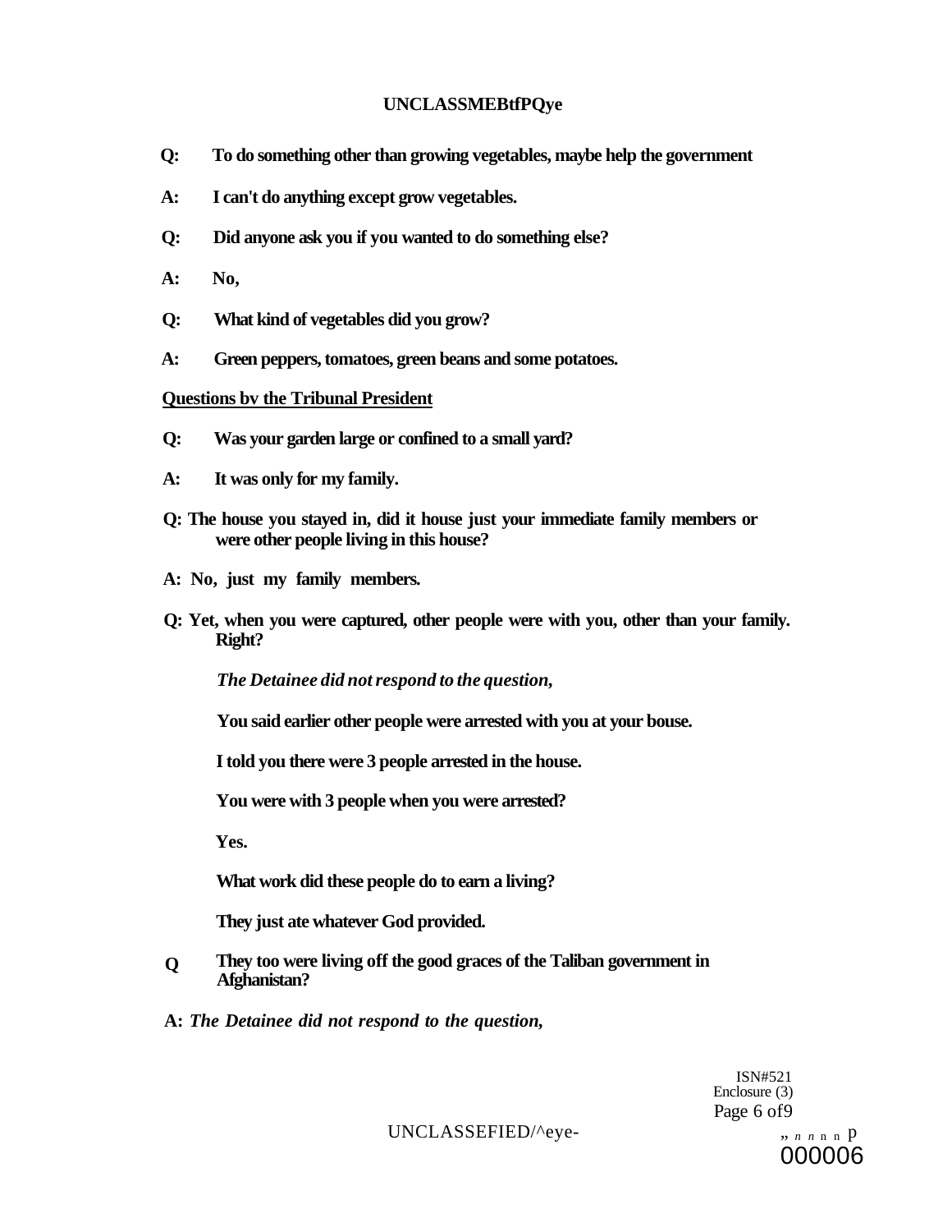**Q:** To do something other than growing vegetables, maybe help the government

**A:** I can't do anything except grow vegetables.

**Q:** Did anyone ask you if you wanted to do something else?

**A:** No,

**Q:** What kind of vegetables did you grow?

**A:** Green peppers, tomatoes, green beans and some potatoes.

**Questions bv the Tribunal President**

**Q:** Was your garden large or confined to a small yard?

**A:** It was only for my family.

**Q:** The house you stayed in, did it house just your immediate family members or were other people living in this house?

**A:** No, just my family members.

**Q:** Yet, when you were captured, other people were with you, other than your family. Right?

*The Detainee did not respond to the question,*

**You said earlier other people were arrested with you at your bouse.**

**I told you there were 3 people arrested in the house.**

**You were with 3 people when you were arrested?**

**Yes.**

**What work did these people do to earn a living?**

**They just ate whatever God provided.**

**Q** They too were living off the good graces of the Taliban government in Afghanistan?

**A:** *The Detainee did not respond to the question,*

ISN#521
Enclosure (3)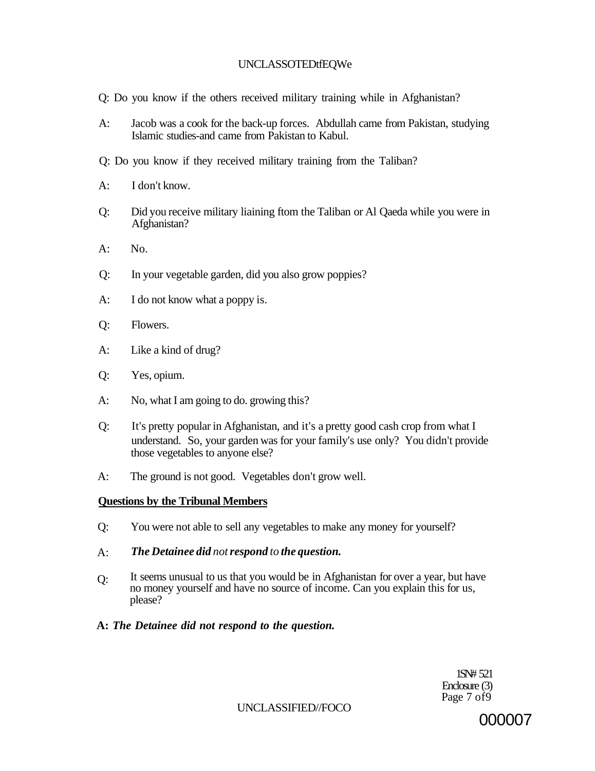Q: Do you know if the others received military training while in Afghanistan?

A: Jacob was a cook for the back-up forces. Abdullah came from Pakistan, studying Islamic studies-and came from Pakistan to Kabul.

Q: Do you know if they received military training from the Taliban?

A: I don't know.

Q: Did you receive military liaining ftom the Taliban or Al Qaeda while you were in Afghanistan?

A: No.

Q: In your vegetable garden, did you also grow poppies?

A: I do not know what a poppy is.

Q: Flowers.

A: Like a kind of drug?

Q: Yes, opium.

A: No, what I am going to do. growing this?

Q: It's pretty popular in Afghanistan, and it's a pretty good cash crop from what I understand. So, your garden was for your family's use only? You didn't provide those vegetables to anyone else?

A: The ground is not good. Vegetables don't grow well.

**Questions by the Tribunal Members**

Q: You were not able to sell any vegetables to make any money for yourself?

A: ***The Detainee did** not **respond** to **the question.***

Q: It seems unusual to us that you would be in Afghanistan for over a year, but have no money yourself and have no source of income. Can you explain this for us, please?

**A:** ***The Detainee did not respond to the question.***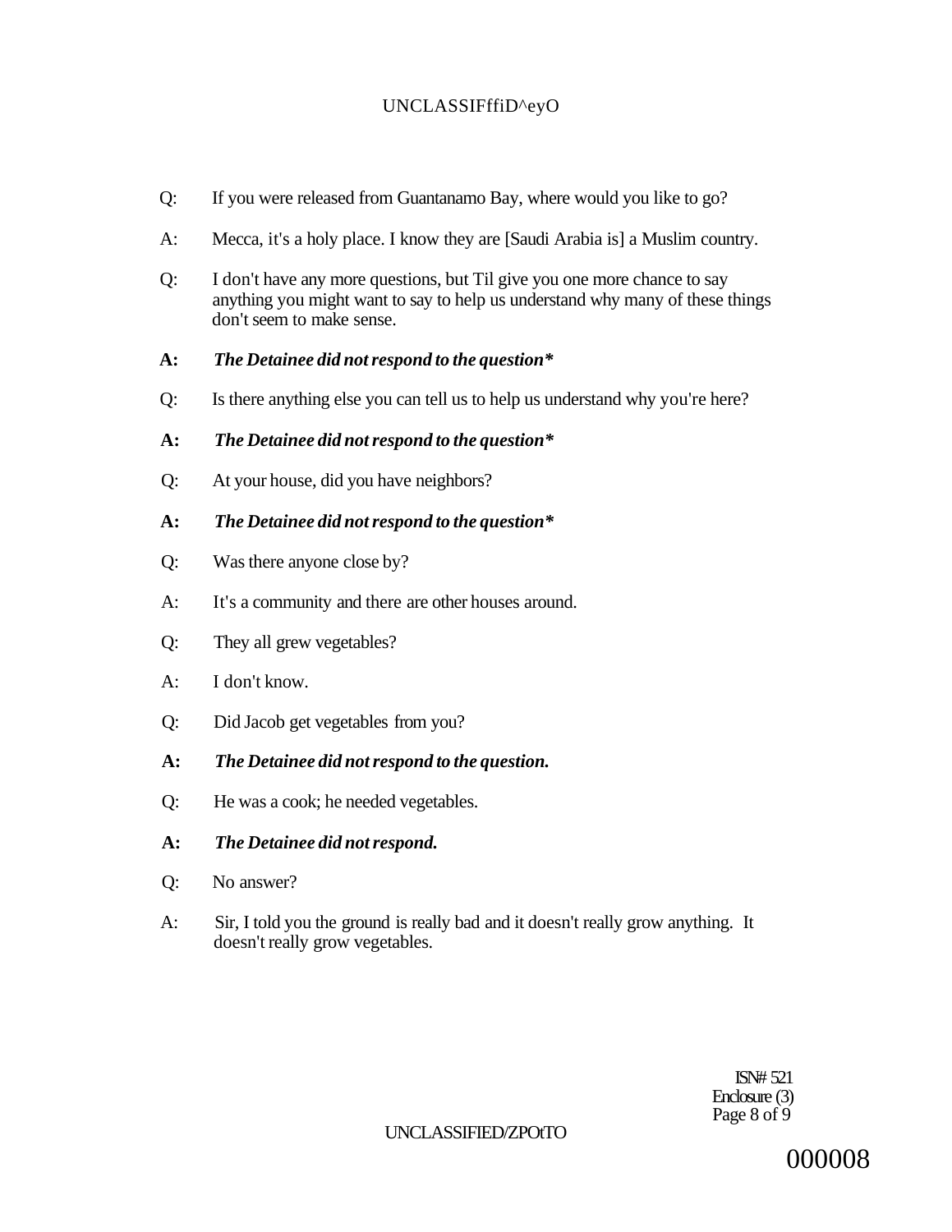Q: If you were released from Guantanamo Bay, where would you like to go?

A: Mecca, it's a holy place. I know they are [Saudi Arabia is] a Muslim country.

Q: I don't have any more questions, but Til give you one more chance to say anything you might want to say to help us understand why many of these things don't seem to make sense.

**A:** ***The Detainee did not respond to the question****

Q: Is there anything else you can tell us to help us understand why you're here?

**A:** ***The Detainee did not respond to the question****

Q: At your house, did you have neighbors?

**A:** ***The Detainee did not respond to the question****

Q: Was there anyone close by?

A: It's a community and there are other houses around.

Q: They all grew vegetables?

A: I don't know.

Q: Did Jacob get vegetables from you?

**A:** ***The Detainee did not respond to the question.***

Q: He was a cook; he needed vegetables.

**A:** ***The Detainee did not respond.***

Q: No answer?

A: Sir, I told you the ground is really bad and it doesn't really grow anything. It doesn't really grow vegetables.

ISN# 521
Enclosure (3)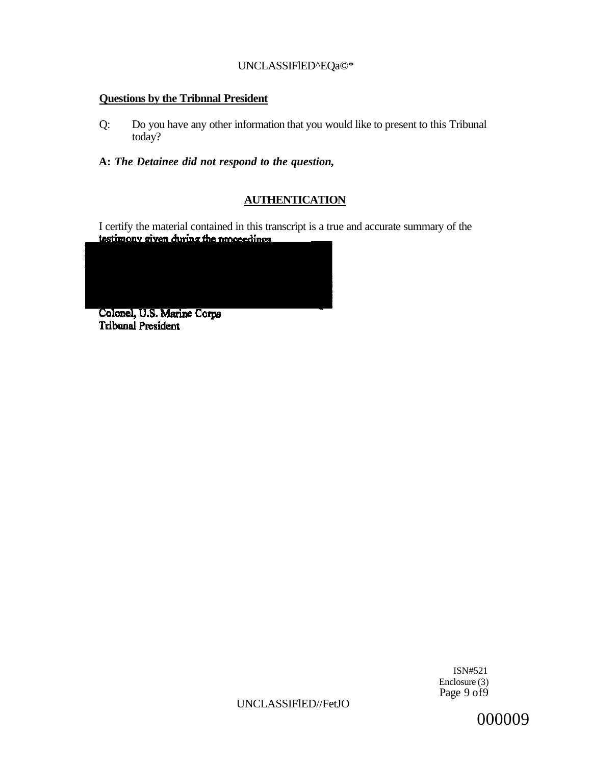**Questions by the Tribnnal President**

Q: Do you have any other information that you would like to present to this Tribunal today?

**A:** ***The Detainee did not respond to the question,***

## AUTHENTICATION

I certify the material contained in this transcript is a true and accurate summary of the testimony given during the proceedings.

Colonel, U.S. Marine Corps
Tribunal President

ISN#521
Enclosure (3)
Page 9 of 9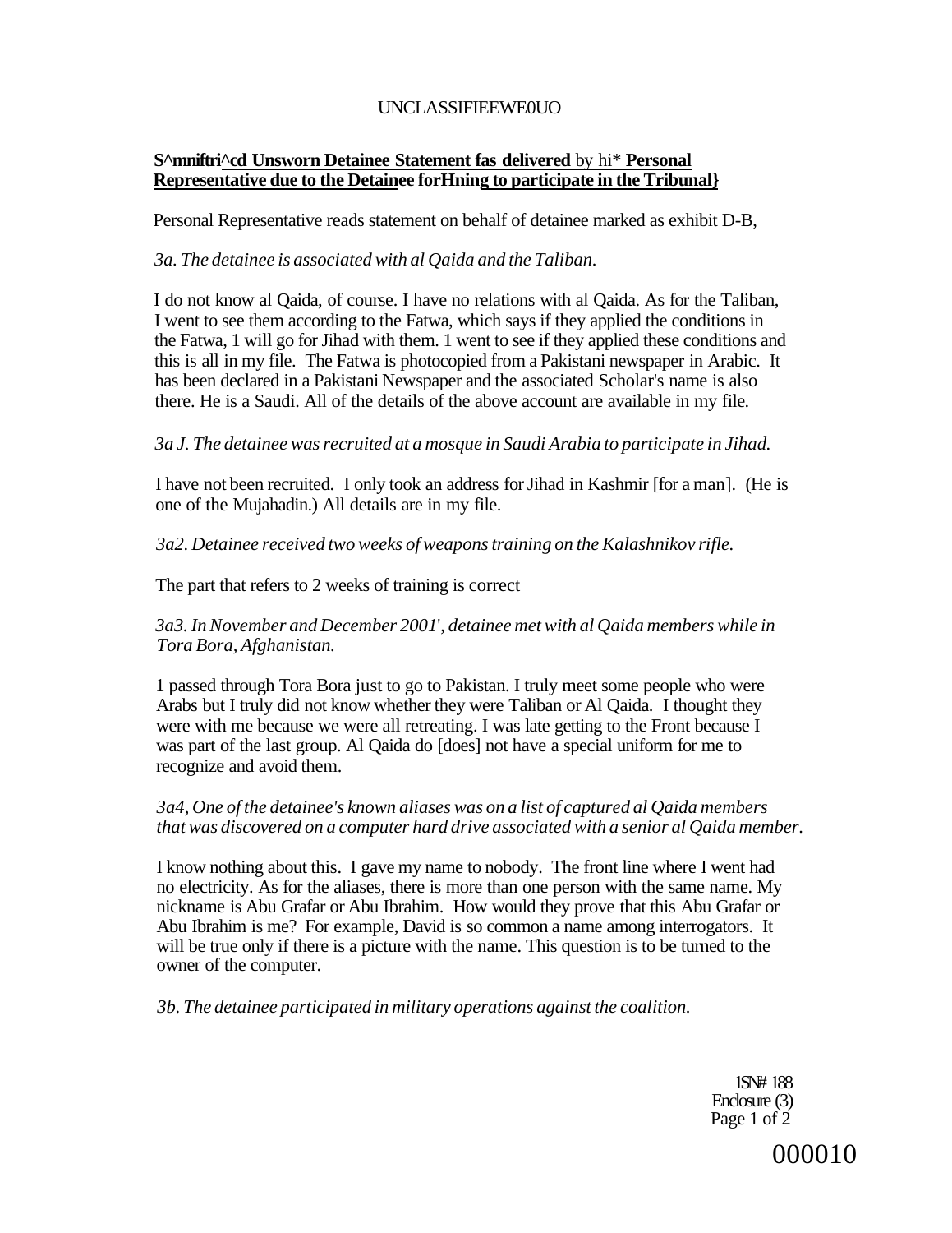UNCLASSIFIEEWE0UO

**S^mniftri^cd Unsworn Detainee Statement fas delivered** by hi* **Personal Representative due to the Detainee forHning to participate in the Tribunal}**

Personal Representative reads statement on behalf of detainee marked as exhibit D-B,

*3a. The detainee is associated with al Qaida and the Taliban.*

I do not know al Qaida, of course. I have no relations with al Qaida. As for the Taliban, I went to see them according to the Fatwa, which says if they applied the conditions in the Fatwa, 1 will go for Jihad with them. 1 went to see if they applied these conditions and this is all in my file. The Fatwa is photocopied from a Pakistani newspaper in Arabic. It has been declared in a Pakistani Newspaper and the associated Scholar's name is also there. He is a Saudi. All of the details of the above account are available in my file.

*3a J. The detainee was recruited at a mosque in Saudi Arabia to participate in Jihad.*

I have not been recruited. I only took an address for Jihad in Kashmir [for a man]. (He is one of the Mujahadin.) All details are in my file.

*3a2. Detainee received two weeks of weapons training on the Kalashnikov rifle.*

The part that refers to 2 weeks of training is correct

*3a3. In November and December 2001', detainee met with al Qaida members while in Tora Bora, Afghanistan.*

1 passed through Tora Bora just to go to Pakistan. I truly meet some people who were Arabs but I truly did not know whether they were Taliban or Al Qaida. I thought they were with me because we were all retreating. I was late getting to the Front because I was part of the last group. Al Qaida do [does] not have a special uniform for me to recognize and avoid them.

*3a4, One of the detainee's known aliases was on a list of captured al Qaida members that was discovered on a computer hard drive associated with a senior al Qaida member.*

I know nothing about this. I gave my name to nobody. The front line where I went had no electricity. As for the aliases, there is more than one person with the same name. My nickname is Abu Grafar or Abu Ibrahim. How would they prove that this Abu Grafar or Abu Ibrahim is me? For example, David is so common a name among interrogators. It will be true only if there is a picture with the name. This question is to be turned to the owner of the computer.

*3b. The detainee participated in military operations against the coalition.*

1SN# 188
Enclosure (3)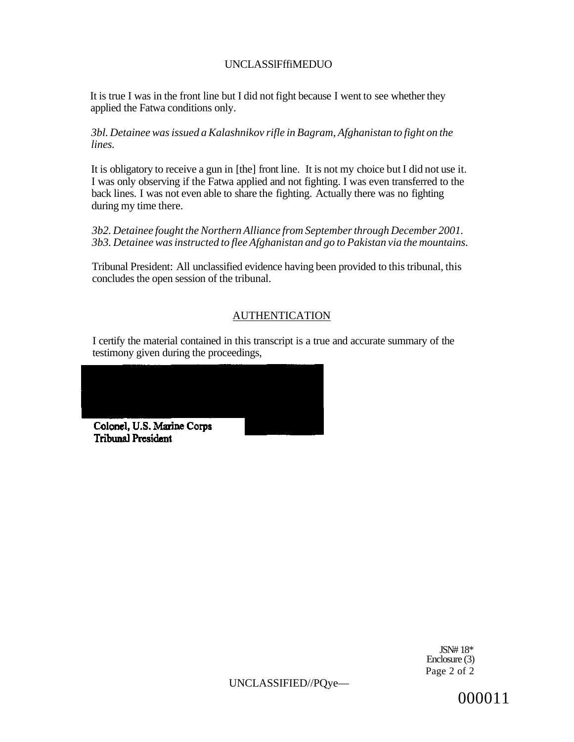It is true I was in the front line but I did not fight because I went to see whether they applied the Fatwa conditions only.

*3bl. Detainee was issued a Kalashnikov rifle in Bagram, Afghanistan to fight on the lines.*

It is obligatory to receive a gun in [the] front line. It is not my choice but I did not use it. I was only observing if the Fatwa applied and not fighting. I was even transferred to the back lines. I was not even able to share the fighting. Actually there was no fighting during my time there.

*3b2. Detainee fought the Northern Alliance from September through December 2001.*
*3b3. Detainee was instructed to flee Afghanistan and go to Pakistan via the mountains.*

Tribunal President: All unclassified evidence having been provided to this tribunal, this concludes the open session of the tribunal.

## AUTHENTICATION

I certify the material contained in this transcript is a true and accurate summary of the testimony given during the proceedings,

**Colonel, U.S. Marine Corps**
**Tribunal President**

JSN# 18*
Enclosure (3)

000011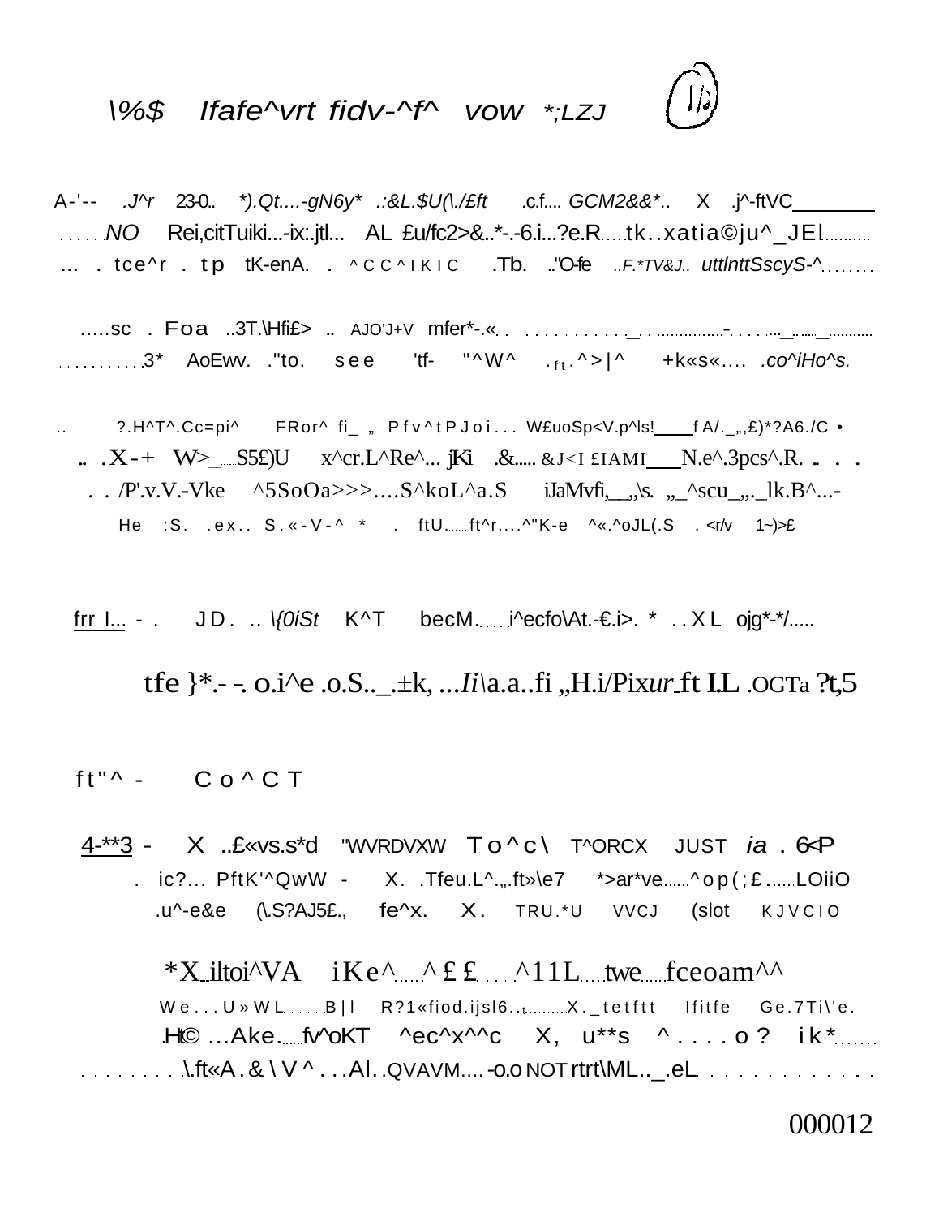\%$ Ifafe^vrt fidv-^f^ vow *;LZJ

A-'-- .J^r 23-0.. *).Qt....-gN6y* .:&L.$U(\./£ft .c.f.... GCM2&&*.. X .j^-ftVC
......NO Rei,citTuiki...-ix:.jtl... AL £u/fc2>&..*-.-6.i...?e.R.....tk..xatia©ju^_JEl..........
... . tce^r . tp tK-enA. . ^CC^IKIC .Tb. .."O-fe ..F.*TV&J.. uttlnttSscyS-^........

.....sc . Foa ..3T.\Hfi£> .. AJO'J+V mfer*-.«..............._...............-. . . . ...._......._..........
...........3* AoEwv. ."to. see 'tf- "^W^ .ft.^>|^ +k«s«.... .co^iHo^s.

........?.H^T^.Cc=pi^......FRor^....fi_ „ Pfv^tPJoi... W£uoSp<V.p^ls!____fA/._„,£)*?A6./C •
.. .X-+ W>_.....S5£)U x^cr.L^Re^... jKi .&..... &J<I £IAMI___N.e^.3pcs^.R. .. . .
. . /P'.v.V.-Vke....^5SoOa>>>....S^koL^a.S.....iJaMvfi,__,\s. „_^scu_„._lk.B^...-......
He :S. .ex.. S.«-V-^ * . ftU.......ft^r....^"K-e ^«.^oJL(.S . <r/v 1~)>£

frr l... - . JD. .. \{0iSt K^T becM......i^ecfo\At.-€.i>. * ..XL ojg*-*/.....

tfe }*.- -. o.i^e .o.S.._.±k, ...Ii\a.a..fi „H.i/Pixur ft I.L .OGTa ?t,5

ft"^ - Co^CT

4-**3 - X ..£«vs.s*d "WVRDVXW To^c\ T^ORCX JUST ia . 6<P
. ic?... PftK'^QwW - X. .Tfeu.L^.„.ft»\e7 *>ar*ve.......^op(;£......LOiiO
.u^-e&e (\.S?AJ5£., fe^x. X. TRU.*U VVCJ (slot KJVCIO

*X iltoi^VA iKe^......^££.....^11L.....twe......fceoam^^
We...U»WL......B|l R?1«fiod.ijsl6..t.........X._tetftt Ifitfe Ge.7Ti\'e.
.Ht© ...Ake.......fv^oKT ^ec^x^^c X, u**s ^....o? ik*......
.........\.ft«A.&\V^...Al..QVAVM....-o.o NOT rtrt\ML.._.eL.............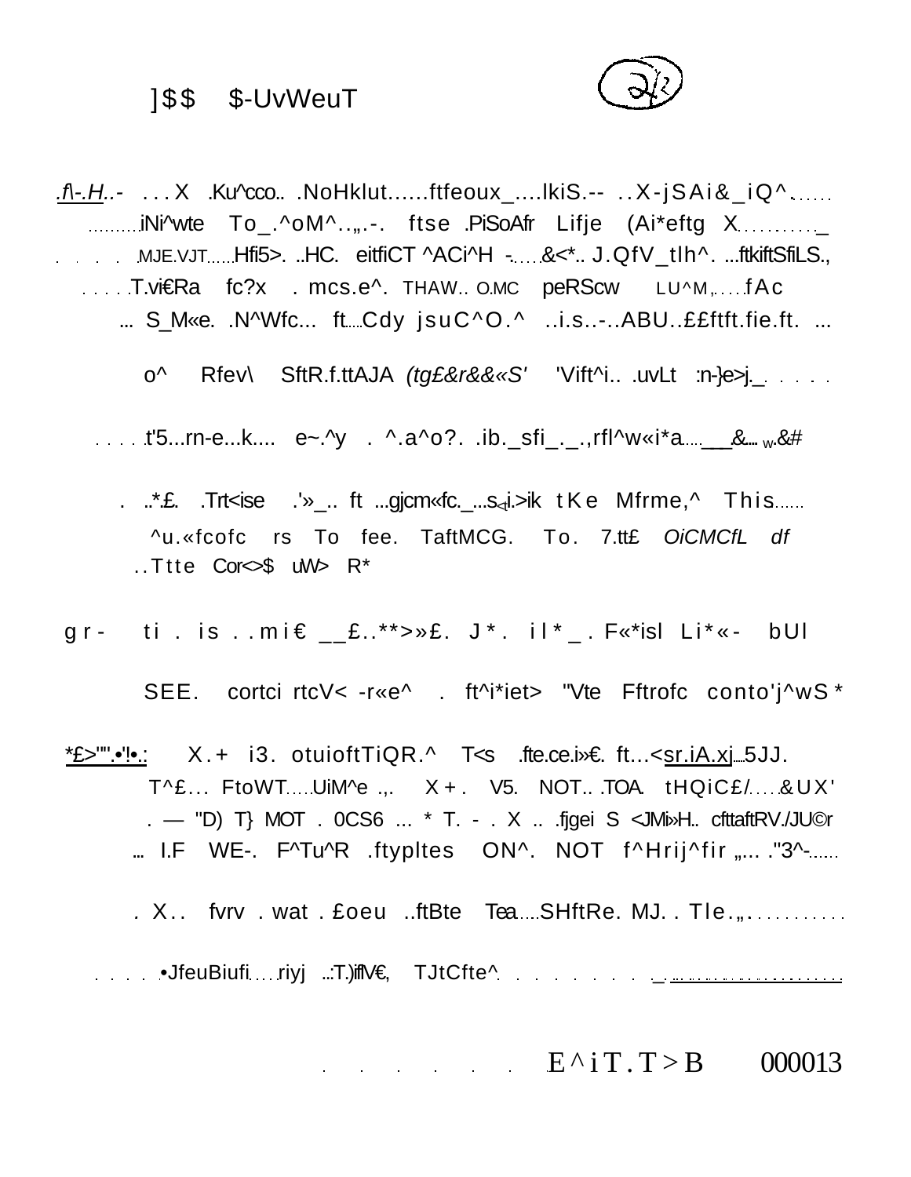]$$ $-UvWeuT

.f\-.H..- . . . X .Ku^cco.. .NoHklut......ftfeoux_....lkiS.-- . . X-jSAi&_iQ^....... ..........iNi^wte To_.^oM^..„.-. ftse .PiSoAfr Lifje (Ai*eftg X.........._ . . . . . .MJE.VJT.......Hfi5>. ..HC. eitfiCT ^ACi^H -......&<*.. J.QfV_tlh^. ...ftkiftSfiLS., . . . . .T.vi€Ra fc?x . mcs.e^. THAW.. O.MC peRScw LU^M,.....fAc ... S_M«e. .N^Wfc... ft.....Cdy jsuC^O.^ ..i.s..-..ABU..££ftft.fie.ft. ...

o^ Rfev\ SftR.f.ttAJA *(tg£&r&&«S'* 'Vift^i.. .uvLt :n-}e>j._. . . . .

. . . . .t'5...rn-e...k.... e~.^y . ^.a^o?. .ib._sfi_._.,rfl^w«i*a.....___&.... w.&#

. ..*.£. .Trt<ise .'»_.. ft ...gjcm«fc._...s◁i.>ik tKe Mfrme,^ This...... ^u.«fcofc rs To fee. TaftMCG. To. 7.tt£ *OiCMCfL df* ..Ttte Cor<>$ uW> R*

gr- ti . is . . mi€ __£..**>»£. J*. il*_. F«*isl Li*«- bUl

SEE. cortci rtcV< -r«e^ . ft^i*iet> "Vte Fftrofc conto'j^wS*

*£>'"'.•'!•.: X.+ i3. otuioftTiQR.^ T<s .fte.ce.i»€. ft...<sr.iA.xj.....5JJ. T^£... FtoWT......UiM^e .,. X+. V5. NOT.. .TOA. tHQiC£/.....&UX' . — "D) T} MOT . 0CS6 ... * T. - . X .. .fjgei S <JMi»H.. cfttaftRV./JU©r ... I.F WE-. F^Tu^R .ftypltes ON^. NOT f^Hrij^fir „... ."3^-......

. X.. fvrv . wat . £oeu ..ftBte Tea.....SHftRe. MJ. . Tle.„. . . . . . . . . . .

. . . . .•JfeuBiufi.....riyj ..:T.)iflV€, TJtCfte^. . . . . . . . . ._. . . . . . . . . . . . . . . . . . . .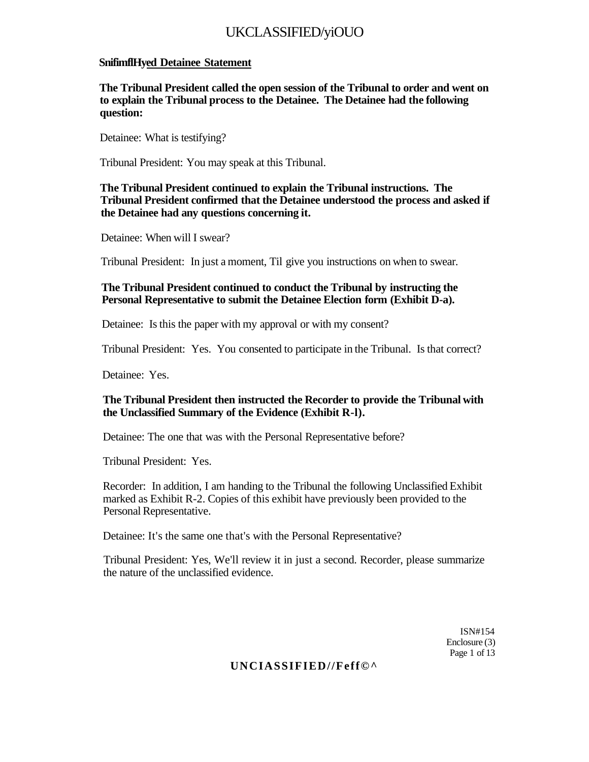**SnifimflHy<u>ed Detainee Statement</u>**

**The Tribunal President called the open session of the Tribunal to order and went on to explain the Tribunal process to the Detainee. The Detainee had the following question:**

Detainee: What is testifying?

Tribunal President: You may speak at this Tribunal.

**The Tribunal President continued to explain the Tribunal instructions. The Tribunal President confirmed that the Detainee understood the process and asked if the Detainee had any questions concerning it.**

Detainee: When will I swear?

Tribunal President: In just a moment, Til give you instructions on when to swear.

**The Tribunal President continued to conduct the Tribunal by instructing the Personal Representative to submit the Detainee Election form (Exhibit D-a).**

Detainee: Is this the paper with my approval or with my consent?

Tribunal President: Yes. You consented to participate in the Tribunal. Is that correct?

Detainee: Yes.

**The Tribunal President then instructed the Recorder to provide the Tribunal with the Unclassified Summary of the Evidence (Exhibit R-l).**

Detainee: The one that was with the Personal Representative before?

Tribunal President: Yes.

Recorder: In addition, I am handing to the Tribunal the following Unclassified Exhibit marked as Exhibit R-2. Copies of this exhibit have previously been provided to the Personal Representative.

Detainee: It's the same one that's with the Personal Representative?

Tribunal President: Yes, We'll review it in just a second. Recorder, please summarize the nature of the unclassified evidence.

ISN#154
Enclosure (3)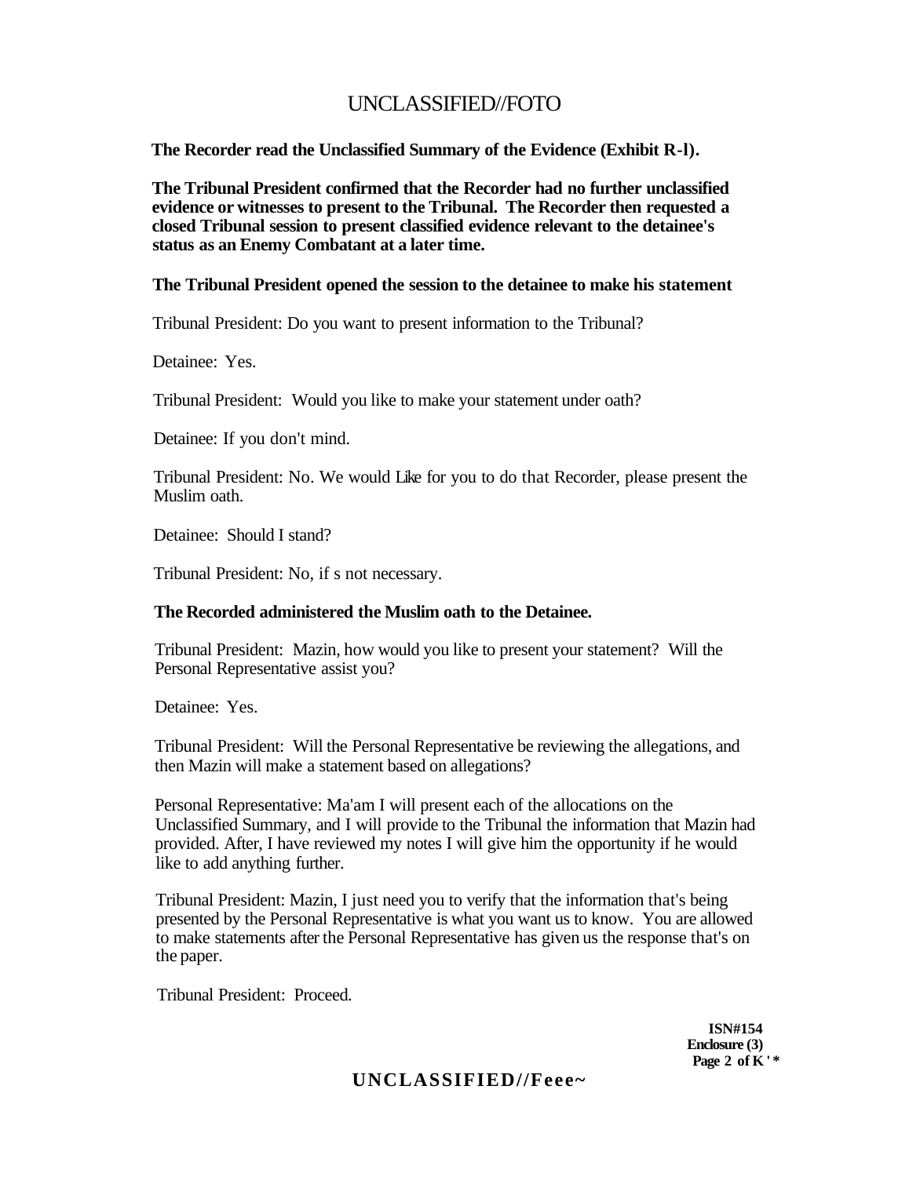**The Recorder read the Unclassified Summary of the Evidence (Exhibit R-l).**

**The Tribunal President confirmed that the Recorder had no further unclassified evidence or witnesses to present to the Tribunal. The Recorder then requested a closed Tribunal session to present classified evidence relevant to the detainee's status as an Enemy Combatant at a later time.**

**The Tribunal President opened the session to the detainee to make his statement**

Tribunal President: Do you want to present information to the Tribunal?

Detainee: Yes.

Tribunal President: Would you like to make your statement under oath?

Detainee: If you don't mind.

Tribunal President: No. We would Like for you to do that Recorder, please present the Muslim oath.

Detainee: Should I stand?

Tribunal President: No, if s not necessary.

**The Recorded administered the Muslim oath to the Detainee.**

Tribunal President: Mazin, how would you like to present your statement? Will the Personal Representative assist you?

Detainee: Yes.

Tribunal President: Will the Personal Representative be reviewing the allegations, and then Mazin will make a statement based on allegations?

Personal Representative: Ma'am I will present each of the allocations on the Unclassified Summary, and I will provide to the Tribunal the information that Mazin had provided. After, I have reviewed my notes I will give him the opportunity if he would like to add anything further.

Tribunal President: Mazin, I just need you to verify that the information that's being presented by the Personal Representative is what you want us to know. You are allowed to make statements after the Personal Representative has given us the response that's on the paper.

Tribunal President: Proceed.

**ISN#154**
**Enclosure (3)**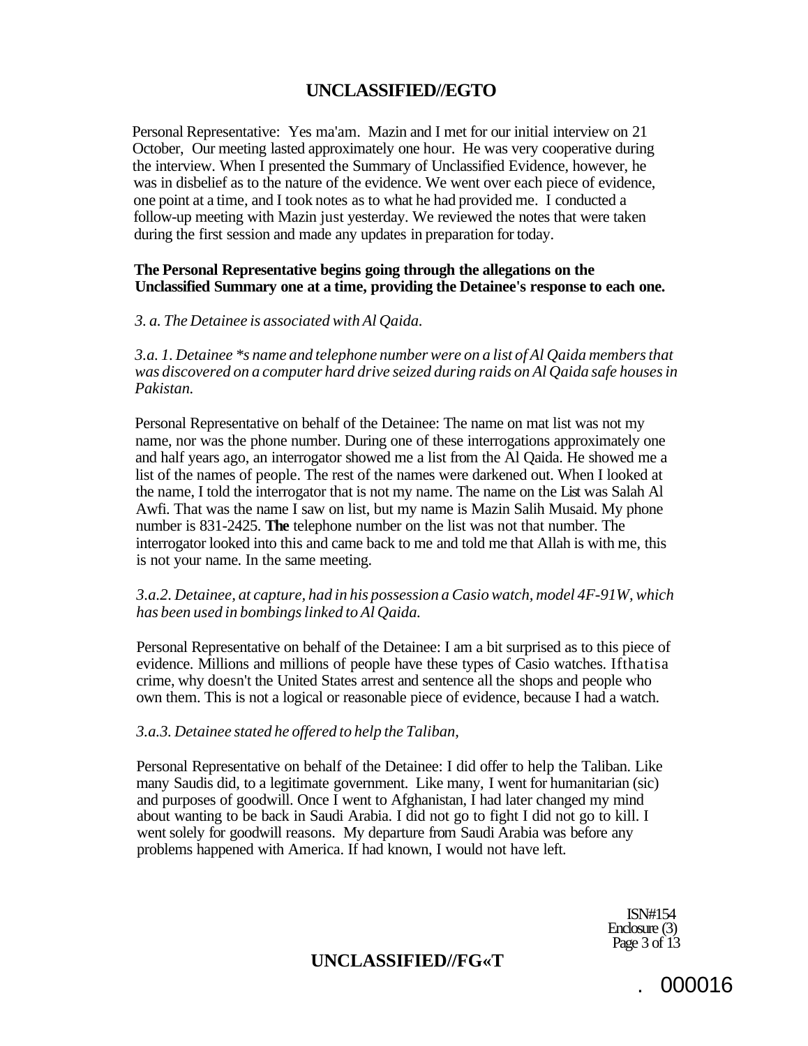Personal Representative: Yes ma'am. Mazin and I met for our initial interview on 21 October, Our meeting lasted approximately one hour. He was very cooperative during the interview. When I presented the Summary of Unclassified Evidence, however, he was in disbelief as to the nature of the evidence. We went over each piece of evidence, one point at a time, and I took notes as to what he had provided me. I conducted a follow-up meeting with Mazin just yesterday. We reviewed the notes that were taken during the first session and made any updates in preparation for today.

**The Personal Representative begins going through the allegations on the Unclassified Summary one at a time, providing the Detainee's response to each one.**

*3. a. The Detainee is associated with Al Qaida.*

*3.a. 1. Detainee *s name and telephone number were on a list of Al Qaida members that was discovered on a computer hard drive seized during raids on Al Qaida safe houses in Pakistan.*

Personal Representative on behalf of the Detainee: The name on mat list was not my name, nor was the phone number. During one of these interrogations approximately one and half years ago, an interrogator showed me a list from the Al Qaida. He showed me a list of the names of people. The rest of the names were darkened out. When I looked at the name, I told the interrogator that is not my name. The name on the List was Salah Al Awfi. That was the name I saw on list, but my name is Mazin Salih Musaid. My phone number is 831-2425. **The** telephone number on the list was not that number. The interrogator looked into this and came back to me and told me that Allah is with me, this is not your name. In the same meeting.

*3.a.2. Detainee, at capture, had in his possession a Casio watch, model 4F-91W, which has been used in bombings linked to Al Qaida.*

Personal Representative on behalf of the Detainee: I am a bit surprised as to this piece of evidence. Millions and millions of people have these types of Casio watches. Ifthatisa crime, why doesn't the United States arrest and sentence all the shops and people who own them. This is not a logical or reasonable piece of evidence, because I had a watch.

*3.a.3. Detainee stated he offered to help the Taliban,*

Personal Representative on behalf of the Detainee: I did offer to help the Taliban. Like many Saudis did, to a legitimate government. Like many, I went for humanitarian (sic) and purposes of goodwill. Once I went to Afghanistan, I had later changed my mind about wanting to be back in Saudi Arabia. I did not go to fight I did not go to kill. I went solely for goodwill reasons. My departure from Saudi Arabia was before any problems happened with America. If had known, I would not have left.

ISN#154
Enclosure (3)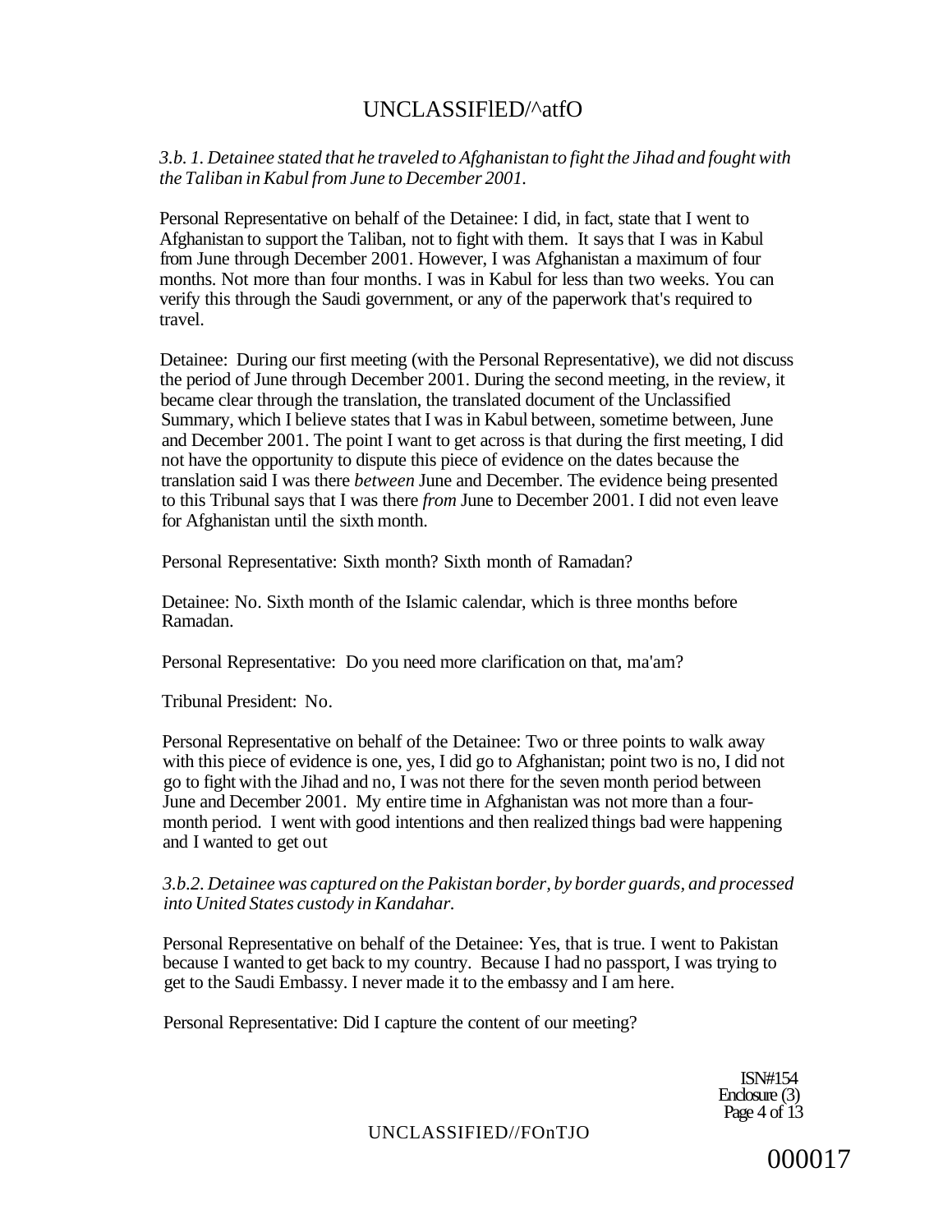*3.b. 1. Detainee stated that he traveled to Afghanistan to fight the Jihad and fought with the Taliban in Kabul from June to December 2001.*

Personal Representative on behalf of the Detainee: I did, in fact, state that I went to Afghanistan to support the Taliban, not to fight with them. It says that I was in Kabul from June through December 2001. However, I was Afghanistan a maximum of four months. Not more than four months. I was in Kabul for less than two weeks. You can verify this through the Saudi government, or any of the paperwork that's required to travel.

Detainee: During our first meeting (with the Personal Representative), we did not discuss the period of June through December 2001. During the second meeting, in the review, it became clear through the translation, the translated document of the Unclassified Summary, which I believe states that I was in Kabul between, sometime between, June and December 2001. The point I want to get across is that during the first meeting, I did not have the opportunity to dispute this piece of evidence on the dates because the translation said I was there *between* June and December. The evidence being presented to this Tribunal says that I was there *from* June to December 2001. I did not even leave for Afghanistan until the sixth month.

Personal Representative: Sixth month? Sixth month of Ramadan?

Detainee: No. Sixth month of the Islamic calendar, which is three months before Ramadan.

Personal Representative: Do you need more clarification on that, ma'am?

Tribunal President: No.

Personal Representative on behalf of the Detainee: Two or three points to walk away with this piece of evidence is one, yes, I did go to Afghanistan; point two is no, I did not go to fight with the Jihad and no, I was not there for the seven month period between June and December 2001. My entire time in Afghanistan was not more than a four-month period. I went with good intentions and then realized things bad were happening and I wanted to get out

*3.b.2. Detainee was captured on the Pakistan border, by border guards, and processed into United States custody in Kandahar.*

Personal Representative on behalf of the Detainee: Yes, that is true. I went to Pakistan because I wanted to get back to my country. Because I had no passport, I was trying to get to the Saudi Embassy. I never made it to the embassy and I am here.

Personal Representative: Did I capture the content of our meeting?

ISN#154
Enclosure (3)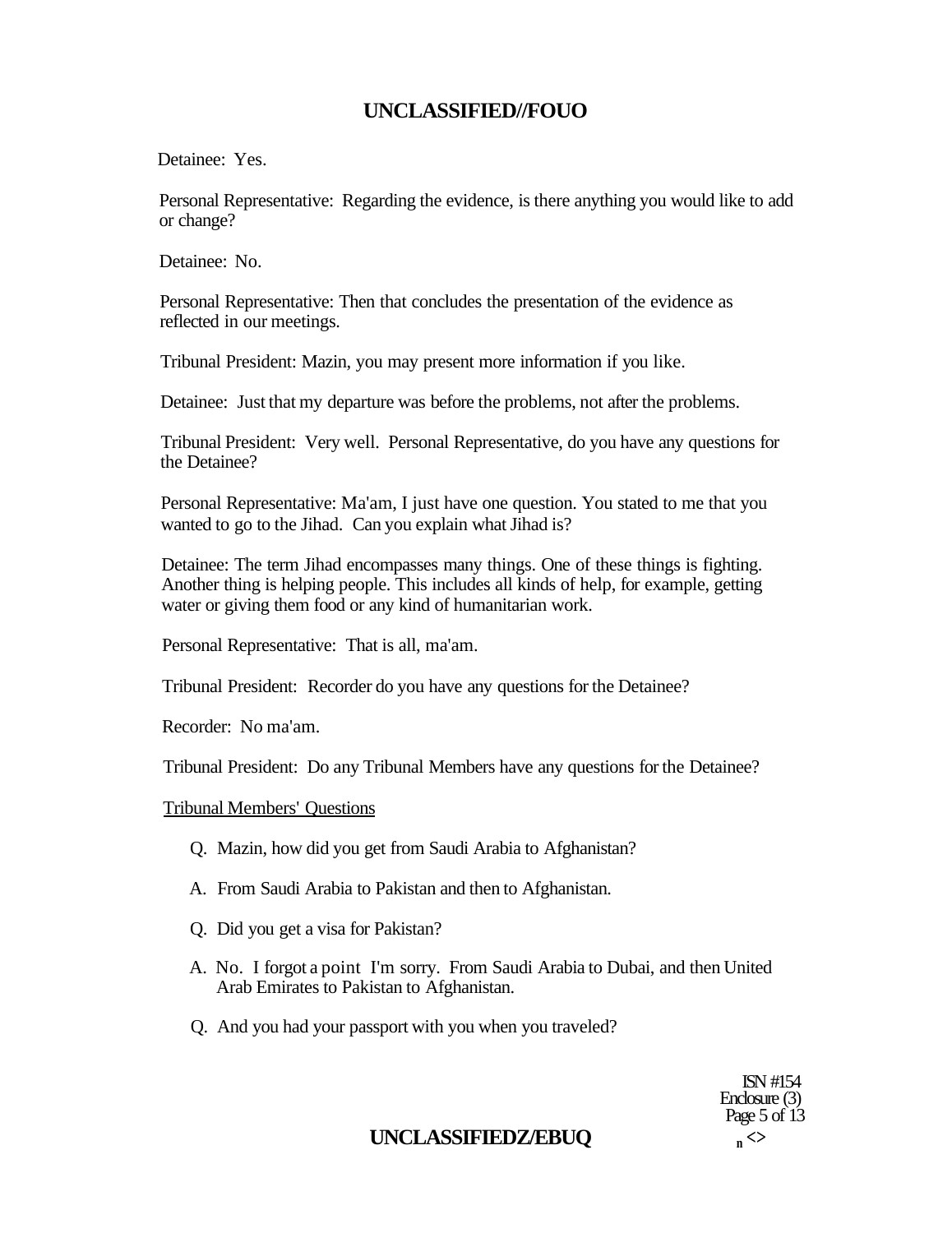Detainee: Yes.

Personal Representative: Regarding the evidence, is there anything you would like to add or change?

Detainee: No.

Personal Representative: Then that concludes the presentation of the evidence as reflected in our meetings.

Tribunal President: Mazin, you may present more information if you like.

Detainee: Just that my departure was before the problems, not after the problems.

Tribunal President: Very well. Personal Representative, do you have any questions for the Detainee?

Personal Representative: Ma'am, I just have one question. You stated to me that you wanted to go to the Jihad. Can you explain what Jihad is?

Detainee: The term Jihad encompasses many things. One of these things is fighting. Another thing is helping people. This includes all kinds of help, for example, getting water or giving them food or any kind of humanitarian work.

Personal Representative: That is all, ma'am.

Tribunal President: Recorder do you have any questions for the Detainee?

Recorder: No ma'am.

Tribunal President: Do any Tribunal Members have any questions for the Detainee?

Tribunal Members' Questions

Q. Mazin, how did you get from Saudi Arabia to Afghanistan?

A. From Saudi Arabia to Pakistan and then to Afghanistan.

Q. Did you get a visa for Pakistan?

A. No. I forgot a point I'm sorry. From Saudi Arabia to Dubai, and then United Arab Emirates to Pakistan to Afghanistan.

Q. And you had your passport with you when you traveled?

ISN #154
Enclosure (3)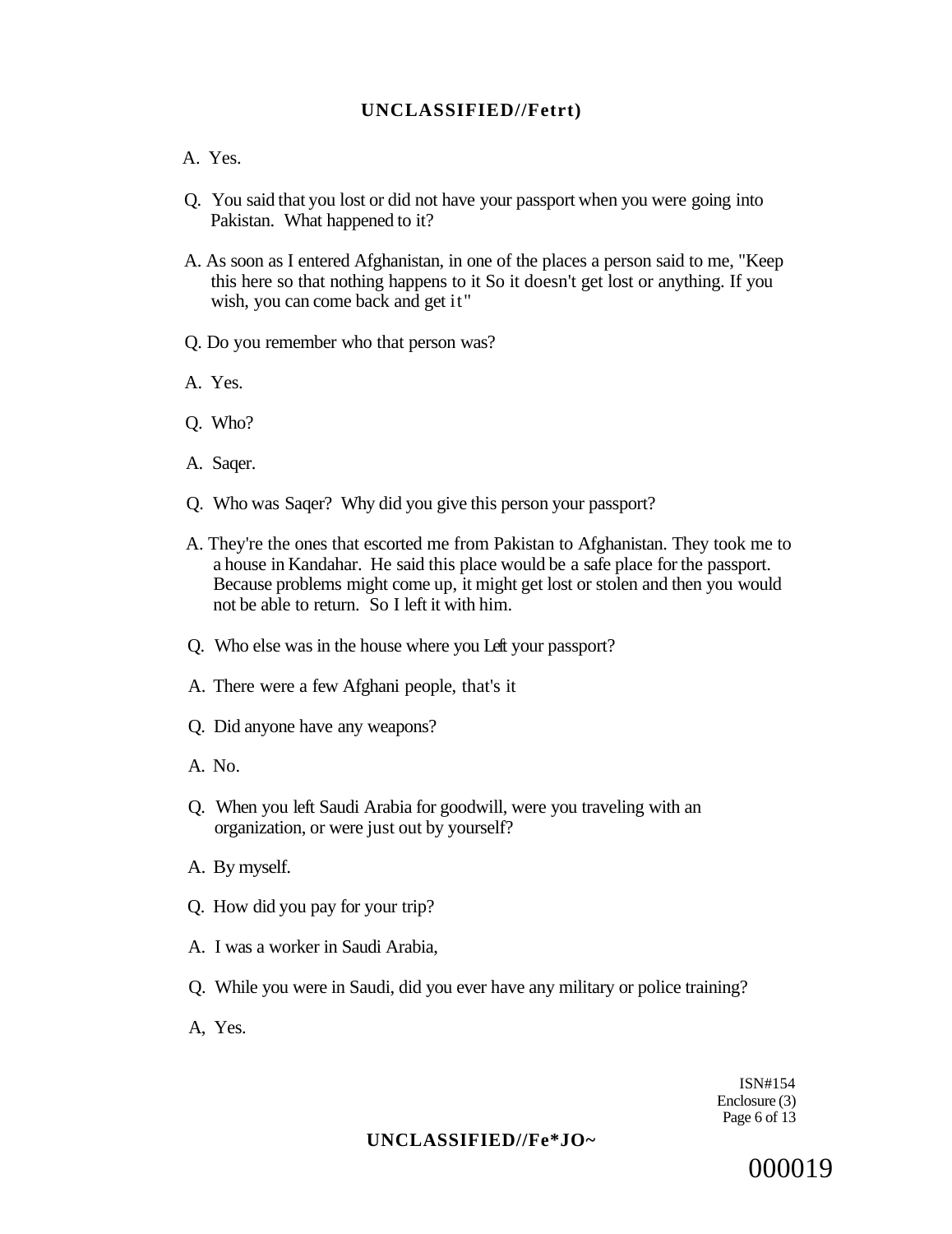A. Yes.

Q. You said that you lost or did not have your passport when you were going into Pakistan. What happened to it?

A. As soon as I entered Afghanistan, in one of the places a person said to me, "Keep this here so that nothing happens to it So it doesn't get lost or anything. If you wish, you can come back and get it"

Q. Do you remember who that person was?

A. Yes.

Q. Who?

A. Saqer.

Q. Who was Saqer? Why did you give this person your passport?

A. They're the ones that escorted me from Pakistan to Afghanistan. They took me to a house in Kandahar. He said this place would be a safe place for the passport. Because problems might come up, it might get lost or stolen and then you would not be able to return. So I left it with him.

Q. Who else was in the house where you Left your passport?

A. There were a few Afghani people, that's it

Q. Did anyone have any weapons?

A. No.

Q. When you left Saudi Arabia for goodwill, were you traveling with an organization, or were just out by yourself?

A. By myself.

Q. How did you pay for your trip?

A. I was a worker in Saudi Arabia,

Q. While you were in Saudi, did you ever have any military or police training?

A, Yes.

ISN#154
Enclosure (3)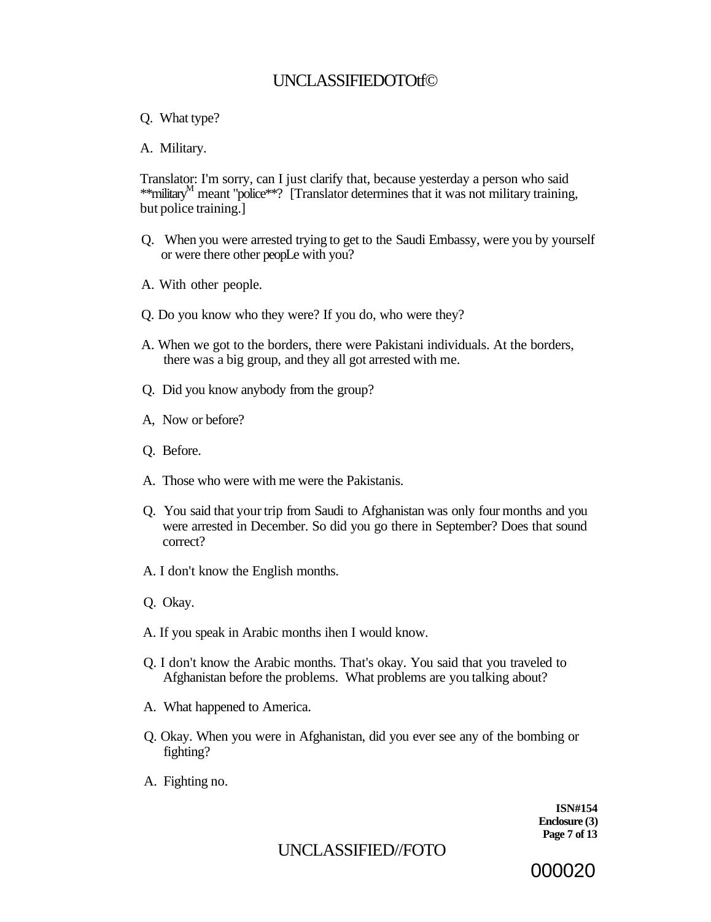Q. What type?

A. Military.

Translator: I'm sorry, can I just clarify that, because yesterday a person who said **military[M] meant "police**? [Translator determines that it was not military training, but police training.]

Q. When you were arrested trying to get to the Saudi Embassy, were you by yourself or were there other peopLe with you?

A. With other people.

Q. Do you know who they were? If you do, who were they?

A. When we got to the borders, there were Pakistani individuals. At the borders, there was a big group, and they all got arrested with me.

Q. Did you know anybody from the group?

A, Now or before?

Q. Before.

A. Those who were with me were the Pakistanis.

Q. You said that your trip from Saudi to Afghanistan was only four months and you were arrested in December. So did you go there in September? Does that sound correct?

A. I don't know the English months.

Q. Okay.

A. If you speak in Arabic months ihen I would know.

Q. I don't know the Arabic months. That's okay. You said that you traveled to Afghanistan before the problems. What problems are you talking about?

A. What happened to America.

Q. Okay. When you were in Afghanistan, did you ever see any of the bombing or fighting?

A. Fighting no.

**ISN#154**
**Enclosure (3)**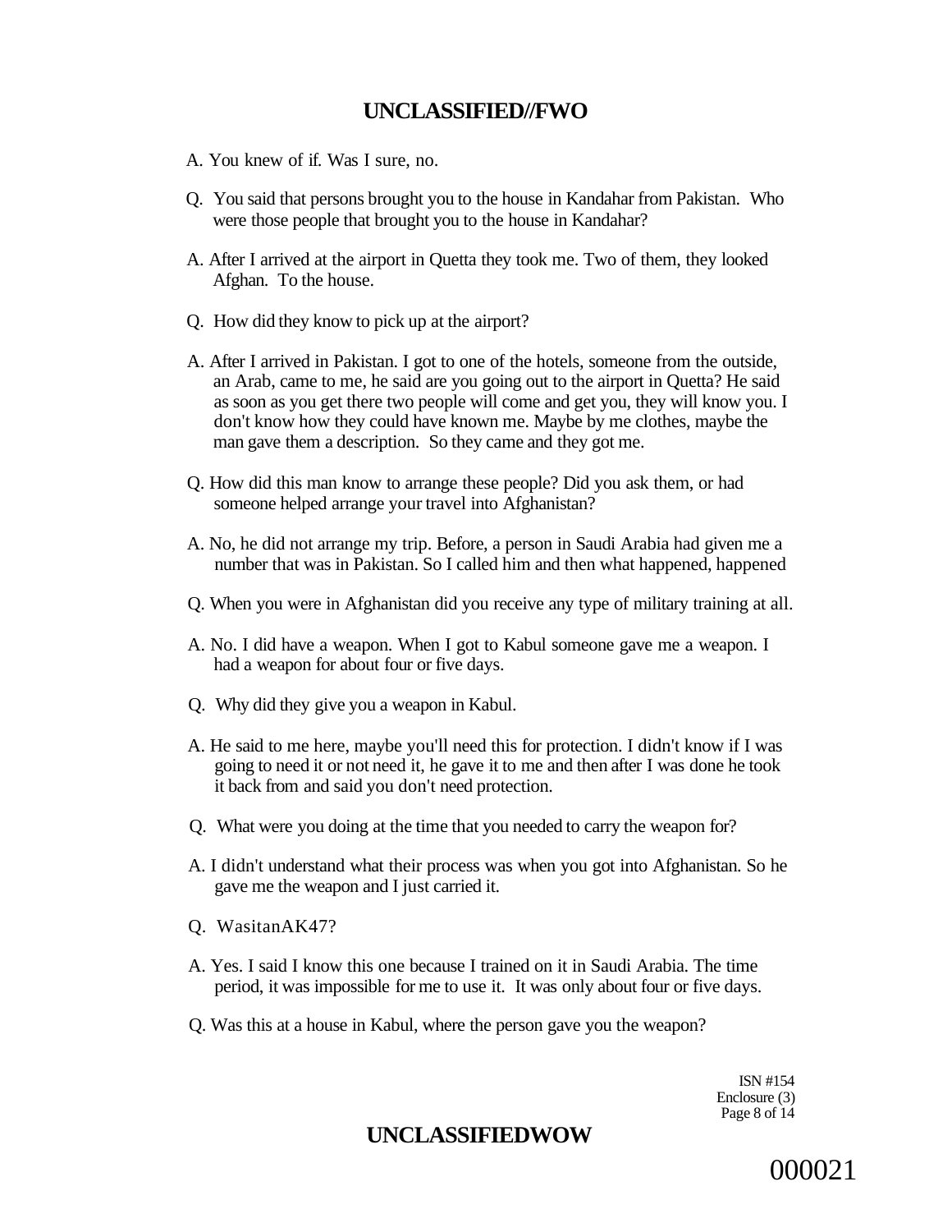A. You knew of if. Was I sure, no.

Q. You said that persons brought you to the house in Kandahar from Pakistan. Who were those people that brought you to the house in Kandahar?

A. After I arrived at the airport in Quetta they took me. Two of them, they looked Afghan. To the house.

Q. How did they know to pick up at the airport?

A. After I arrived in Pakistan. I got to one of the hotels, someone from the outside, an Arab, came to me, he said are you going out to the airport in Quetta? He said as soon as you get there two people will come and get you, they will know you. I don't know how they could have known me. Maybe by me clothes, maybe the man gave them a description. So they came and they got me.

Q. How did this man know to arrange these people? Did you ask them, or had someone helped arrange your travel into Afghanistan?

A. No, he did not arrange my trip. Before, a person in Saudi Arabia had given me a number that was in Pakistan. So I called him and then what happened, happened

Q. When you were in Afghanistan did you receive any type of military training at all.

A. No. I did have a weapon. When I got to Kabul someone gave me a weapon. I had a weapon for about four or five days.

Q. Why did they give you a weapon in Kabul.

A. He said to me here, maybe you'll need this for protection. I didn't know if I was going to need it or not need it, he gave it to me and then after I was done he took it back from and said you don't need protection.

Q. What were you doing at the time that you needed to carry the weapon for?

A. I didn't understand what their process was when you got into Afghanistan. So he gave me the weapon and I just carried it.

Q. WasitanAK47?

A. Yes. I said I know this one because I trained on it in Saudi Arabia. The time period, it was impossible for me to use it. It was only about four or five days.

Q. Was this at a house in Kabul, where the person gave you the weapon?

ISN #154
Enclosure (3)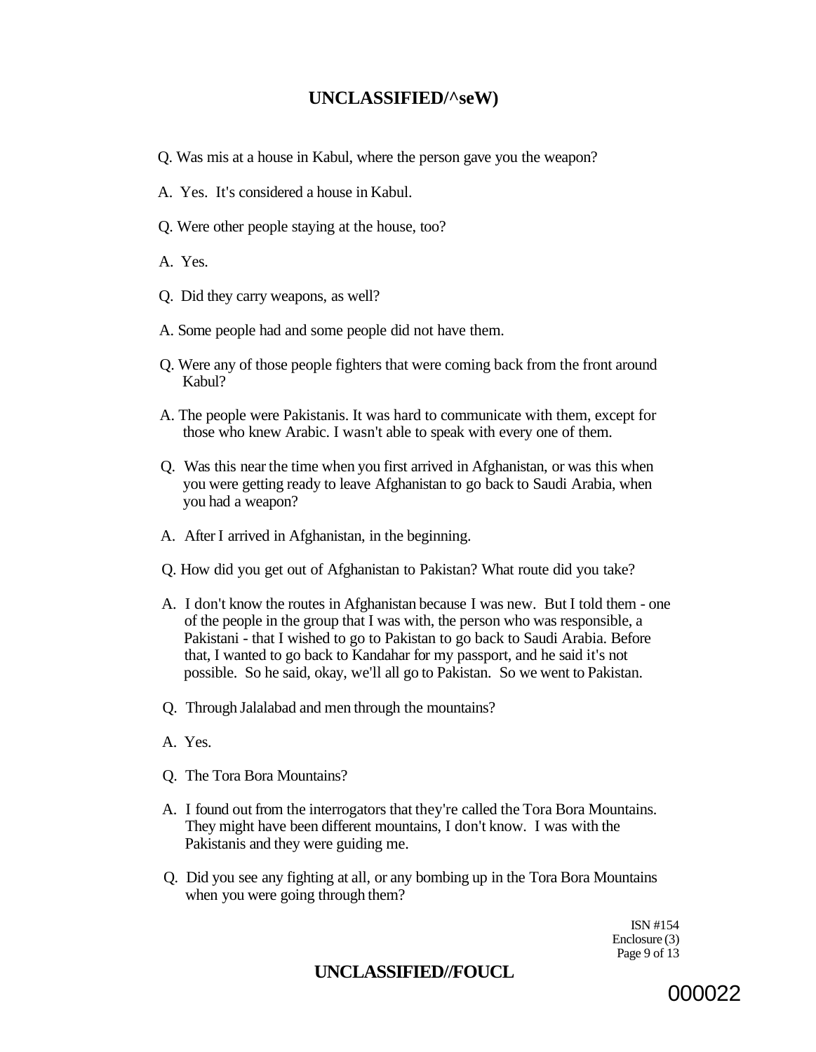Q. Was mis at a house in Kabul, where the person gave you the weapon?

A. Yes. It's considered a house in Kabul.

Q. Were other people staying at the house, too?

A. Yes.

Q. Did they carry weapons, as well?

A. Some people had and some people did not have them.

Q. Were any of those people fighters that were coming back from the front around Kabul?

A. The people were Pakistanis. It was hard to communicate with them, except for those who knew Arabic. I wasn't able to speak with every one of them.

Q. Was this near the time when you first arrived in Afghanistan, or was this when you were getting ready to leave Afghanistan to go back to Saudi Arabia, when you had a weapon?

A. After I arrived in Afghanistan, in the beginning.

Q. How did you get out of Afghanistan to Pakistan? What route did you take?

A. I don't know the routes in Afghanistan because I was new. But I told them - one of the people in the group that I was with, the person who was responsible, a Pakistani - that I wished to go to Pakistan to go back to Saudi Arabia. Before that, I wanted to go back to Kandahar for my passport, and he said it's not possible. So he said, okay, we'll all go to Pakistan. So we went to Pakistan.

Q. Through Jalalabad and men through the mountains?

A. Yes.

Q. The Tora Bora Mountains?

A. I found out from the interrogators that they're called the Tora Bora Mountains. They might have been different mountains, I don't know. I was with the Pakistanis and they were guiding me.

Q. Did you see any fighting at all, or any bombing up in the Tora Bora Mountains when you were going through them?

ISN #154
Enclosure (3)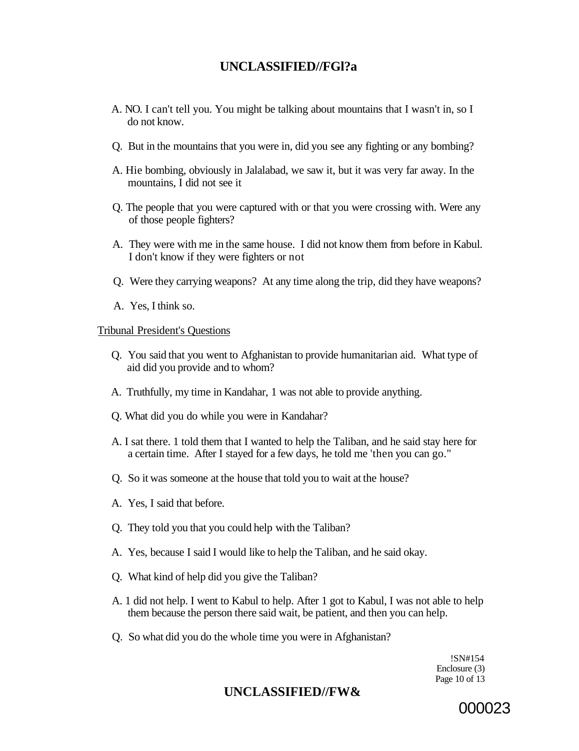A. NO. I can't tell you. You might be talking about mountains that I wasn't in, so I do not know.

Q. But in the mountains that you were in, did you see any fighting or any bombing?

A. Hie bombing, obviously in Jalalabad, we saw it, but it was very far away. In the mountains, I did not see it

Q. The people that you were captured with or that you were crossing with. Were any of those people fighters?

A. They were with me in the same house. I did not know them from before in Kabul. I don't know if they were fighters or not

Q. Were they carrying weapons? At any time along the trip, did they have weapons?

A. Yes, I think so.

Tribunal President's Questions

Q. You said that you went to Afghanistan to provide humanitarian aid. What type of aid did you provide and to whom?

A. Truthfully, my time in Kandahar, 1 was not able to provide anything.

Q. What did you do while you were in Kandahar?

A. I sat there. 1 told them that I wanted to help the Taliban, and he said stay here for a certain time. After I stayed for a few days, he told me 'then you can go."

Q. So it was someone at the house that told you to wait at the house?

A. Yes, I said that before.

Q. They told you that you could help with the Taliban?

A. Yes, because I said I would like to help the Taliban, and he said okay.

Q. What kind of help did you give the Taliban?

A. 1 did not help. I went to Kabul to help. After 1 got to Kabul, I was not able to help them because the person there said wait, be patient, and then you can help.

Q. So what did you do the whole time you were in Afghanistan?

!SN#154
Enclosure (3)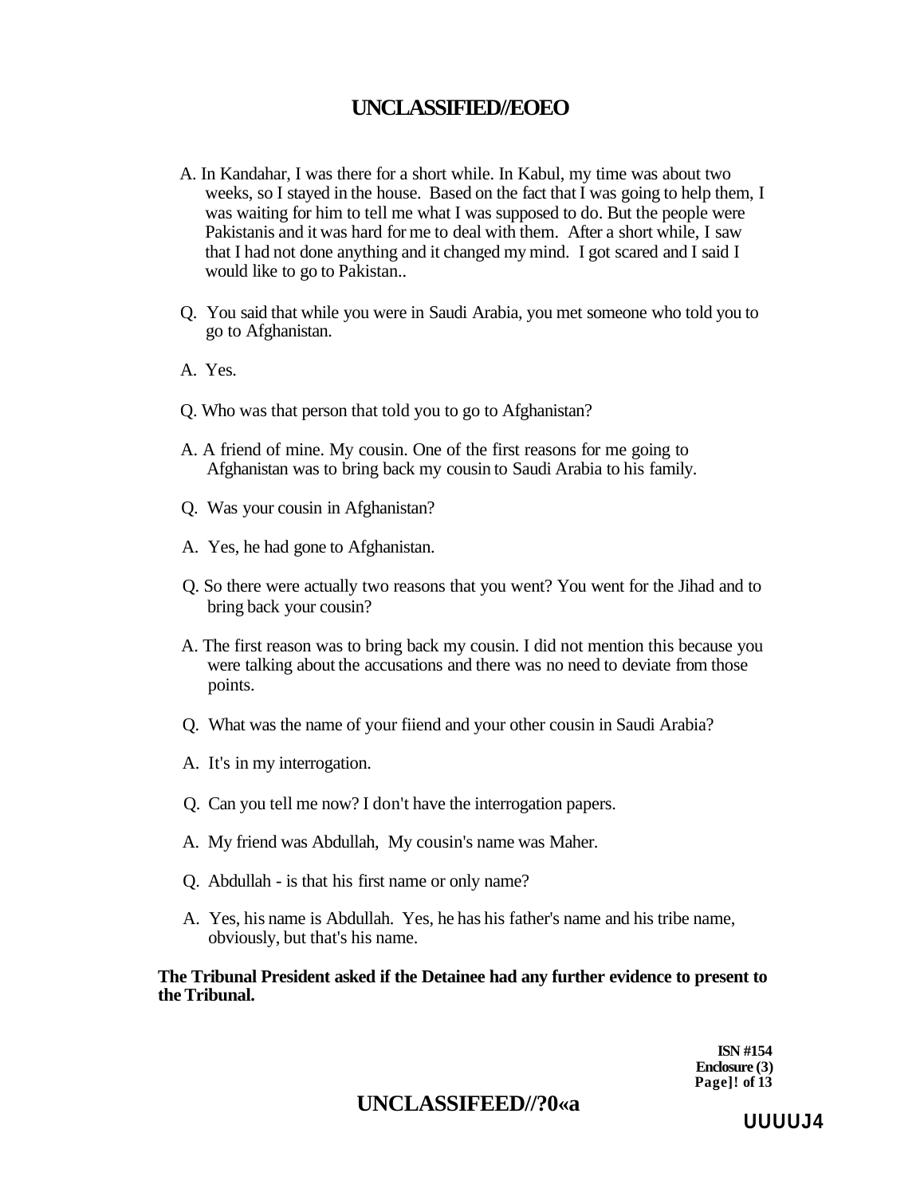A. In Kandahar, I was there for a short while. In Kabul, my time was about two weeks, so I stayed in the house. Based on the fact that I was going to help them, I was waiting for him to tell me what I was supposed to do. But the people were Pakistanis and it was hard for me to deal with them. After a short while, I saw that I had not done anything and it changed my mind. I got scared and I said I would like to go to Pakistan..

Q. You said that while you were in Saudi Arabia, you met someone who told you to go to Afghanistan.

A. Yes.

Q. Who was that person that told you to go to Afghanistan?

A. A friend of mine. My cousin. One of the first reasons for me going to Afghanistan was to bring back my cousin to Saudi Arabia to his family.

Q. Was your cousin in Afghanistan?

A. Yes, he had gone to Afghanistan.

Q. So there were actually two reasons that you went? You went for the Jihad and to bring back your cousin?

A. The first reason was to bring back my cousin. I did not mention this because you were talking about the accusations and there was no need to deviate from those points.

Q. What was the name of your fiiend and your other cousin in Saudi Arabia?

A. It's in my interrogation.

Q. Can you tell me now? I don't have the interrogation papers.

A. My friend was Abdullah, My cousin's name was Maher.

Q. Abdullah - is that his first name or only name?

A. Yes, his name is Abdullah. Yes, he has his father's name and his tribe name, obviously, but that's his name.

**The Tribunal President asked if the Detainee had any further evidence to present to the Tribunal.**

**ISN #154**
**Enclosure (3)**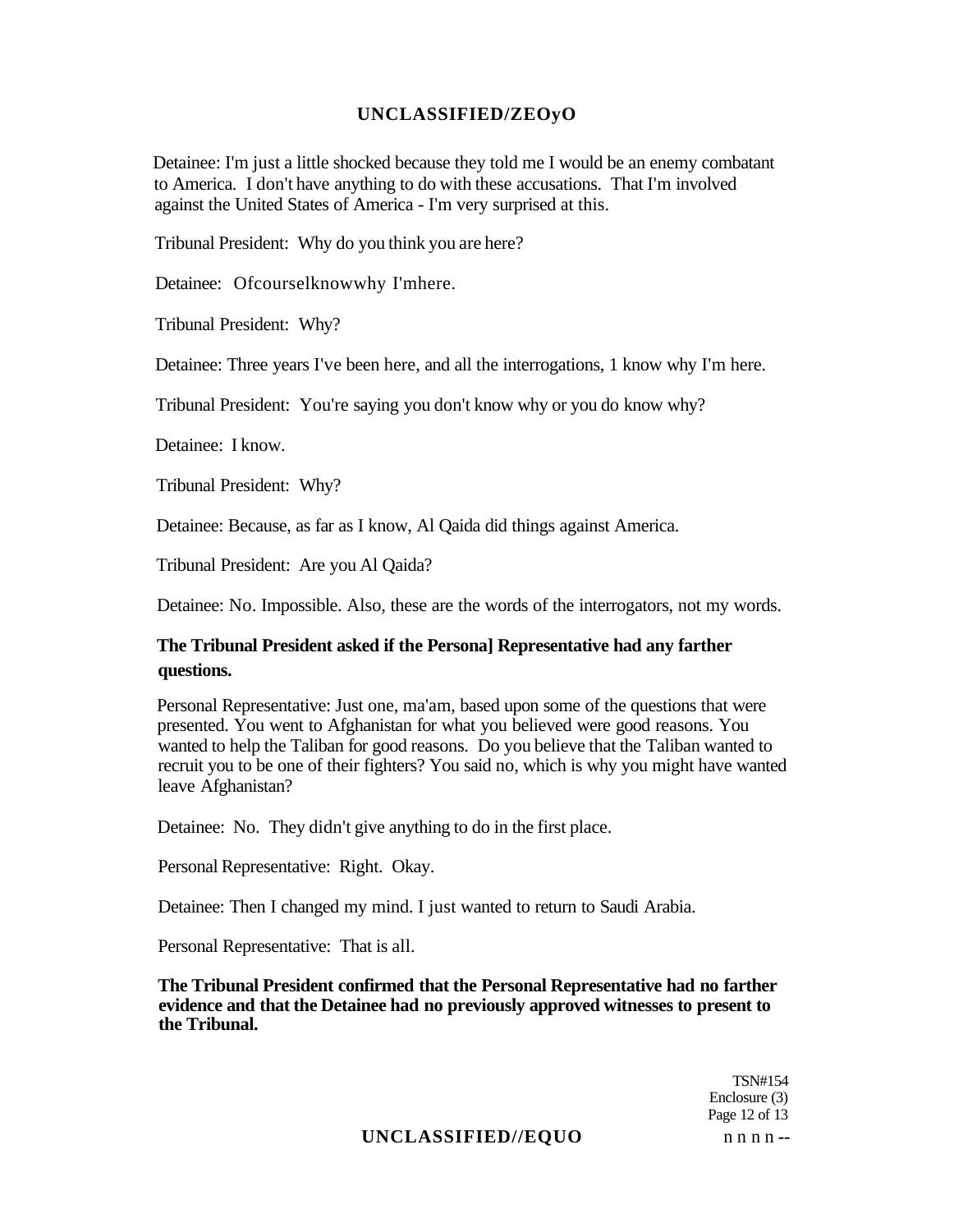Detainee: I'm just a little shocked because they told me I would be an enemy combatant to America. I don't have anything to do with these accusations. That I'm involved against the United States of America - I'm very surprised at this.

Tribunal President: Why do you think you are here?

Detainee: Ofcourselknowwhy I'mhere.

Tribunal President: Why?

Detainee: Three years I've been here, and all the interrogations, 1 know why I'm here.

Tribunal President: You're saying you don't know why or you do know why?

Detainee: I know.

Tribunal President: Why?

Detainee: Because, as far as I know, Al Qaida did things against America.

Tribunal President: Are you Al Qaida?

Detainee: No. Impossible. Also, these are the words of the interrogators, not my words.

**The Tribunal President asked if the Persona] Representative had any farther questions.**

Personal Representative: Just one, ma'am, based upon some of the questions that were presented. You went to Afghanistan for what you believed were good reasons. You wanted to help the Taliban for good reasons. Do you believe that the Taliban wanted to recruit you to be one of their fighters? You said no, which is why you might have wanted leave Afghanistan?

Detainee: No. They didn't give anything to do in the first place.

Personal Representative: Right. Okay.

Detainee: Then I changed my mind. I just wanted to return to Saudi Arabia.

Personal Representative: That is all.

**The Tribunal President confirmed that the Personal Representative had no farther evidence and that the Detainee had no previously approved witnesses to present to the Tribunal.**

TSN#154
Enclosure (3)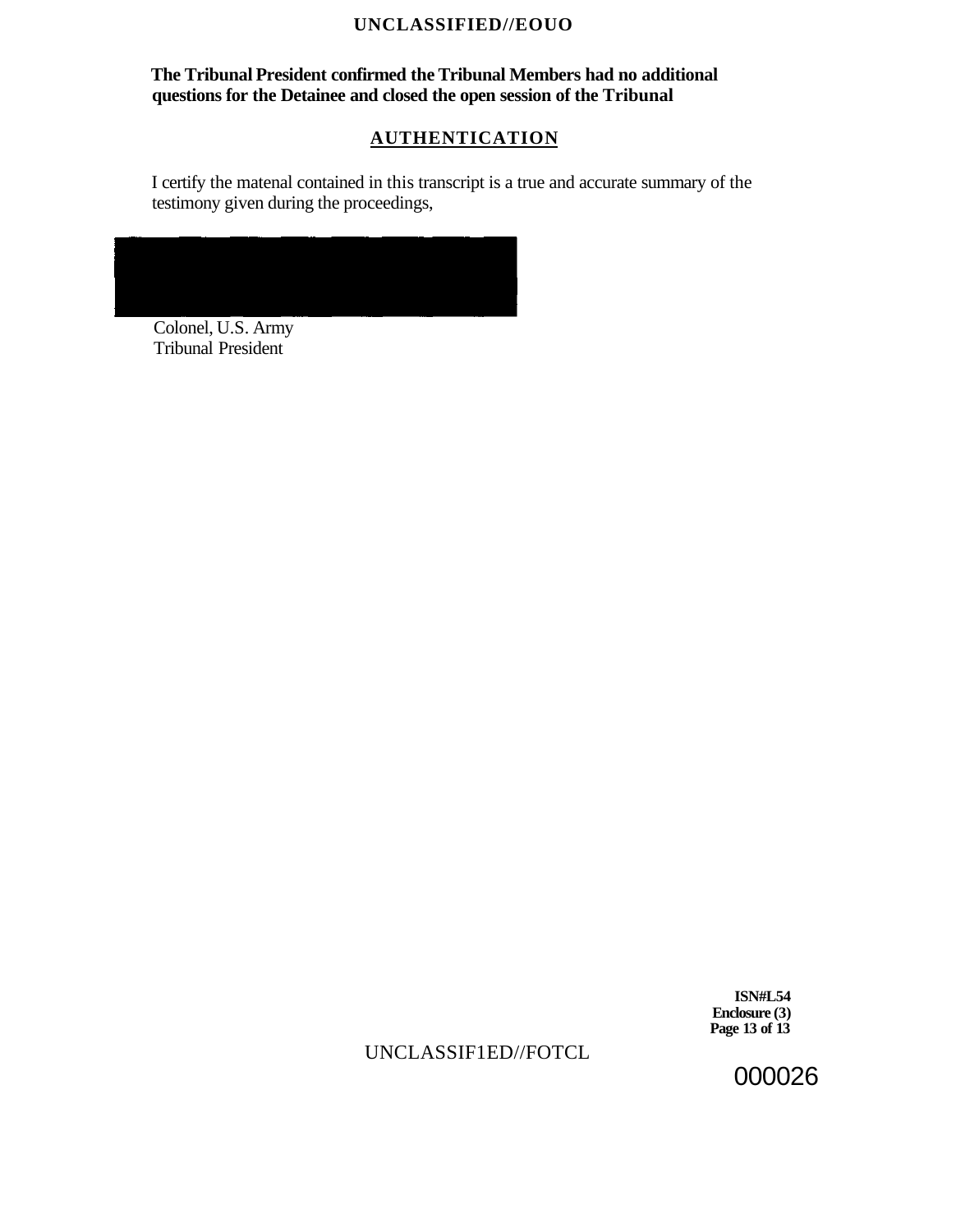**The Tribunal President confirmed the Tribunal Members had no additional questions for the Detainee and closed the open session of the Tribunal**

## AUTHENTICATION

I certify the matenal contained in this transcript is a true and accurate summary of the testimony given during the proceedings,

Colonel, U.S. Army
Tribunal President

**ISN#L54**
**Enclosure (3)**
**Page 13 of 13**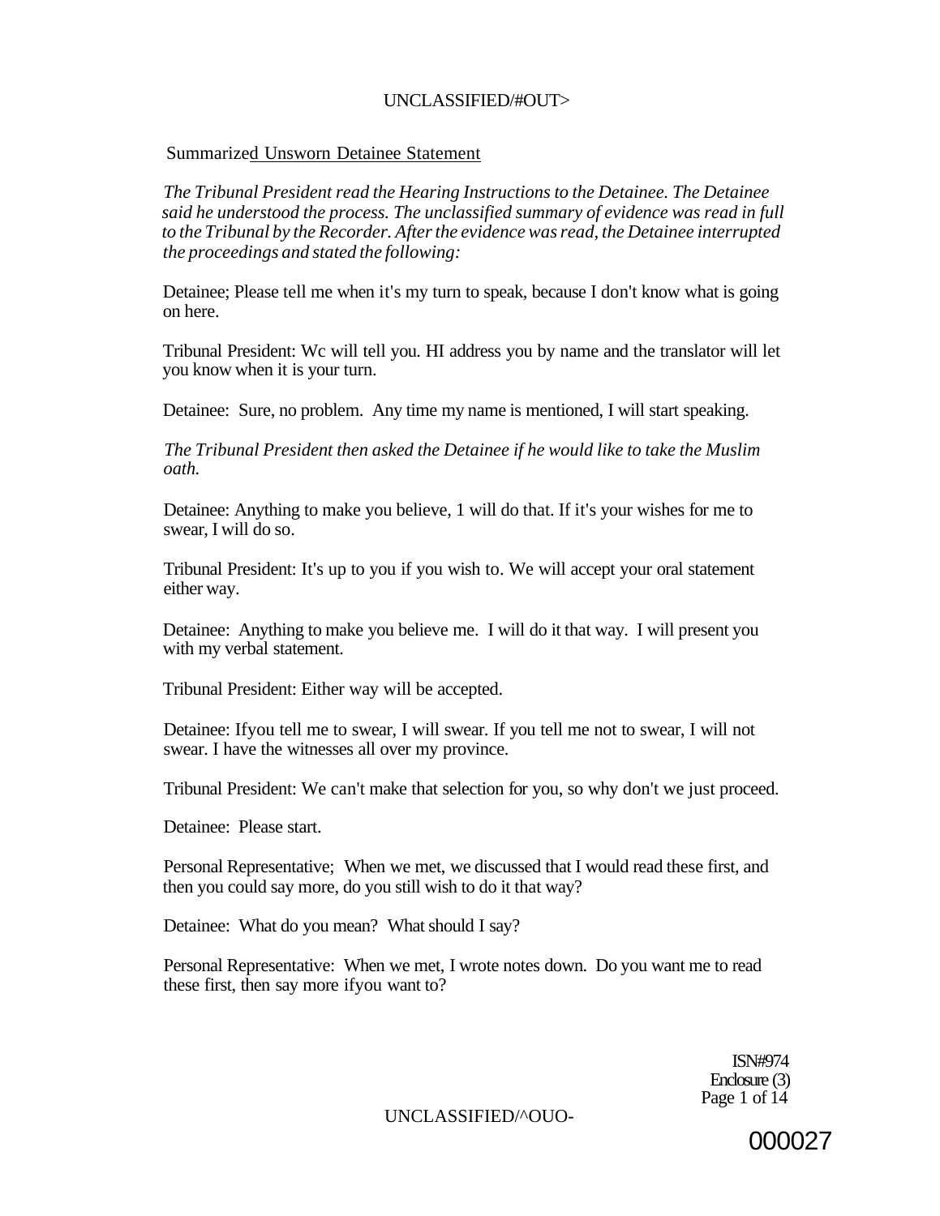Summarized Unsworn Detainee Statement

*The Tribunal President read the Hearing Instructions to the Detainee. The Detainee said he understood the process. The unclassified summary of evidence was read in full to the Tribunal by the Recorder. After the evidence was read, the Detainee interrupted the proceedings and stated the following:*

Detainee; Please tell me when it's my turn to speak, because I don't know what is going on here.

Tribunal President: Wc will tell you. HI address you by name and the translator will let you know when it is your turn.

Detainee: Sure, no problem. Any time my name is mentioned, I will start speaking.

*The Tribunal President then asked the Detainee if he would like to take the Muslim oath.*

Detainee: Anything to make you believe, 1 will do that. If it's your wishes for me to swear, I will do so.

Tribunal President: It's up to you if you wish to. We will accept your oral statement either way.

Detainee: Anything to make you believe me. I will do it that way. I will present you with my verbal statement.

Tribunal President: Either way will be accepted.

Detainee: Ifyou tell me to swear, I will swear. If you tell me not to swear, I will not swear. I have the witnesses all over my province.

Tribunal President: We can't make that selection for you, so why don't we just proceed.

Detainee: Please start.

Personal Representative; When we met, we discussed that I would read these first, and then you could say more, do you still wish to do it that way?

Detainee: What do you mean? What should I say?

Personal Representative: When we met, I wrote notes down. Do you want me to read these first, then say more ifyou want to?

ISN#974
Enclosure (3)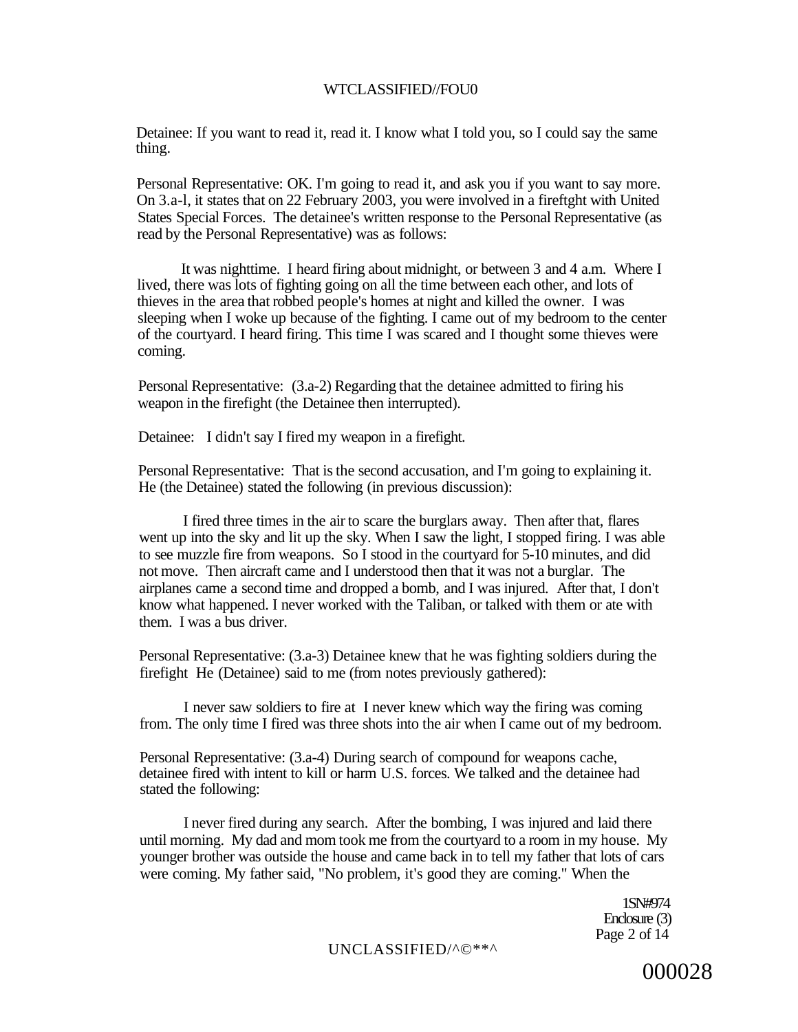Detainee: If you want to read it, read it. I know what I told you, so I could say the same thing.

Personal Representative: OK. I'm going to read it, and ask you if you want to say more. On 3.a-l, it states that on 22 February 2003, you were involved in a fireftght with United States Special Forces. The detainee's written response to the Personal Representative (as read by the Personal Representative) was as follows:

It was nighttime. I heard firing about midnight, or between 3 and 4 a.m. Where I lived, there was lots of fighting going on all the time between each other, and lots of thieves in the area that robbed people's homes at night and killed the owner. I was sleeping when I woke up because of the fighting. I came out of my bedroom to the center of the courtyard. I heard firing. This time I was scared and I thought some thieves were coming.

Personal Representative: (3.a-2) Regarding that the detainee admitted to firing his weapon in the firefight (the Detainee then interrupted).

Detainee: I didn't say I fired my weapon in a firefight.

Personal Representative: That is the second accusation, and I'm going to explaining it. He (the Detainee) stated the following (in previous discussion):

I fired three times in the air to scare the burglars away. Then after that, flares went up into the sky and lit up the sky. When I saw the light, I stopped firing. I was able to see muzzle fire from weapons. So I stood in the courtyard for 5-10 minutes, and did not move. Then aircraft came and I understood then that it was not a burglar. The airplanes came a second time and dropped a bomb, and I was injured. After that, I don't know what happened. I never worked with the Taliban, or talked with them or ate with them. I was a bus driver.

Personal Representative: (3.a-3) Detainee knew that he was fighting soldiers during the firefight He (Detainee) said to me (from notes previously gathered):

I never saw soldiers to fire at I never knew which way the firing was coming from. The only time I fired was three shots into the air when I came out of my bedroom.

Personal Representative: (3.a-4) During search of compound for weapons cache, detainee fired with intent to kill or harm U.S. forces. We talked and the detainee had stated the following:

I never fired during any search. After the bombing, I was injured and laid there until morning. My dad and mom took me from the courtyard to a room in my house. My younger brother was outside the house and came back in to tell my father that lots of cars were coming. My father said, "No problem, it's good they are coming." When the

ISN#974
Enclosure (3)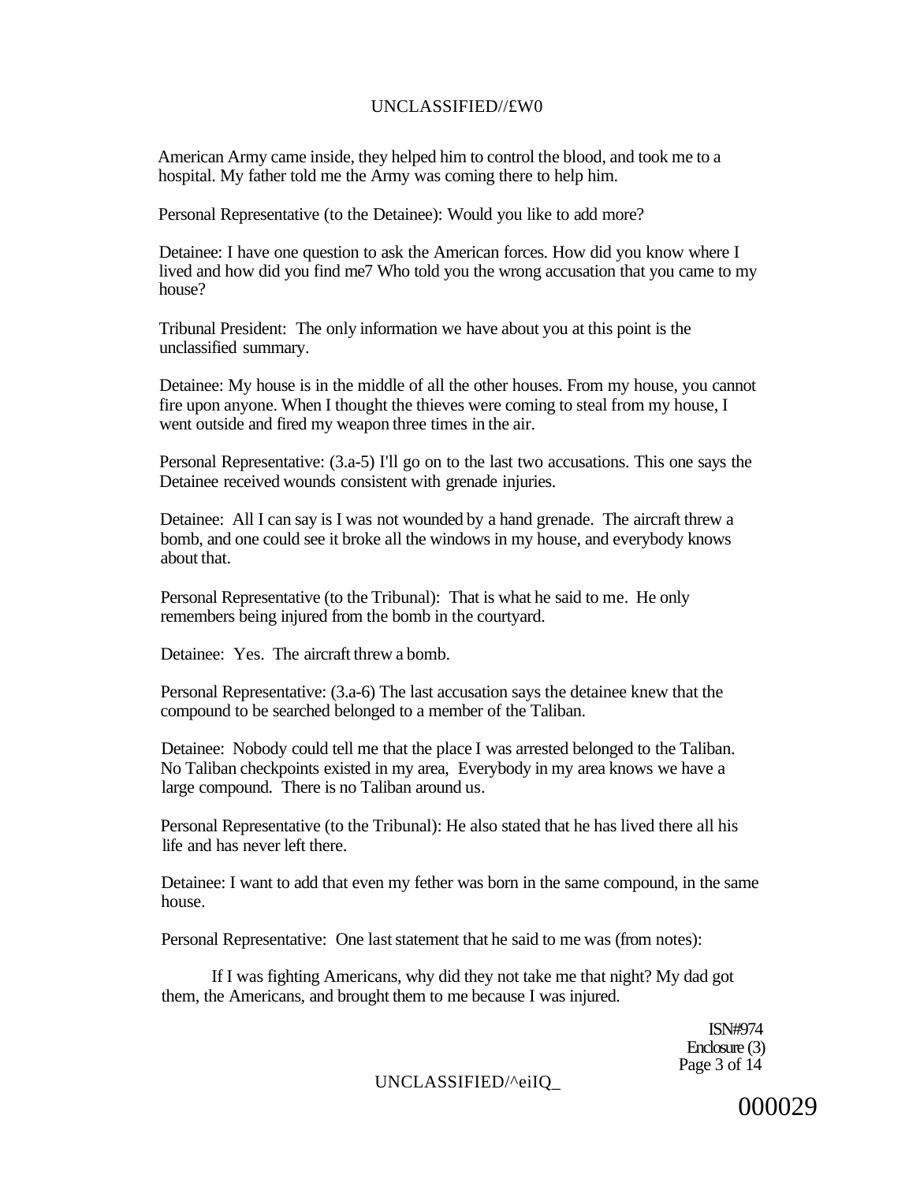American Army came inside, they helped him to control the blood, and took me to a hospital. My father told me the Army was coming there to help him.

Personal Representative (to the Detainee): Would you like to add more?

Detainee: I have one question to ask the American forces. How did you know where I lived and how did you find me7 Who told you the wrong accusation that you came to my house?

Tribunal President: The only information we have about you at this point is the unclassified summary.

Detainee: My house is in the middle of all the other houses. From my house, you cannot fire upon anyone. When I thought the thieves were coming to steal from my house, I went outside and fired my weapon three times in the air.

Personal Representative: (3.a-5) I'll go on to the last two accusations. This one says the Detainee received wounds consistent with grenade injuries.

Detainee: All I can say is I was not wounded by a hand grenade. The aircraft threw a bomb, and one could see it broke all the windows in my house, and everybody knows about that.

Personal Representative (to the Tribunal): That is what he said to me. He only remembers being injured from the bomb in the courtyard.

Detainee: Yes. The aircraft threw a bomb.

Personal Representative: (3.a-6) The last accusation says the detainee knew that the compound to be searched belonged to a member of the Taliban.

Detainee: Nobody could tell me that the place I was arrested belonged to the Taliban. No Taliban checkpoints existed in my area, Everybody in my area knows we have a large compound. There is no Taliban around us.

Personal Representative (to the Tribunal): He also stated that he has lived there all his life and has never left there.

Detainee: I want to add that even my fether was born in the same compound, in the same house.

Personal Representative: One last statement that he said to me was (from notes):

> If I was fighting Americans, why did they not take me that night? My dad got them, the Americans, and brought them to me because I was injured.

ISN#974
Enclosure (3)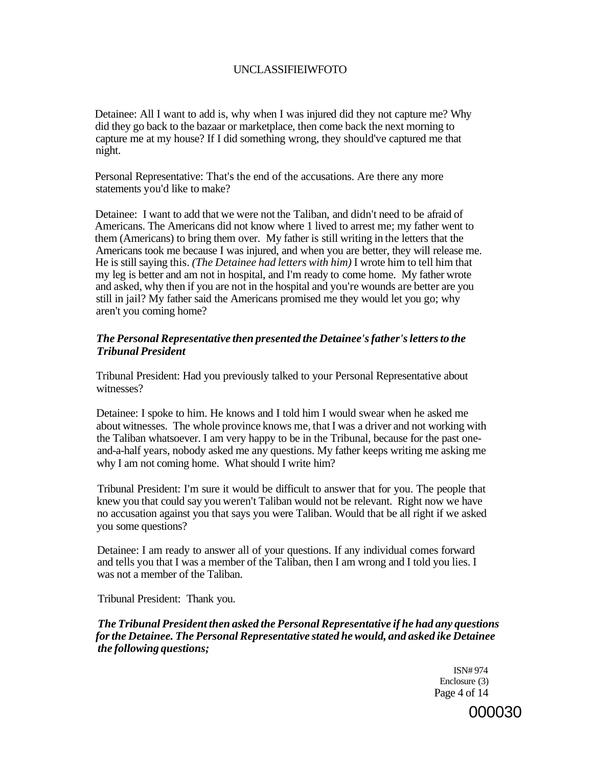Detainee: All I want to add is, why when I was injured did they not capture me? Why did they go back to the bazaar or marketplace, then come back the next morning to capture me at my house? If I did something wrong, they should've captured me that night.

Personal Representative: That's the end of the accusations. Are there any more statements you'd like to make?

Detainee: I want to add that we were not the Taliban, and didn't need to be afraid of Americans. The Americans did not know where 1 lived to arrest me; my father went to them (Americans) to bring them over. My father is still writing in the letters that the Americans took me because I was injured, and when you are better, they will release me. He is still saying this. *(The Detainee had letters with him)* I wrote him to tell him that my leg is better and am not in hospital, and I'm ready to come home. My father wrote and asked, why then if you are not in the hospital and you're wounds are better are you still in jail? My father said the Americans promised me they would let you go; why aren't you coming home?

***The Personal Representative then presented the Detainee's father's letters to the Tribunal President***

Tribunal President: Had you previously talked to your Personal Representative about witnesses?

Detainee: I spoke to him. He knows and I told him I would swear when he asked me about witnesses. The whole province knows me, that I was a driver and not working with the Taliban whatsoever. I am very happy to be in the Tribunal, because for the past one-and-a-half years, nobody asked me any questions. My father keeps writing me asking me why I am not coming home. What should I write him?

Tribunal President: I'm sure it would be difficult to answer that for you. The people that knew you that could say you weren't Taliban would not be relevant. Right now we have no accusation against you that says you were Taliban. Would that be all right if we asked you some questions?

Detainee: I am ready to answer all of your questions. If any individual comes forward and tells you that I was a member of the Taliban, then I am wrong and I told you lies. I was not a member of the Taliban.

Tribunal President: Thank you.

***The Tribunal President then asked the Personal Representative if he had any questions for the Detainee. The Personal Representative stated he would, and asked ike Detainee the following questions;***

ISN# 974
Enclosure (3)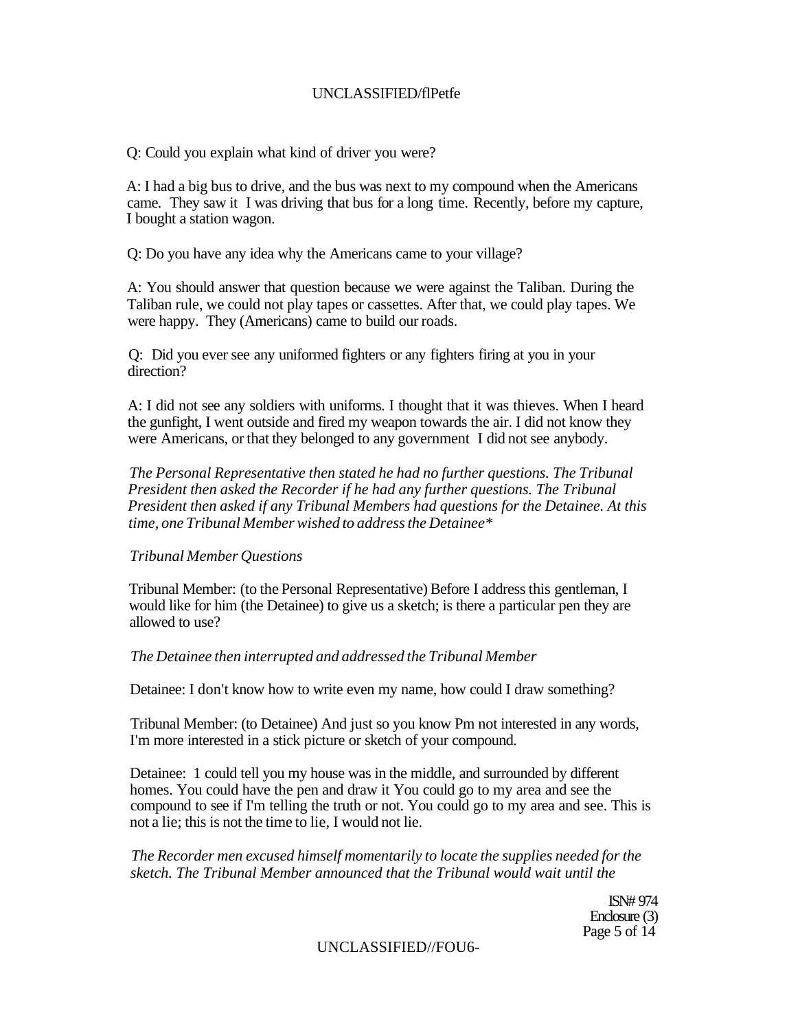Q: Could you explain what kind of driver you were?

A: I had a big bus to drive, and the bus was next to my compound when the Americans came. They saw it I was driving that bus for a long time. Recently, before my capture, I bought a station wagon.

Q: Do you have any idea why the Americans came to your village?

A: You should answer that question because we were against the Taliban. During the Taliban rule, we could not play tapes or cassettes. After that, we could play tapes. We were happy. They (Americans) came to build our roads.

Q: Did you ever see any uniformed fighters or any fighters firing at you in your direction?

A: I did not see any soldiers with uniforms. I thought that it was thieves. When I heard the gunfight, I went outside and fired my weapon towards the air. I did not know they were Americans, or that they belonged to any government I did not see anybody.

*The Personal Representative then stated he had no further questions. The Tribunal President then asked the Recorder if he had any further questions. The Tribunal President then asked if any Tribunal Members had questions for the Detainee. At this time, one Tribunal Member wished to address the Detainee**

*Tribunal Member Questions*

Tribunal Member: (to the Personal Representative) Before I address this gentleman, I would like for him (the Detainee) to give us a sketch; is there a particular pen they are allowed to use?

*The Detainee then interrupted and addressed the Tribunal Member*

Detainee: I don't know how to write even my name, how could I draw something?

Tribunal Member: (to Detainee) And just so you know Pm not interested in any words, I'm more interested in a stick picture or sketch of your compound.

Detainee: 1 could tell you my house was in the middle, and surrounded by different homes. You could have the pen and draw it You could go to my area and see the compound to see if I'm telling the truth or not. You could go to my area and see. This is not a lie; this is not the time to lie, I would not lie.

*The Recorder men excused himself momentarily to locate the supplies needed for the sketch. The Tribunal Member announced that the Tribunal would wait until the*

ISN# 974
Enclosure (3)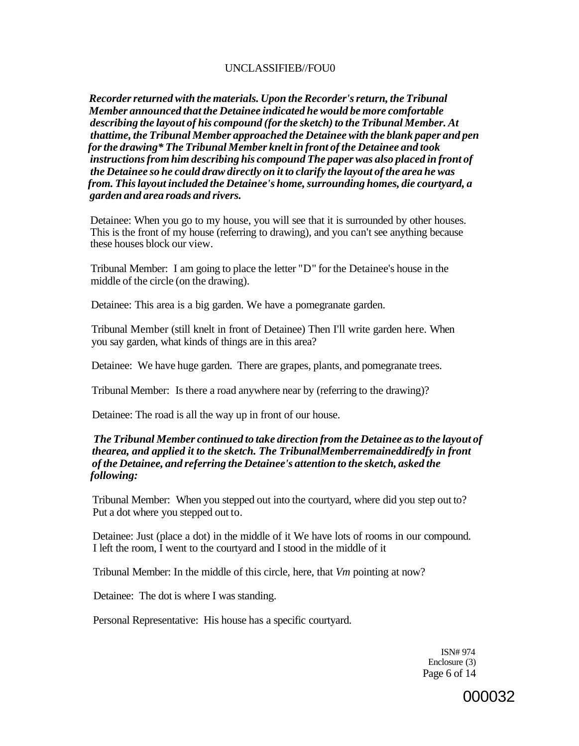***Recorder returned with the materials. Upon the Recorder's return, the Tribunal Member announced that the Detainee indicated he would be more comfortable describing the layout of his compound (for the sketch) to the Tribunal Member. At thattime, the Tribunal Member approached the Detainee with the blank paper and pen for the drawing* The Tribunal Member knelt in front of the Detainee and took instructions from him describing his compound The paper was also placed in front of the Detainee so he could draw directly on it to clarify the layout of the area he was from. This layout included the Detainee's home, surrounding homes, die courtyard, a garden and area roads and rivers.***

Detainee: When you go to my house, you will see that it is surrounded by other houses. This is the front of my house (referring to drawing), and you can't see anything because these houses block our view.

Tribunal Member: I am going to place the letter "D" for the Detainee's house in the middle of the circle (on the drawing).

Detainee: This area is a big garden. We have a pomegranate garden.

Tribunal Member (still knelt in front of Detainee) Then I'll write garden here. When you say garden, what kinds of things are in this area?

Detainee: We have huge garden. There are grapes, plants, and pomegranate trees.

Tribunal Member: Is there a road anywhere near by (referring to the drawing)?

Detainee: The road is all the way up in front of our house.

***The Tribunal Member continued to take direction from the Detainee as to the layout of thearea, and applied it to the sketch. The TribunalMemberremaineddiredfy in front of the Detainee, and referring the Detainee's attention to the sketch, asked the following:***

Tribunal Member: When you stepped out into the courtyard, where did you step out to? Put a dot where you stepped out to.

Detainee: Just (place a dot) in the middle of it We have lots of rooms in our compound. I left the room, I went to the courtyard and I stood in the middle of it

Tribunal Member: In the middle of this circle, here, that *Vm* pointing at now?

Detainee: The dot is where I was standing.

Personal Representative: His house has a specific courtyard.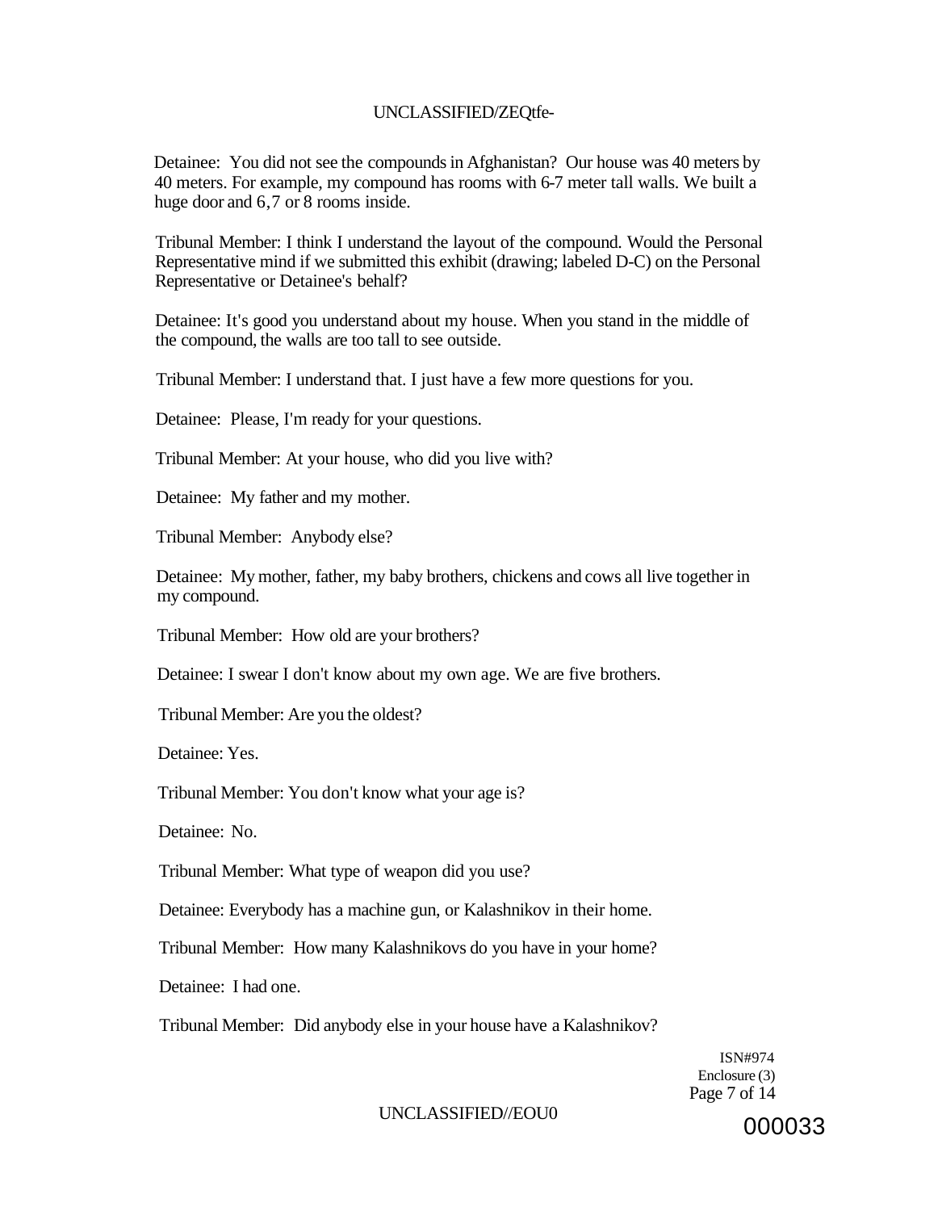Detainee: You did not see the compounds in Afghanistan? Our house was 40 meters by 40 meters. For example, my compound has rooms with 6-7 meter tall walls. We built a huge door and 6,7 or 8 rooms inside.

Tribunal Member: I think I understand the layout of the compound. Would the Personal Representative mind if we submitted this exhibit (drawing; labeled D-C) on the Personal Representative or Detainee's behalf?

Detainee: It's good you understand about my house. When you stand in the middle of the compound, the walls are too tall to see outside.

Tribunal Member: I understand that. I just have a few more questions for you.

Detainee: Please, I'm ready for your questions.

Tribunal Member: At your house, who did you live with?

Detainee: My father and my mother.

Tribunal Member: Anybody else?

Detainee: My mother, father, my baby brothers, chickens and cows all live together in my compound.

Tribunal Member: How old are your brothers?

Detainee: I swear I don't know about my own age. We are five brothers.

Tribunal Member: Are you the oldest?

Detainee: Yes.

Tribunal Member: You don't know what your age is?

Detainee: No.

Tribunal Member: What type of weapon did you use?

Detainee: Everybody has a machine gun, or Kalashnikov in their home.

Tribunal Member: How many Kalashnikovs do you have in your home?

Detainee: I had one.

Tribunal Member: Did anybody else in your house have a Kalashnikov?

ISN#974
Enclosure (3)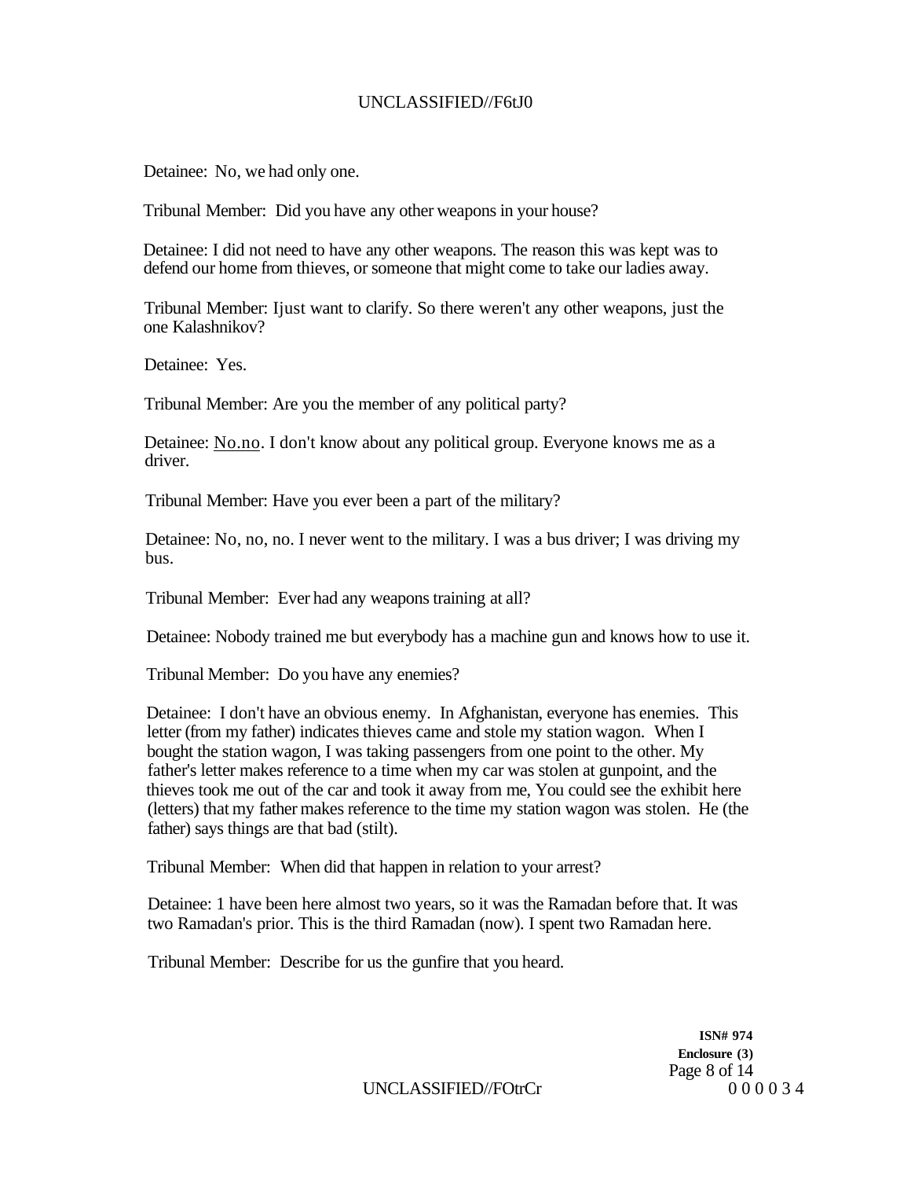Detainee: No, we had only one.

Tribunal Member: Did you have any other weapons in your house?

Detainee: I did not need to have any other weapons. The reason this was kept was to defend our home from thieves, or someone that might come to take our ladies away.

Tribunal Member: Ijust want to clarify. So there weren't any other weapons, just the one Kalashnikov?

Detainee: Yes.

Tribunal Member: Are you the member of any political party?

Detainee: No.no. I don't know about any political group. Everyone knows me as a driver.

Tribunal Member: Have you ever been a part of the military?

Detainee: No, no, no. I never went to the military. I was a bus driver; I was driving my bus.

Tribunal Member: Ever had any weapons training at all?

Detainee: Nobody trained me but everybody has a machine gun and knows how to use it.

Tribunal Member: Do you have any enemies?

Detainee: I don't have an obvious enemy. In Afghanistan, everyone has enemies. This letter (from my father) indicates thieves came and stole my station wagon. When I bought the station wagon, I was taking passengers from one point to the other. My father's letter makes reference to a time when my car was stolen at gunpoint, and the thieves took me out of the car and took it away from me, You could see the exhibit here (letters) that my father makes reference to the time my station wagon was stolen. He (the father) says things are that bad (stilt).

Tribunal Member: When did that happen in relation to your arrest?

Detainee: 1 have been here almost two years, so it was the Ramadan before that. It was two Ramadan's prior. This is the third Ramadan (now). I spent two Ramadan here.

Tribunal Member: Describe for us the gunfire that you heard.

**ISN# 974**
**Enclosure (3)**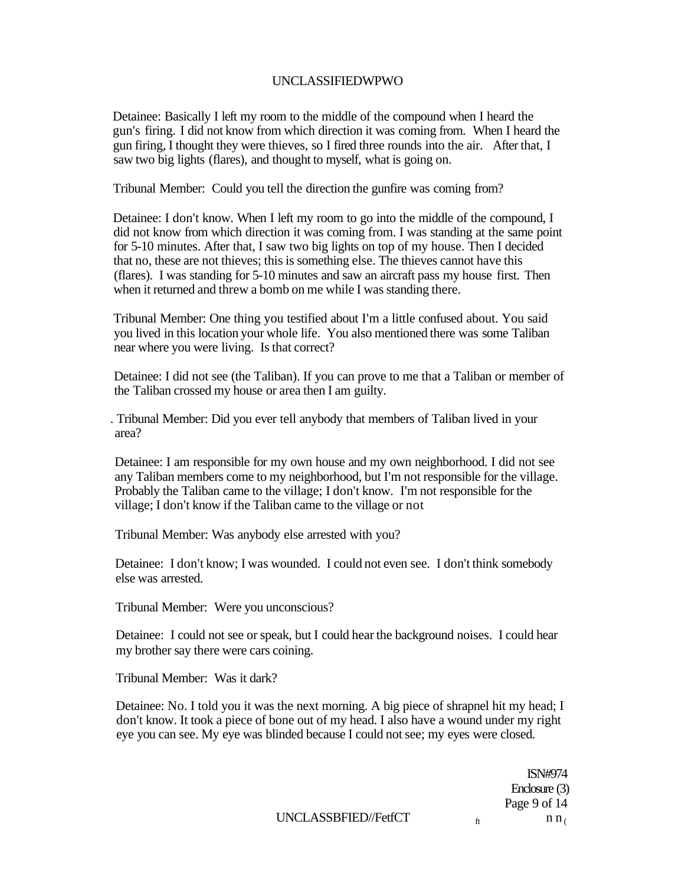Detainee: Basically I left my room to the middle of the compound when I heard the gun's firing. I did not know from which direction it was coming from. When I heard the gun firing, I thought they were thieves, so I fired three rounds into the air. After that, I saw two big lights (flares), and thought to myself, what is going on.

Tribunal Member: Could you tell the direction the gunfire was coming from?

Detainee: I don't know. When I left my room to go into the middle of the compound, I did not know from which direction it was coming from. I was standing at the same point for 5-10 minutes. After that, I saw two big lights on top of my house. Then I decided that no, these are not thieves; this is something else. The thieves cannot have this (flares). I was standing for 5-10 minutes and saw an aircraft pass my house first. Then when it returned and threw a bomb on me while I was standing there.

Tribunal Member: One thing you testified about I'm a little confused about. You said you lived in this location your whole life. You also mentioned there was some Taliban near where you were living. Is that correct?

Detainee: I did not see (the Taliban). If you can prove to me that a Taliban or member of the Taliban crossed my house or area then I am guilty.

Tribunal Member: Did you ever tell anybody that members of Taliban lived in your area?

Detainee: I am responsible for my own house and my own neighborhood. I did not see any Taliban members come to my neighborhood, but I'm not responsible for the village. Probably the Taliban came to the village; I don't know. I'm not responsible for the village; I don't know if the Taliban came to the village or not

Tribunal Member: Was anybody else arrested with you?

Detainee: I don't know; I was wounded. I could not even see. I don't think somebody else was arrested.

Tribunal Member: Were you unconscious?

Detainee: I could not see or speak, but I could hear the background noises. I could hear my brother say there were cars coining.

Tribunal Member: Was it dark?

Detainee: No. I told you it was the next morning. A big piece of shrapnel hit my head; I don't know. It took a piece of bone out of my head. I also have a wound under my right eye you can see. My eye was blinded because I could not see; my eyes were closed.

ISN#974
Enclosure (3)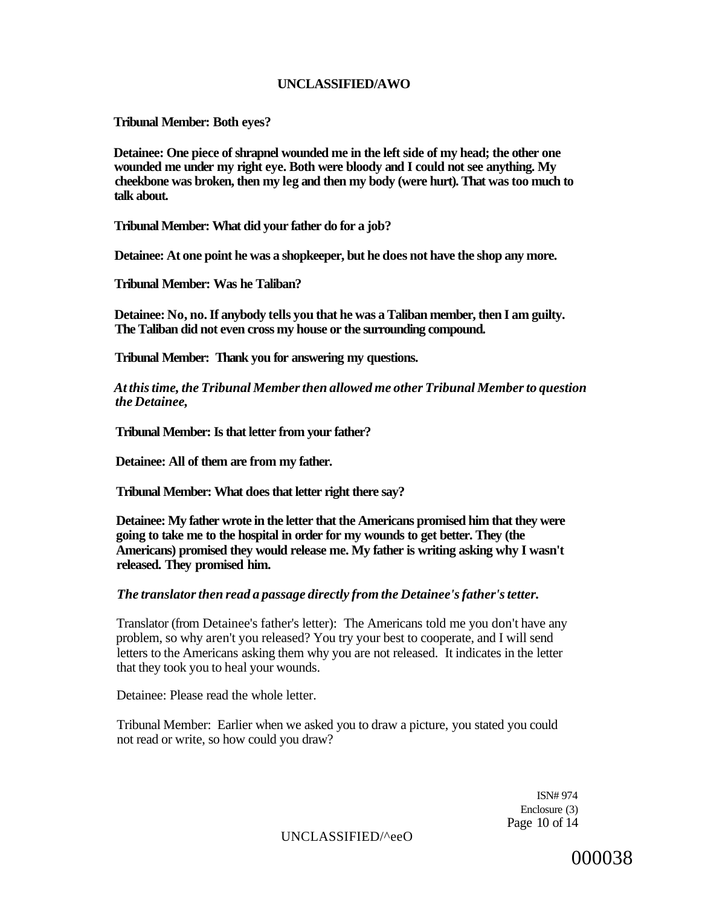**Tribunal Member: Both eyes?**

**Detainee: One piece of shrapnel wounded me in the left side of my head; the other one wounded me under my right eye. Both were bloody and I could not see anything. My cheekbone was broken, then my leg and then my body (were hurt). That was too much to talk about.**

**Tribunal Member: What did your father do for a job?**

**Detainee: At one point he was a shopkeeper, but he does not have the shop any more.**

**Tribunal Member: Was he Taliban?**

**Detainee: No, no. If anybody tells you that he was a Taliban member, then I am guilty. The Taliban did not even cross my house or the surrounding compound.**

**Tribunal Member: Thank you for answering my questions.**

***At this time, the Tribunal Member then allowed me other Tribunal Member to question the Detainee,***

**Tribunal Member: Is that letter from your father?**

**Detainee: All of them are from my father.**

**Tribunal Member: What does that letter right there say?**

**Detainee: My father wrote in the letter that the Americans promised him that they were going to take me to the hospital in order for my wounds to get better. They (the Americans) promised they would release me. My father is writing asking why I wasn't released. They promised him.**

***The translator then read a passage directly from the Detainee's father's tetter.***

Translator (from Detainee's father's letter): The Americans told me you don't have any problem, so why aren't you released? You try your best to cooperate, and I will send letters to the Americans asking them why you are not released. It indicates in the letter that they took you to heal your wounds.

Detainee: Please read the whole letter.

Tribunal Member: Earlier when we asked you to draw a picture, you stated you could not read or write, so how could you draw?

ISN# 974
Enclosure (3)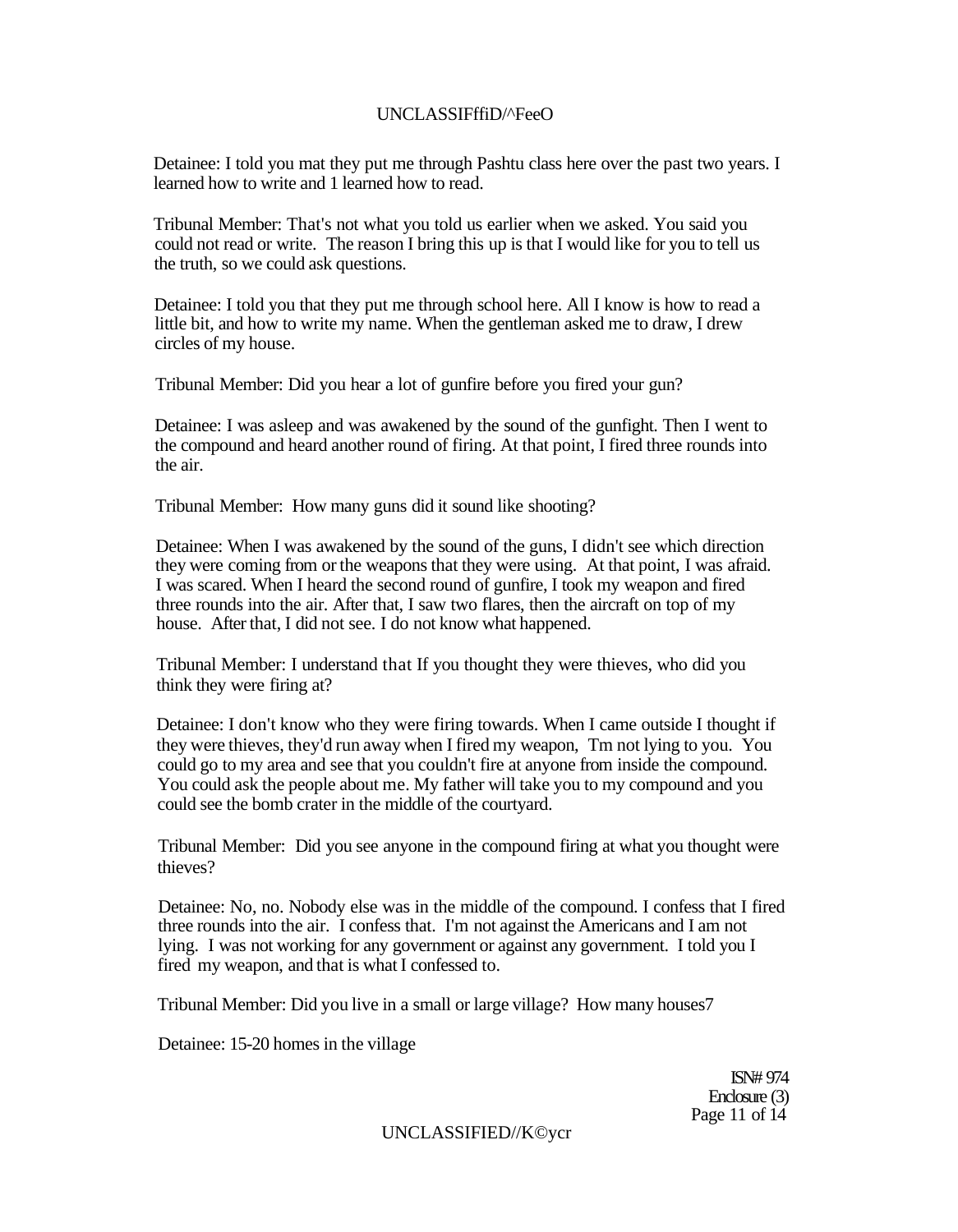Detainee: I told you mat they put me through Pashtu class here over the past two years. I learned how to write and 1 learned how to read.

Tribunal Member: That's not what you told us earlier when we asked. You said you could not read or write. The reason I bring this up is that I would like for you to tell us the truth, so we could ask questions.

Detainee: I told you that they put me through school here. All I know is how to read a little bit, and how to write my name. When the gentleman asked me to draw, I drew circles of my house.

Tribunal Member: Did you hear a lot of gunfire before you fired your gun?

Detainee: I was asleep and was awakened by the sound of the gunfight. Then I went to the compound and heard another round of firing. At that point, I fired three rounds into the air.

Tribunal Member: How many guns did it sound like shooting?

Detainee: When I was awakened by the sound of the guns, I didn't see which direction they were coming from or the weapons that they were using. At that point, I was afraid. I was scared. When I heard the second round of gunfire, I took my weapon and fired three rounds into the air. After that, I saw two flares, then the aircraft on top of my house. After that, I did not see. I do not know what happened.

Tribunal Member: I understand that If you thought they were thieves, who did you think they were firing at?

Detainee: I don't know who they were firing towards. When I came outside I thought if they were thieves, they'd run away when I fired my weapon, Tm not lying to you. You could go to my area and see that you couldn't fire at anyone from inside the compound. You could ask the people about me. My father will take you to my compound and you could see the bomb crater in the middle of the courtyard.

Tribunal Member: Did you see anyone in the compound firing at what you thought were thieves?

Detainee: No, no. Nobody else was in the middle of the compound. I confess that I fired three rounds into the air. I confess that. I'm not against the Americans and I am not lying. I was not working for any government or against any government. I told you I fired my weapon, and that is what I confessed to.

Tribunal Member: Did you live in a small or large village? How many houses7

Detainee: 15-20 homes in the village

ISN# 974
Enclosure (3)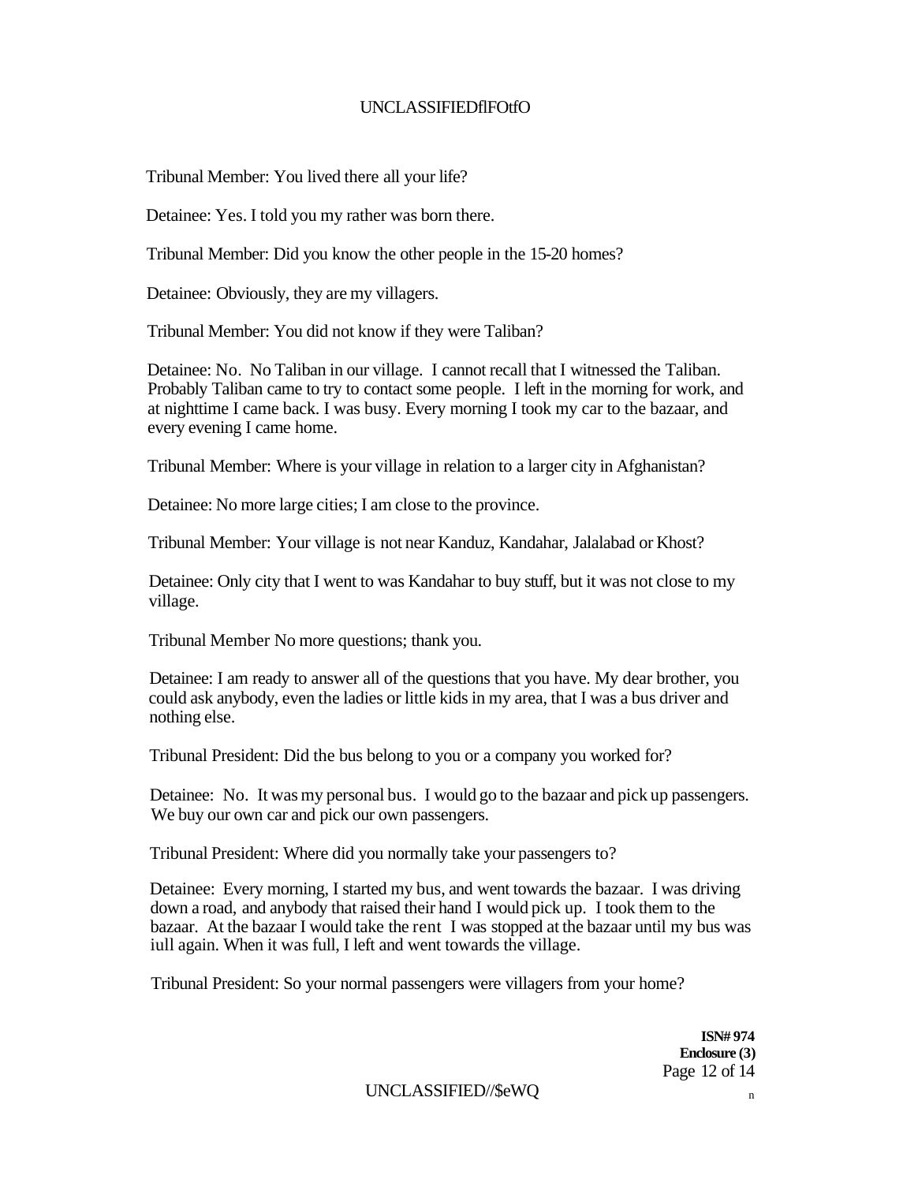Tribunal Member: You lived there all your life?

Detainee: Yes. I told you my rather was born there.

Tribunal Member: Did you know the other people in the 15-20 homes?

Detainee: Obviously, they are my villagers.

Tribunal Member: You did not know if they were Taliban?

Detainee: No. No Taliban in our village. I cannot recall that I witnessed the Taliban. Probably Taliban came to try to contact some people. I left in the morning for work, and at nighttime I came back. I was busy. Every morning I took my car to the bazaar, and every evening I came home.

Tribunal Member: Where is your village in relation to a larger city in Afghanistan?

Detainee: No more large cities; I am close to the province.

Tribunal Member: Your village is not near Kanduz, Kandahar, Jalalabad or Khost?

Detainee: Only city that I went to was Kandahar to buy stuff, but it was not close to my village.

Tribunal Member No more questions; thank you.

Detainee: I am ready to answer all of the questions that you have. My dear brother, you could ask anybody, even the ladies or little kids in my area, that I was a bus driver and nothing else.

Tribunal President: Did the bus belong to you or a company you worked for?

Detainee: No. It was my personal bus. I would go to the bazaar and pick up passengers. We buy our own car and pick our own passengers.

Tribunal President: Where did you normally take your passengers to?

Detainee: Every morning, I started my bus, and went towards the bazaar. I was driving down a road, and anybody that raised their hand I would pick up. I took them to the bazaar. At the bazaar I would take the rent I was stopped at the bazaar until my bus was iull again. When it was full, I left and went towards the village.

Tribunal President: So your normal passengers were villagers from your home?

**ISN# 974**
**Enclosure (3)**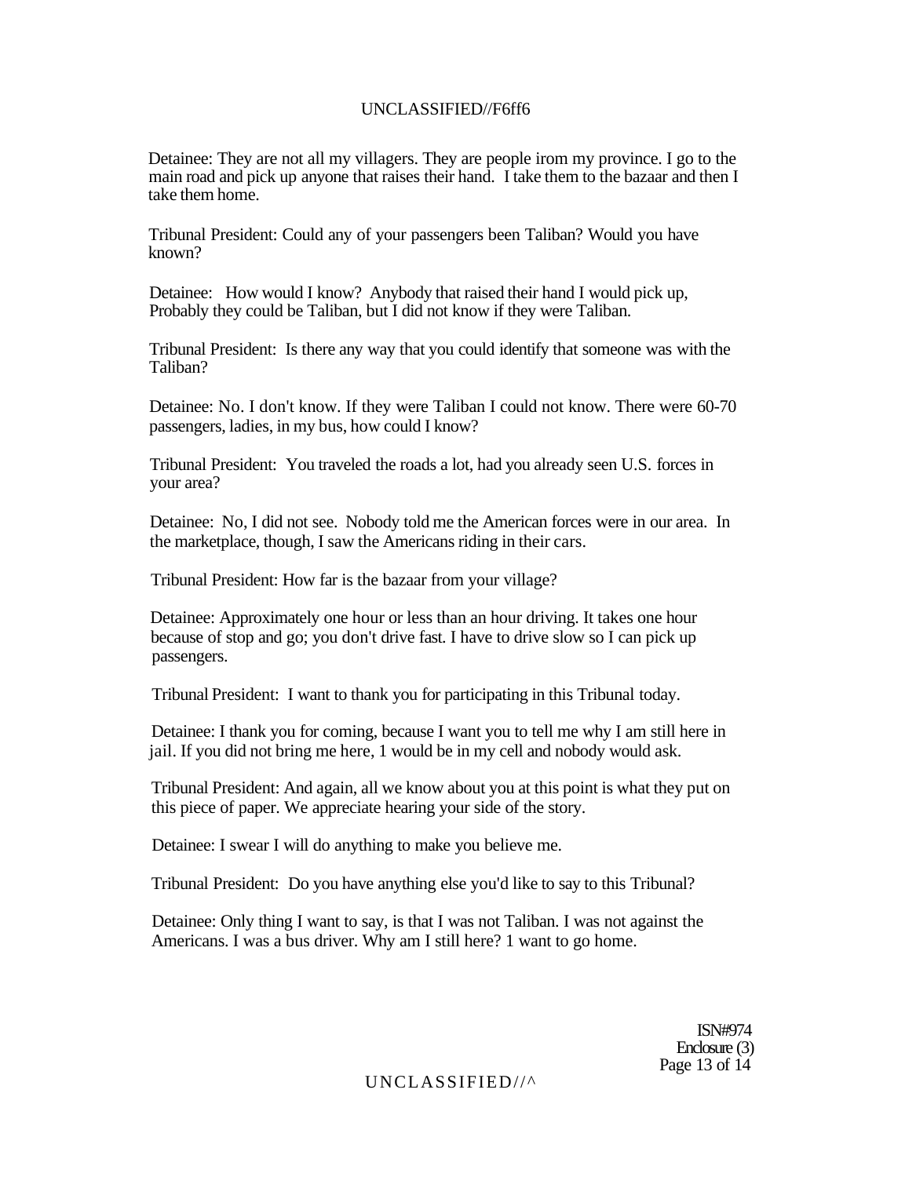Detainee: They are not all my villagers. They are people irom my province. I go to the main road and pick up anyone that raises their hand. I take them to the bazaar and then I take them home.

Tribunal President: Could any of your passengers been Taliban? Would you have known?

Detainee: How would I know? Anybody that raised their hand I would pick up, Probably they could be Taliban, but I did not know if they were Taliban.

Tribunal President: Is there any way that you could identify that someone was with the Taliban?

Detainee: No. I don't know. If they were Taliban I could not know. There were 60-70 passengers, ladies, in my bus, how could I know?

Tribunal President: You traveled the roads a lot, had you already seen U.S. forces in your area?

Detainee: No, I did not see. Nobody told me the American forces were in our area. In the marketplace, though, I saw the Americans riding in their cars.

Tribunal President: How far is the bazaar from your village?

Detainee: Approximately one hour or less than an hour driving. It takes one hour because of stop and go; you don't drive fast. I have to drive slow so I can pick up passengers.

Tribunal President: I want to thank you for participating in this Tribunal today.

Detainee: I thank you for coming, because I want you to tell me why I am still here in jail. If you did not bring me here, 1 would be in my cell and nobody would ask.

Tribunal President: And again, all we know about you at this point is what they put on this piece of paper. We appreciate hearing your side of the story.

Detainee: I swear I will do anything to make you believe me.

Tribunal President: Do you have anything else you'd like to say to this Tribunal?

Detainee: Only thing I want to say, is that I was not Taliban. I was not against the Americans. I was a bus driver. Why am I still here? 1 want to go home.

ISN#974
Enclosure (3)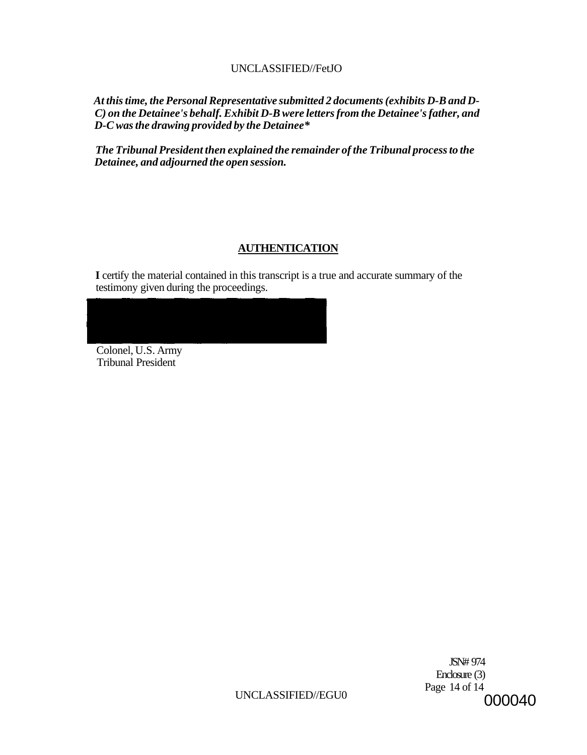*At this time, the Personal Representative submitted 2 documents (exhibits D-B and D-C) on the Detainee's behalf. Exhibit D-B were letters from the Detainee's father, and D-C was the drawing provided by the Detainee**

*The Tribunal President then explained the remainder of the Tribunal process to the Detainee, and adjourned the open session.*

## AUTHENTICATION

**I** certify the material contained in this transcript is a true and accurate summary of the testimony given during the proceedings.

Colonel, U.S. Army
Tribunal President

JSN# 974
Enclosure (3)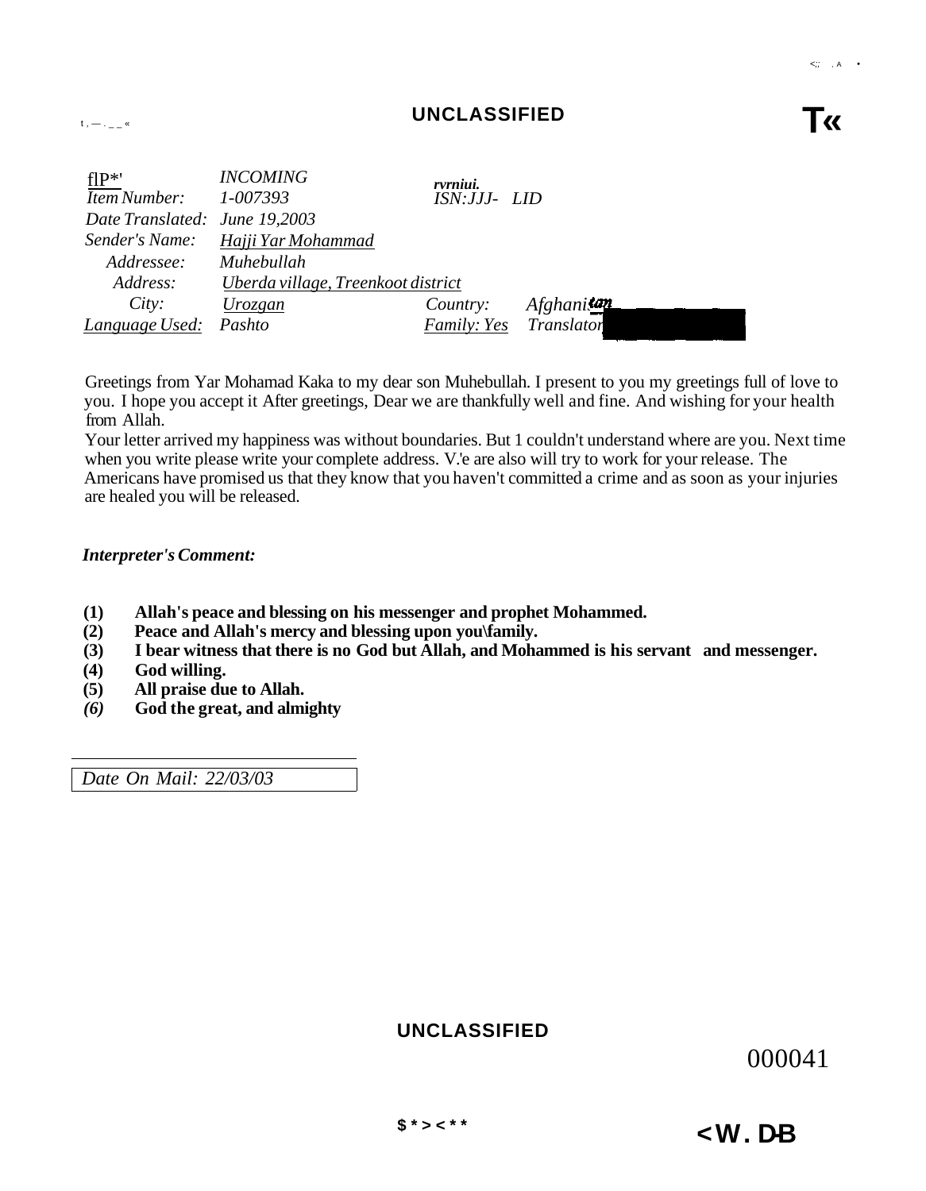**UNCLASSIFIED**

| | | | |
|---|---|---|---|
| *fIP\*'* | *INCOMING* | *rvrniui.* | |
| *Item Number:* | *1-007393* | *ISN:JJJ- LID* | |
| *Date Translated:* | *June 19,2003* | | |
| *Sender's Name:* | *Hajji Yar Mohammad* | | |
| *Addressee:* | *Muhebullah* | | |
| *Address:* | *Uberda village, Treenkoot district* | | |
| *City:* | *Urozgan* | *Country:* | *Afghanistan* |
| *Language Used:* | *Pashto* | *Family: Yes* | *Translator* |

Greetings from Yar Mohamad Kaka to my dear son Muhebullah. I present to you my greetings full of love to you. I hope you accept it After greetings, Dear we are thankfully well and fine. And wishing for your health from Allah.

Your letter arrived my happiness was without boundaries. But 1 couldn't understand where are you. Next time when you write please write your complete address. V.'e are also will try to work for your release. The Americans have promised us that they know that you haven't committed a crime and as soon as your injuries are healed you will be released.

***Interpreter's Comment:***

**(1) Allah's peace and blessing on his messenger and prophet Mohammed.**
**(2) Peace and Allah's mercy and blessing upon you\family.**
**(3) I bear witness that there is no God but Allah, and Mohammed is his servant and messenger.**
**(4) God willing.**
**(5) All praise due to Allah.**
**(6) God the great, and almighty**

*Date On Mail: 22/03/03*

**UNCLASSIFIED**

000041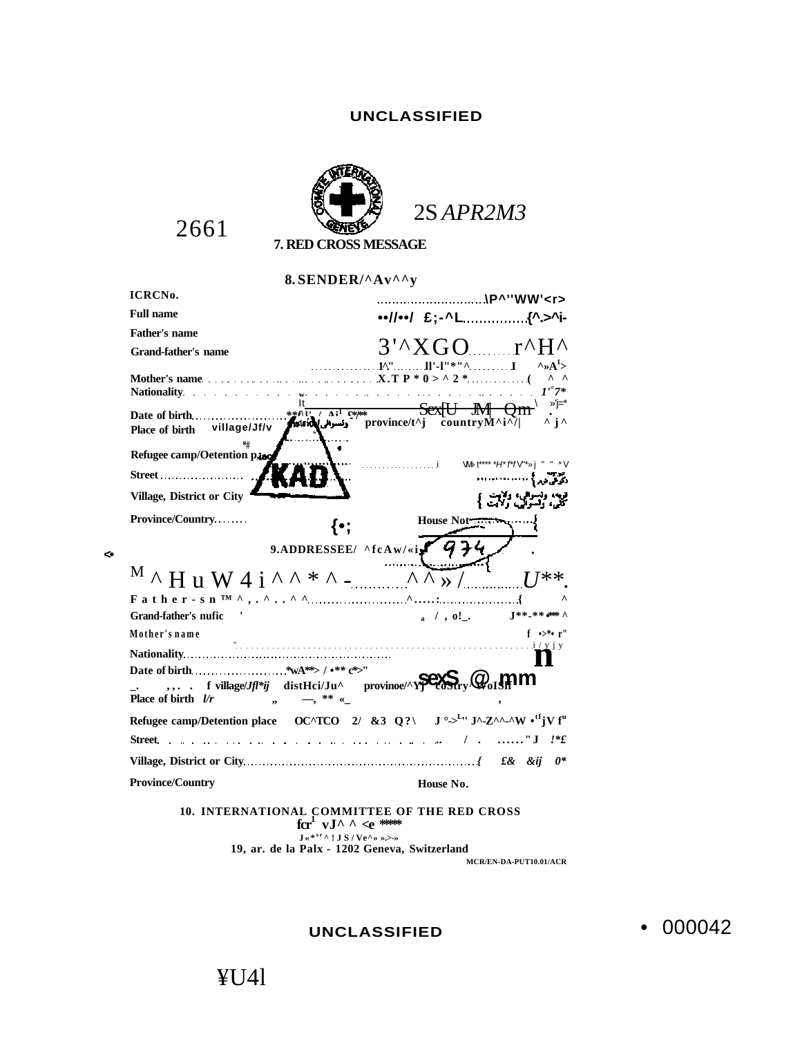UNCLASSIFIED

2661

2S APR2M3

**7. RED CROSS MESSAGE**

**8. SENDER/^Av^^y**

ICRCNo. .............................\P^''WW'<r>

Full name ••//••/ £;-^L...............{^.>^i-

Father's name

Grand-father's name 3'^XGO.........r^H^

1^".........ll'-l"*"^.........I ^»A[1]>

Mother's name .......... X.T P * 0 > ^ 2 *............( ^ ^

Nationality .......... 1'=7*

Sex[U JM] Qm

Date of birth ...................... province/t^j countryM^i^/| ^ j^

Place of birth village/Jf/v

Refugee camp/Oetention place

KAD

Street ....................

Village, District or City

Province/Country........ {•; House Not..............{

**9.ADDRESSEE/ ^fcAw/«i** 974

M ^ H u W 4 i ^ ^ * ^ -............^ ^ » /...............U**.

Father-sn™^,.^..^^.......................^.....:.....................{ ^

Grand-father's nufic ' a / , o!_. J**-**•*** ^

Mother's name f •>*• r"

Nationality.......................................................... n

Date of birth........................*wA**> / •** c*>"

_. ,,. . f village/Jfl*ij distHci/Ju^ provinoe/^Yj coStry^WoISlf sexS @ mm

Place of birth l/r „ —, ** «_ ,

Refugee camp/Detention place OC^TCO 2/ &3 Q?\ J °->[L]" J^-Z^^-^W •[tf]jV f[u]

Street ......... / . ......"J !*£

Village, District or City.........................................................{ £& &ij 0*

Province/Country House No.

**10. INTERNATIONAL COMMITTEE OF THE RED CROSS**

19, ar. de la Palx - 1202 Geneva, Switzerland

MCR/EN-DA-PUT10.01/ACR

UNCLASSIFIED

• 000042

¥U4l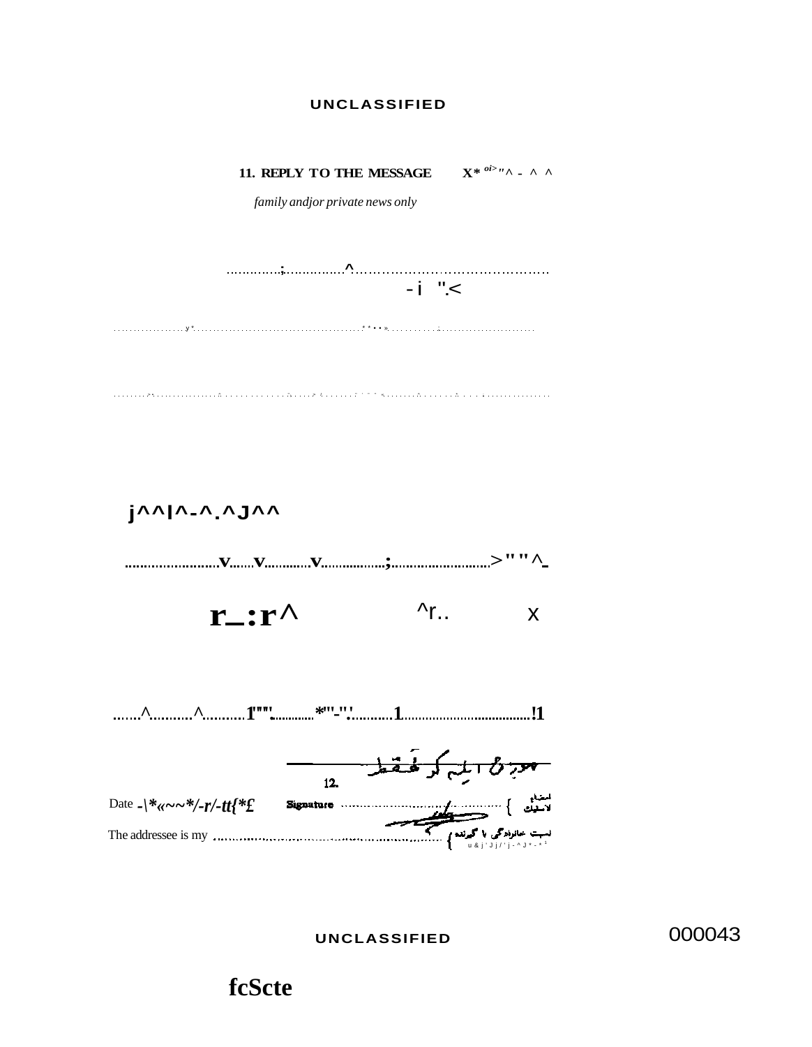UNCLASSIFIED

**11. REPLY TO THE MESSAGE**

*family andjor private news only*

j^^l^-^.^J^^

r_:r^ ^r.. x

12.

Date -|*«~~*/-r/-tt{*£ **Signature** ............ امضاء لاستاك

The addressee is my ............ نسبت خانوادگی با گیرنده

UNCLASSIFIED

000043

fcScte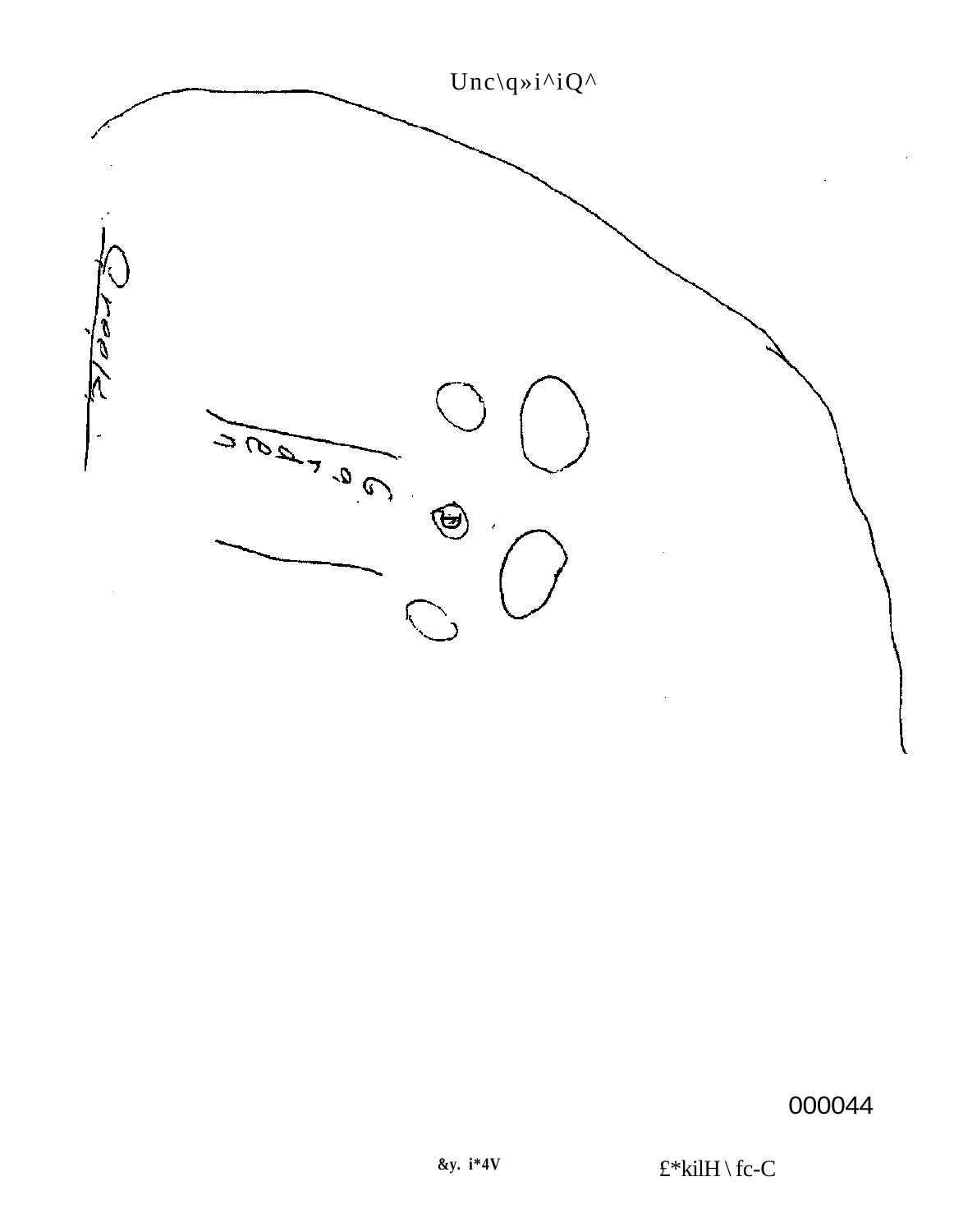Closet

Garden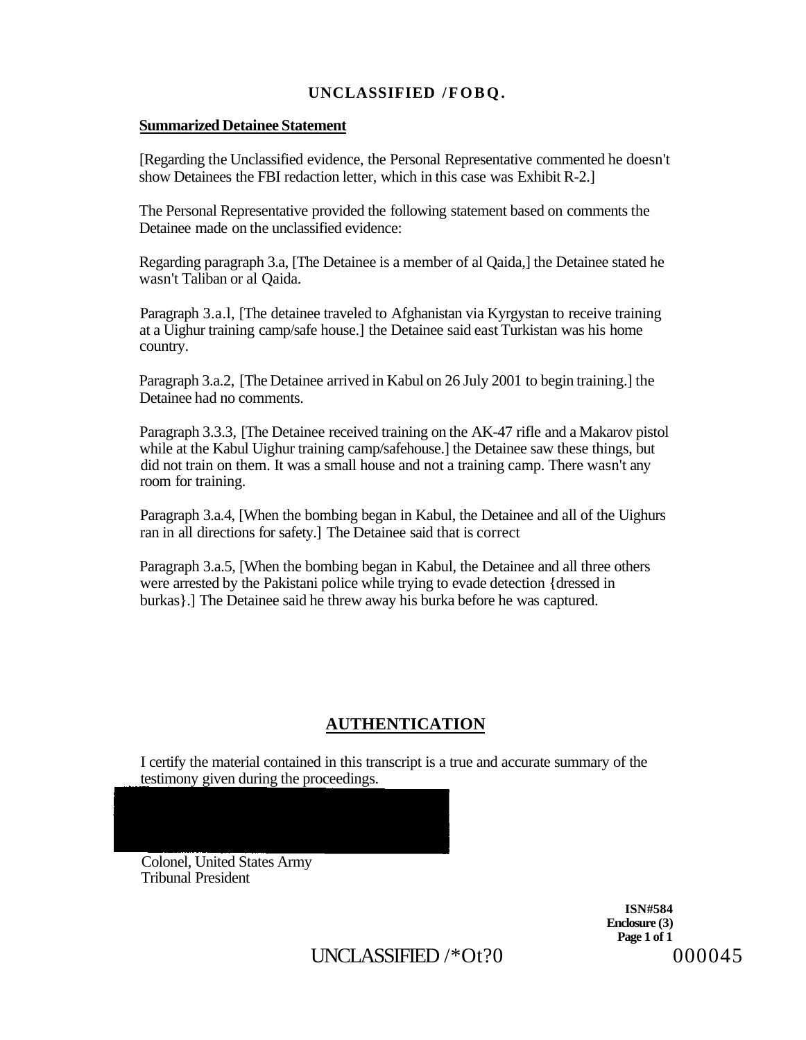**Summarized Detainee Statement**

[Regarding the Unclassified evidence, the Personal Representative commented he doesn't show Detainees the FBI redaction letter, which in this case was Exhibit R-2.]

The Personal Representative provided the following statement based on comments the Detainee made on the unclassified evidence:

Regarding paragraph 3.a, [The Detainee is a member of al Qaida,] the Detainee stated he wasn't Taliban or al Qaida.

Paragraph 3.a.l, [The detainee traveled to Afghanistan via Kyrgystan to receive training at a Uighur training camp/safe house.] the Detainee said east Turkistan was his home country.

Paragraph 3.a.2, [The Detainee arrived in Kabul on 26 July 2001 to begin training.] the Detainee had no comments.

Paragraph 3.3.3, [The Detainee received training on the AK-47 rifle and a Makarov pistol while at the Kabul Uighur training camp/safehouse.] the Detainee saw these things, but did not train on them. It was a small house and not a training camp. There wasn't any room for training.

Paragraph 3.a.4, [When the bombing began in Kabul, the Detainee and all of the Uighurs ran in all directions for safety.] The Detainee said that is correct

Paragraph 3.a.5, [When the bombing began in Kabul, the Detainee and all three others were arrested by the Pakistani police while trying to evade detection {dressed in burkas}.] The Detainee said he threw away his burka before he was captured.

## AUTHENTICATION

I certify the material contained in this transcript is a true and accurate summary of the testimony given during the proceedings.

Colonel, United States Army
Tribunal President

ISN#584
Enclosure (3)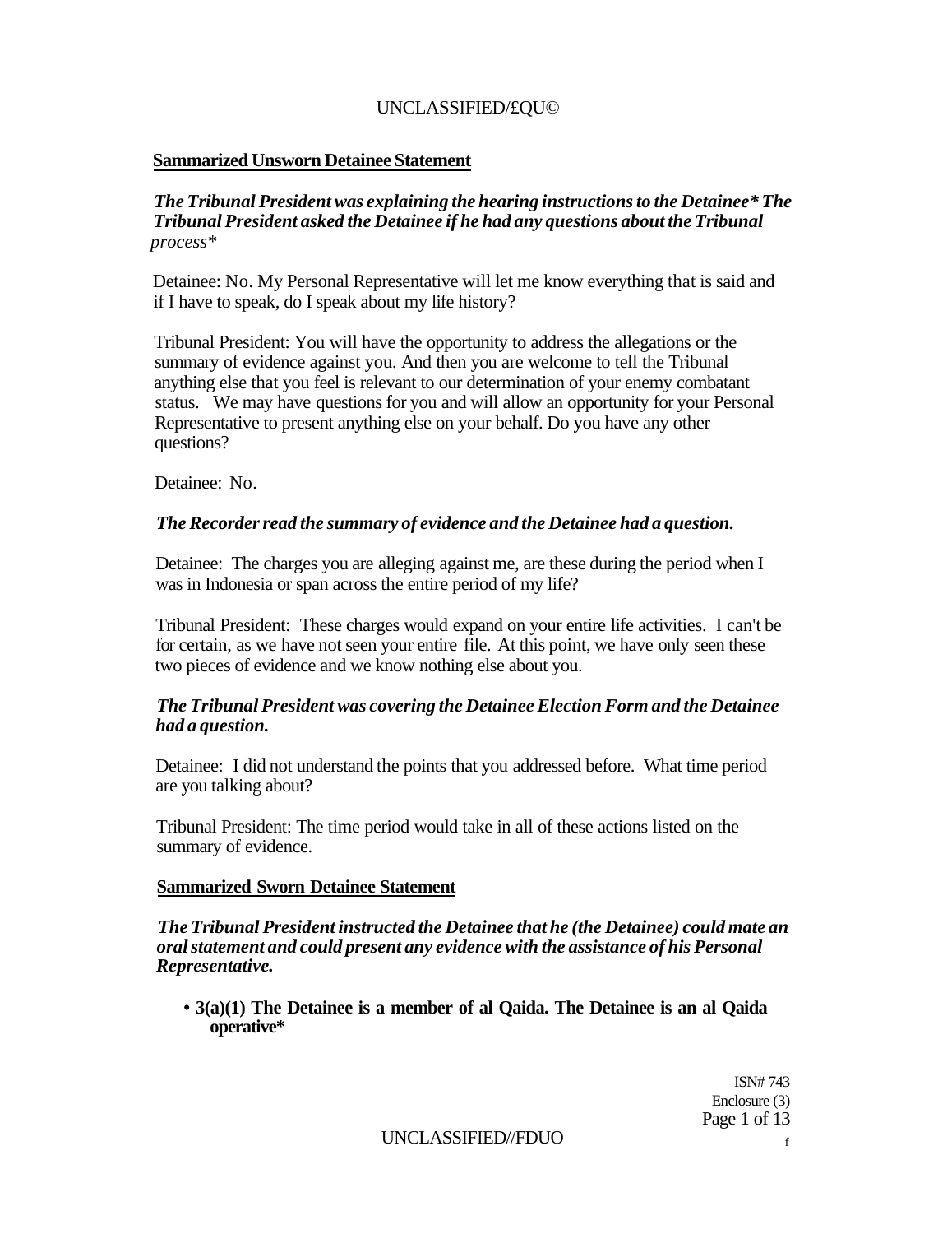**Sammarized Unsworn Detainee Statement**

***The Tribunal President was explaining the hearing instructions to the Detainee* The Tribunal President asked the Detainee if he had any questions about the Tribunal*** *process**

Detainee: No. My Personal Representative will let me know everything that is said and if I have to speak, do I speak about my life history?

Tribunal President: You will have the opportunity to address the allegations or the summary of evidence against you. And then you are welcome to tell the Tribunal anything else that you feel is relevant to our determination of your enemy combatant status. We may have questions for you and will allow an opportunity for your Personal Representative to present anything else on your behalf. Do you have any other questions?

Detainee: No.

***The Recorder read the summary of evidence and the Detainee had a question.***

Detainee: The charges you are alleging against me, are these during the period when I was in Indonesia or span across the entire period of my life?

Tribunal President: These charges would expand on your entire life activities. I can't be for certain, as we have not seen your entire file. At this point, we have only seen these two pieces of evidence and we know nothing else about you.

***The Tribunal President was covering the Detainee Election Form and the Detainee had a question.***

Detainee: I did not understand the points that you addressed before. What time period are you talking about?

Tribunal President: The time period would take in all of these actions listed on the summary of evidence.

**Sammarized Sworn Detainee Statement**

***The Tribunal President instructed the Detainee that he (the Detainee) could mate an oral statement and could present any evidence with the assistance of his Personal Representative.***

- **3(a)(1) The Detainee is a member of al Qaida. The Detainee is an al Qaida operative***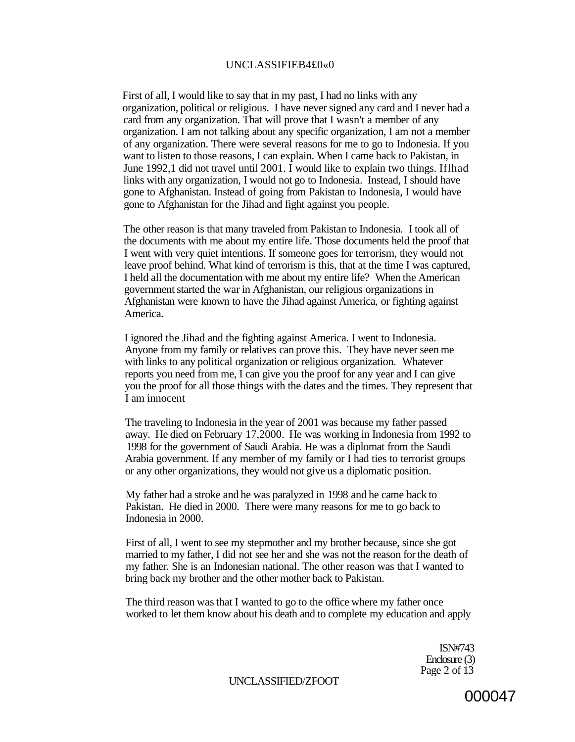First of all, I would like to say that in my past, I had no links with any organization, political or religious. I have never signed any card and I never had a card from any organization. That will prove that I wasn't a member of any organization. I am not talking about any specific organization, I am not a member of any organization. There were several reasons for me to go to Indonesia. If you want to listen to those reasons, I can explain. When I came back to Pakistan, in June 1992,1 did not travel until 2001. I would like to explain two things. Iflhad links with any organization, I would not go to Indonesia. Instead, I should have gone to Afghanistan. Instead of going from Pakistan to Indonesia, I would have gone to Afghanistan for the Jihad and fight against you people.

The other reason is that many traveled from Pakistan to Indonesia. I took all of the documents with me about my entire life. Those documents held the proof that I went with very quiet intentions. If someone goes for terrorism, they would not leave proof behind. What kind of terrorism is this, that at the time I was captured, I held all the documentation with me about my entire life? When the American government started the war in Afghanistan, our religious organizations in Afghanistan were known to have the Jihad against America, or fighting against America.

I ignored the Jihad and the fighting against America. I went to Indonesia. Anyone from my family or relatives can prove this. They have never seen me with links to any political organization or religious organization. Whatever reports you need from me, I can give you the proof for any year and I can give you the proof for all those things with the dates and the times. They represent that I am innocent

The traveling to Indonesia in the year of 2001 was because my father passed away. He died on February 17,2000. He was working in Indonesia from 1992 to 1998 for the government of Saudi Arabia. He was a diplomat from the Saudi Arabia government. If any member of my family or I had ties to terrorist groups or any other organizations, they would not give us a diplomatic position.

My father had a stroke and he was paralyzed in 1998 and he came back to Pakistan. He died in 2000. There were many reasons for me to go back to Indonesia in 2000.

First of all, I went to see my stepmother and my brother because, since she got married to my father, I did not see her and she was not the reason for the death of my father. She is an Indonesian national. The other reason was that I wanted to bring back my brother and the other mother back to Pakistan.

The third reason was that I wanted to go to the office where my father once worked to let them know about his death and to complete my education and apply

ISN#743
Enclosure (3)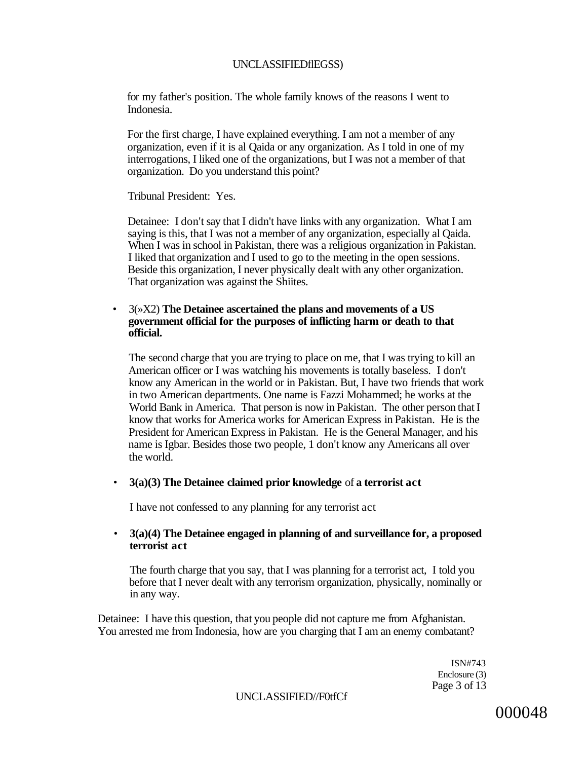for my father's position. The whole family knows of the reasons I went to Indonesia.

For the first charge, I have explained everything. I am not a member of any organization, even if it is al Qaida or any organization. As I told in one of my interrogations, I liked one of the organizations, but I was not a member of that organization. Do you understand this point?

Tribunal President: Yes.

Detainee: I don't say that I didn't have links with any organization. What I am saying is this, that I was not a member of any organization, especially al Qaida. When I was in school in Pakistan, there was a religious organization in Pakistan. I liked that organization and I used to go to the meeting in the open sessions. Beside this organization, I never physically dealt with any other organization. That organization was against the Shiites.

- 3(»X2) **The Detainee ascertained the plans and movements of a US government official for the purposes of inflicting harm or death to that official.**

  The second charge that you are trying to place on me, that I was trying to kill an American officer or I was watching his movements is totally baseless. I don't know any American in the world or in Pakistan. But, I have two friends that work in two American departments. One name is Fazzi Mohammed; he works at the World Bank in America. That person is now in Pakistan. The other person that I know that works for America works for American Express in Pakistan. He is the President for American Express in Pakistan. He is the General Manager, and his name is Igbar. Besides those two people, 1 don't know any Americans all over the world.

- **3(a)(3) The Detainee claimed prior knowledge** of **a terrorist act**

  I have not confessed to any planning for any terrorist act

- **3(a)(4) The Detainee engaged in planning of and surveillance for, a proposed terrorist act**

  The fourth charge that you say, that I was planning for a terrorist act, I told you before that I never dealt with any terrorism organization, physically, nominally or in any way.

Detainee: I have this question, that you people did not capture me from Afghanistan. You arrested me from Indonesia, how are you charging that I am an enemy combatant?

ISN#743
Enclosure (3)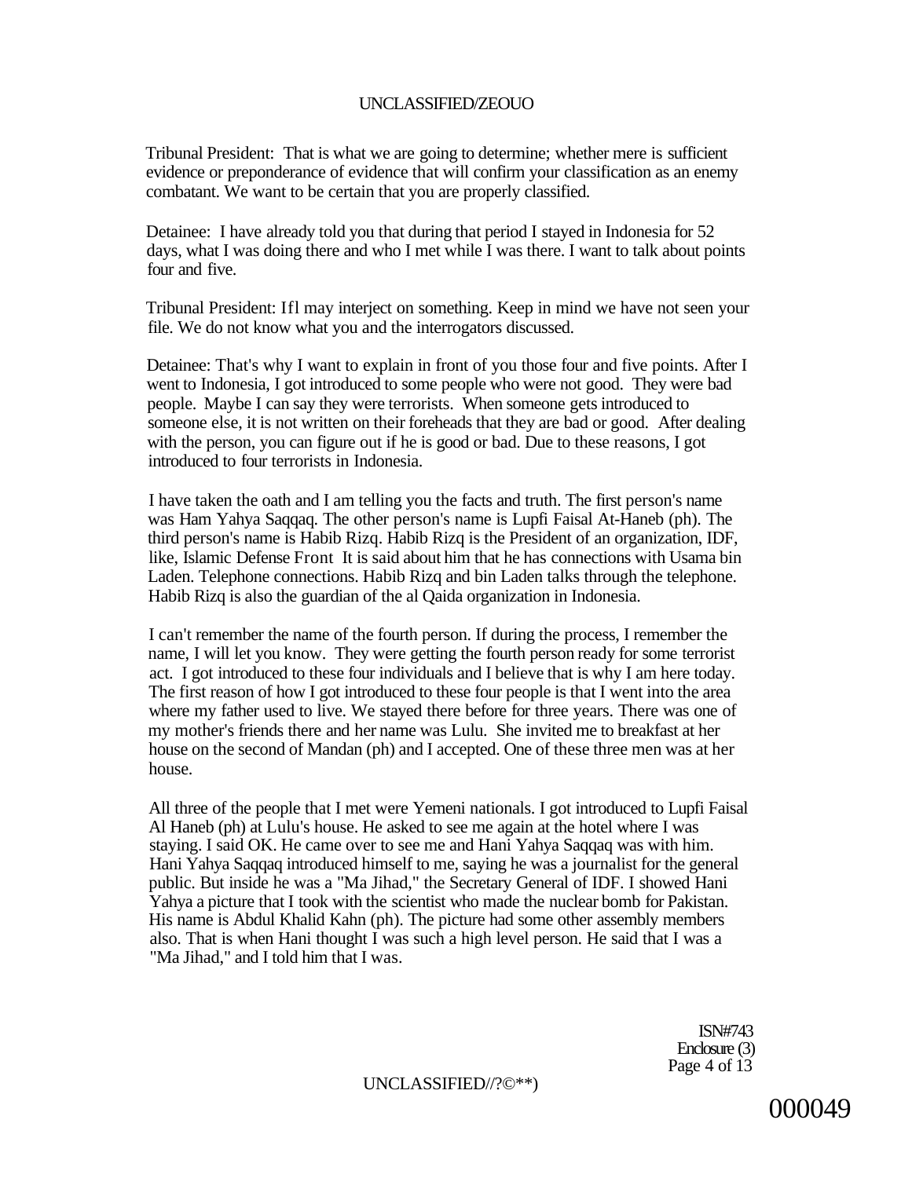Tribunal President: That is what we are going to determine; whether mere is sufficient evidence or preponderance of evidence that will confirm your classification as an enemy combatant. We want to be certain that you are properly classified.

Detainee: I have already told you that during that period I stayed in Indonesia for 52 days, what I was doing there and who I met while I was there. I want to talk about points four and five.

Tribunal President: Ifl may interject on something. Keep in mind we have not seen your file. We do not know what you and the interrogators discussed.

Detainee: That's why I want to explain in front of you those four and five points. After I went to Indonesia, I got introduced to some people who were not good. They were bad people. Maybe I can say they were terrorists. When someone gets introduced to someone else, it is not written on their foreheads that they are bad or good. After dealing with the person, you can figure out if he is good or bad. Due to these reasons, I got introduced to four terrorists in Indonesia.

I have taken the oath and I am telling you the facts and truth. The first person's name was Ham Yahya Saqqaq. The other person's name is Lupfi Faisal At-Haneb (ph). The third person's name is Habib Rizq. Habib Rizq is the President of an organization, IDF, like, Islamic Defense Front It is said about him that he has connections with Usama bin Laden. Telephone connections. Habib Rizq and bin Laden talks through the telephone. Habib Rizq is also the guardian of the al Qaida organization in Indonesia.

I can't remember the name of the fourth person. If during the process, I remember the name, I will let you know. They were getting the fourth person ready for some terrorist act. I got introduced to these four individuals and I believe that is why I am here today. The first reason of how I got introduced to these four people is that I went into the area where my father used to live. We stayed there before for three years. There was one of my mother's friends there and her name was Lulu. She invited me to breakfast at her house on the second of Mandan (ph) and I accepted. One of these three men was at her house.

All three of the people that I met were Yemeni nationals. I got introduced to Lupfi Faisal Al Haneb (ph) at Lulu's house. He asked to see me again at the hotel where I was staying. I said OK. He came over to see me and Hani Yahya Saqqaq was with him. Hani Yahya Saqqaq introduced himself to me, saying he was a journalist for the general public. But inside he was a "Ma Jihad," the Secretary General of IDF. I showed Hani Yahya a picture that I took with the scientist who made the nuclear bomb for Pakistan. His name is Abdul Khalid Kahn (ph). The picture had some other assembly members also. That is when Hani thought I was such a high level person. He said that I was a "Ma Jihad," and I told him that I was.

ISN#743
Enclosure (3)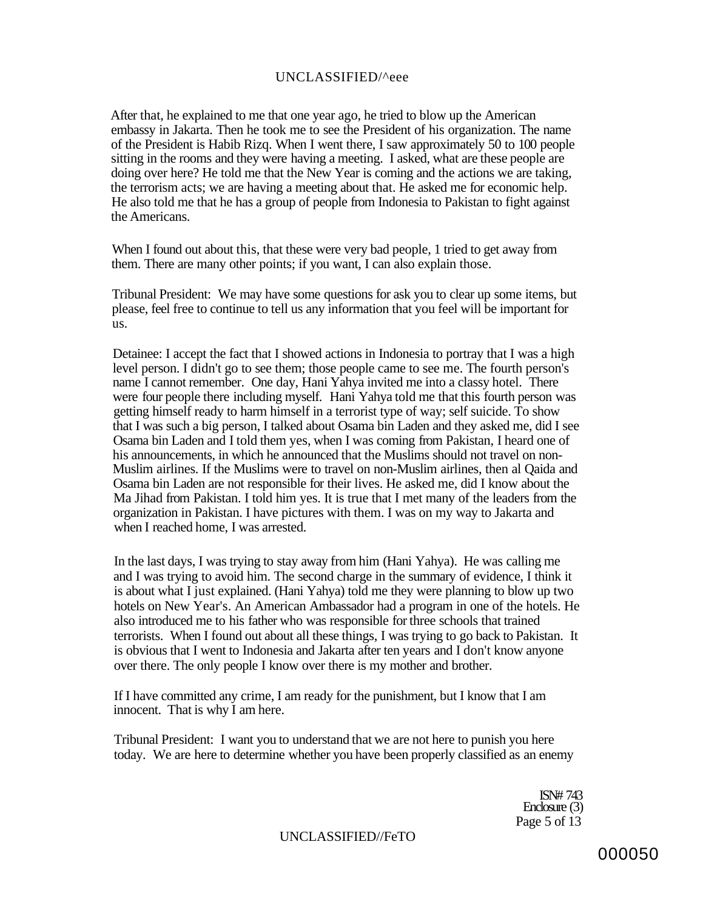After that, he explained to me that one year ago, he tried to blow up the American embassy in Jakarta. Then he took me to see the President of his organization. The name of the President is Habib Rizq. When I went there, I saw approximately 50 to 100 people sitting in the rooms and they were having a meeting. I asked, what are these people are doing over here? He told me that the New Year is coming and the actions we are taking, the terrorism acts; we are having a meeting about that. He asked me for economic help. He also told me that he has a group of people from Indonesia to Pakistan to fight against the Americans.

When I found out about this, that these were very bad people, 1 tried to get away from them. There are many other points; if you want, I can also explain those.

Tribunal President: We may have some questions for ask you to clear up some items, but please, feel free to continue to tell us any information that you feel will be important for us.

Detainee: I accept the fact that I showed actions in Indonesia to portray that I was a high level person. I didn't go to see them; those people came to see me. The fourth person's name I cannot remember. One day, Hani Yahya invited me into a classy hotel. There were four people there including myself. Hani Yahya told me that this fourth person was getting himself ready to harm himself in a terrorist type of way; self suicide. To show that I was such a big person, I talked about Osama bin Laden and they asked me, did I see Osama bin Laden and I told them yes, when I was coming from Pakistan, I heard one of his announcements, in which he announced that the Muslims should not travel on non-Muslim airlines. If the Muslims were to travel on non-Muslim airlines, then al Qaida and Osama bin Laden are not responsible for their lives. He asked me, did I know about the Ma Jihad from Pakistan. I told him yes. It is true that I met many of the leaders from the organization in Pakistan. I have pictures with them. I was on my way to Jakarta and when I reached home, I was arrested.

In the last days, I was trying to stay away from him (Hani Yahya). He was calling me and I was trying to avoid him. The second charge in the summary of evidence, I think it is about what I just explained. (Hani Yahya) told me they were planning to blow up two hotels on New Year's. An American Ambassador had a program in one of the hotels. He also introduced me to his father who was responsible for three schools that trained terrorists. When I found out about all these things, I was trying to go back to Pakistan. It is obvious that I went to Indonesia and Jakarta after ten years and I don't know anyone over there. The only people I know over there is my mother and brother.

If I have committed any crime, I am ready for the punishment, but I know that I am innocent. That is why I am here.

Tribunal President: I want you to understand that we are not here to punish you here today. We are here to determine whether you have been properly classified as an enemy

ISN# 743
Enclosure (3)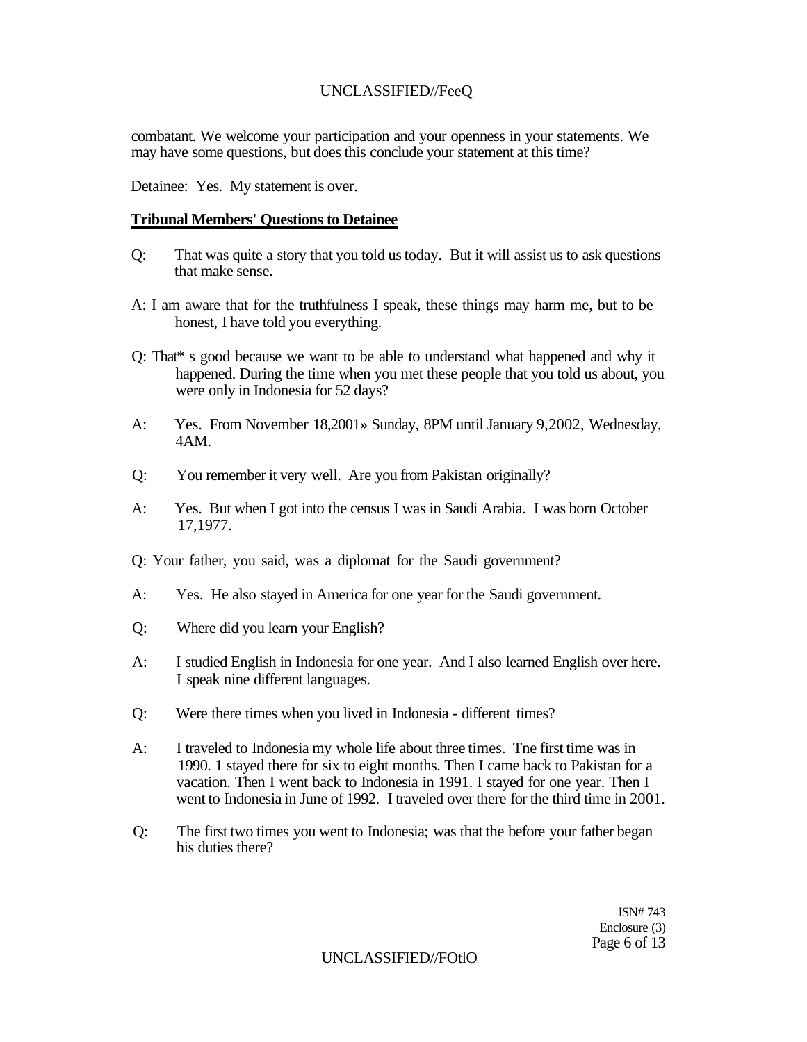combatant. We welcome your participation and your openness in your statements. We may have some questions, but does this conclude your statement at this time?

Detainee: Yes. My statement is over.

**Tribunal Members' Questions to Detainee**

Q: That was quite a story that you told us today. But it will assist us to ask questions that make sense.

A: I am aware that for the truthfulness I speak, these things may harm me, but to be honest, I have told you everything.

Q: That* s good because we want to be able to understand what happened and why it happened. During the time when you met these people that you told us about, you were only in Indonesia for 52 days?

A: Yes. From November 18,2001» Sunday, 8PM until January 9,2002, Wednesday, 4AM.

Q: You remember it very well. Are you from Pakistan originally?

A: Yes. But when I got into the census I was in Saudi Arabia. I was born October 17,1977.

Q: Your father, you said, was a diplomat for the Saudi government?

A: Yes. He also stayed in America for one year for the Saudi government.

Q: Where did you learn your English?

A: I studied English in Indonesia for one year. And I also learned English over here. I speak nine different languages.

Q: Were there times when you lived in Indonesia - different times?

A: I traveled to Indonesia my whole life about three times. Tne first time was in 1990. 1 stayed there for six to eight months. Then I came back to Pakistan for a vacation. Then I went back to Indonesia in 1991. I stayed for one year. Then I went to Indonesia in June of 1992. I traveled over there for the third time in 2001.

Q: The first two times you went to Indonesia; was that the before your father began his duties there?

ISN# 743
Enclosure (3)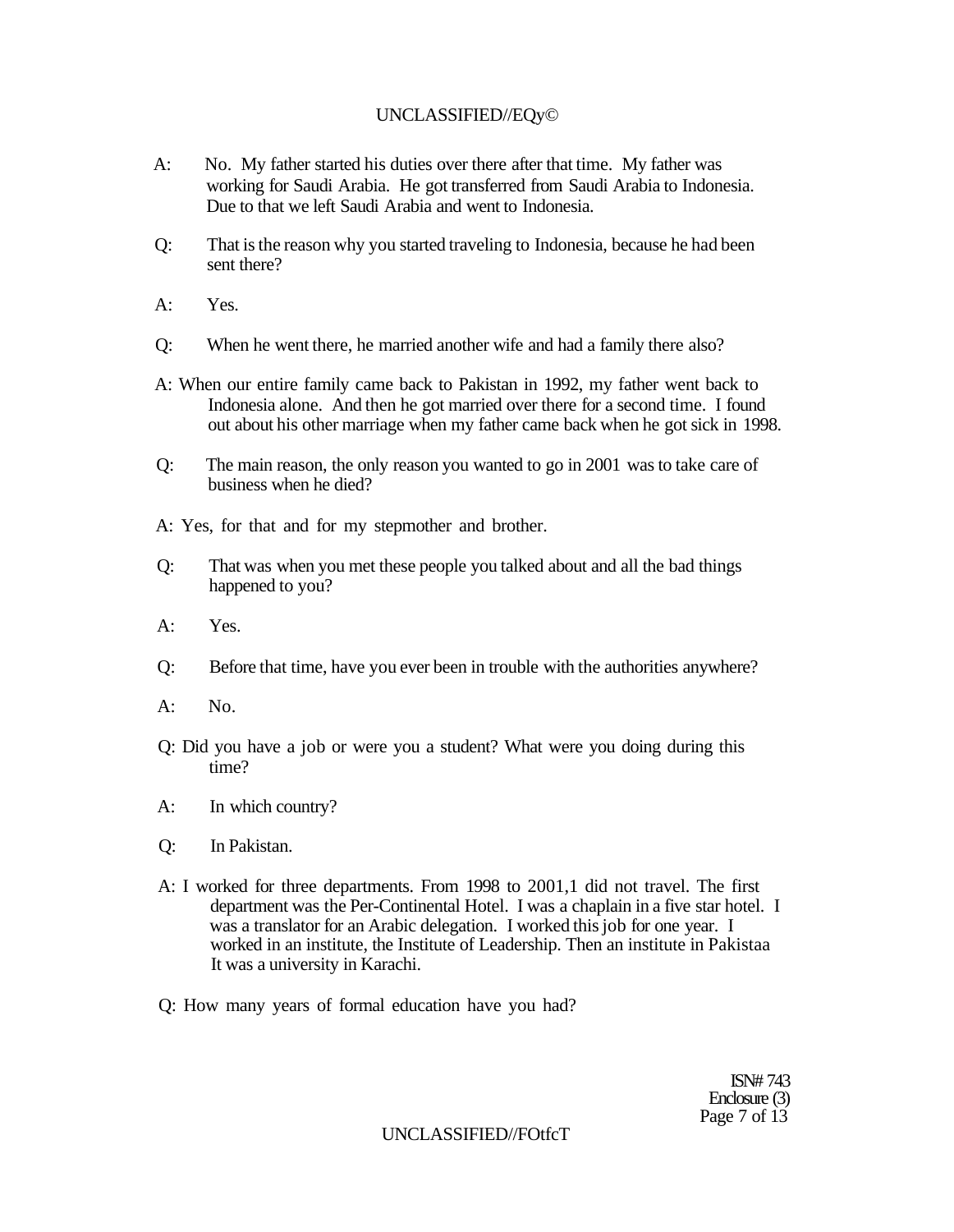A: No. My father started his duties over there after that time. My father was working for Saudi Arabia. He got transferred from Saudi Arabia to Indonesia. Due to that we left Saudi Arabia and went to Indonesia.

Q: That is the reason why you started traveling to Indonesia, because he had been sent there?

A: Yes.

Q: When he went there, he married another wife and had a family there also?

A: When our entire family came back to Pakistan in 1992, my father went back to Indonesia alone. And then he got married over there for a second time. I found out about his other marriage when my father came back when he got sick in 1998.

Q: The main reason, the only reason you wanted to go in 2001 was to take care of business when he died?

A: Yes, for that and for my stepmother and brother.

Q: That was when you met these people you talked about and all the bad things happened to you?

A: Yes.

Q: Before that time, have you ever been in trouble with the authorities anywhere?

A: No.

Q: Did you have a job or were you a student? What were you doing during this time?

A: In which country?

Q: In Pakistan.

A: I worked for three departments. From 1998 to 2001,1 did not travel. The first department was the Per-Continental Hotel. I was a chaplain in a five star hotel. I was a translator for an Arabic delegation. I worked this job for one year. I worked in an institute, the Institute of Leadership. Then an institute in Pakistaa It was a university in Karachi.

Q: How many years of formal education have you had?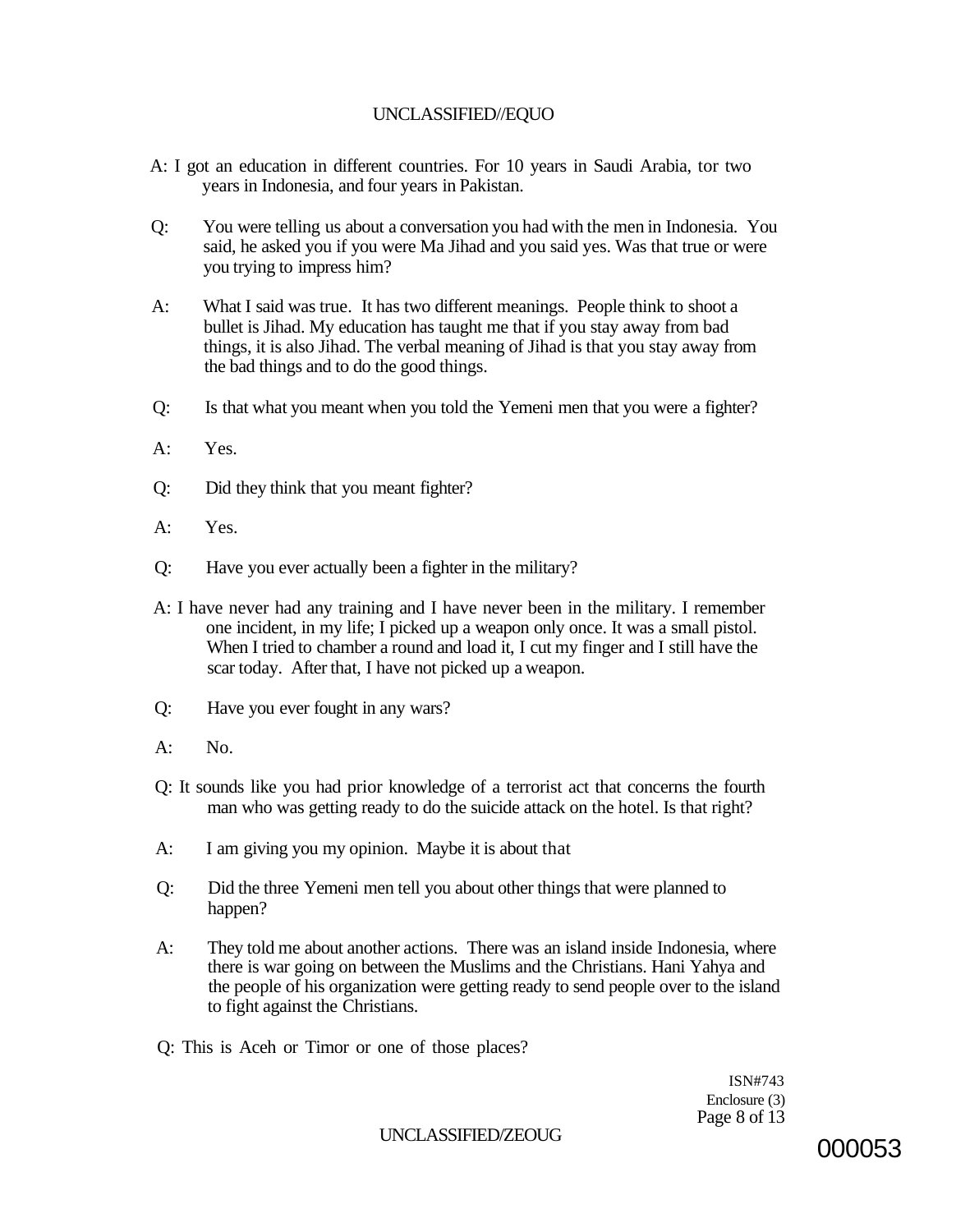A: I got an education in different countries. For 10 years in Saudi Arabia, tor two years in Indonesia, and four years in Pakistan.

Q: You were telling us about a conversation you had with the men in Indonesia. You said, he asked you if you were Ma Jihad and you said yes. Was that true or were you trying to impress him?

A: What I said was true. It has two different meanings. People think to shoot a bullet is Jihad. My education has taught me that if you stay away from bad things, it is also Jihad. The verbal meaning of Jihad is that you stay away from the bad things and to do the good things.

Q: Is that what you meant when you told the Yemeni men that you were a fighter?

A: Yes.

Q: Did they think that you meant fighter?

A: Yes.

Q: Have you ever actually been a fighter in the military?

A: I have never had any training and I have never been in the military. I remember one incident, in my life; I picked up a weapon only once. It was a small pistol. When I tried to chamber a round and load it, I cut my finger and I still have the scar today. After that, I have not picked up a weapon.

Q: Have you ever fought in any wars?

A: No.

Q: It sounds like you had prior knowledge of a terrorist act that concerns the fourth man who was getting ready to do the suicide attack on the hotel. Is that right?

A: I am giving you my opinion. Maybe it is about that

Q: Did the three Yemeni men tell you about other things that were planned to happen?

A: They told me about another actions. There was an island inside Indonesia, where there is war going on between the Muslims and the Christians. Hani Yahya and the people of his organization were getting ready to send people over to the island to fight against the Christians.

Q: This is Aceh or Timor or one of those places?

ISN#743
Enclosure (3)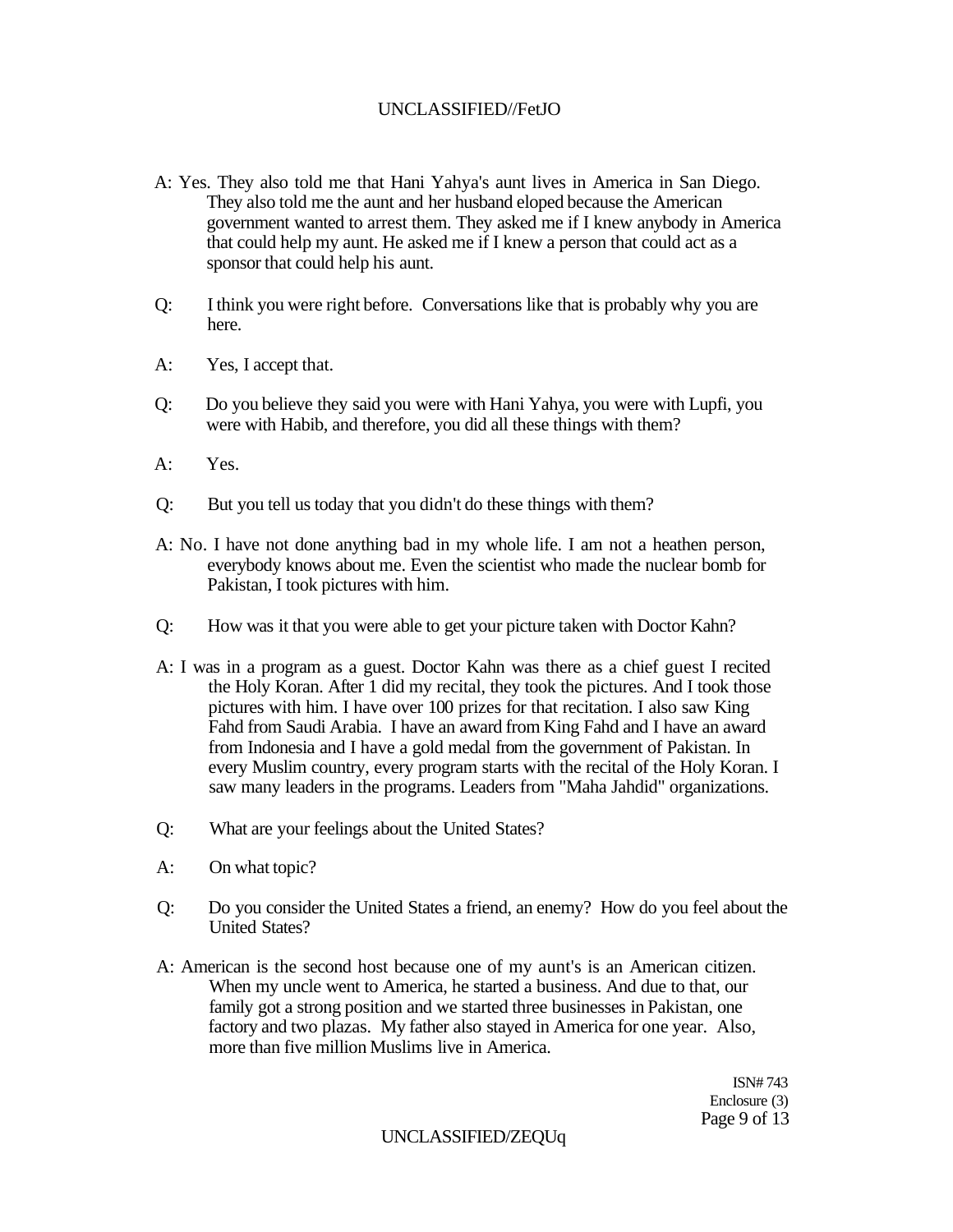A: Yes. They also told me that Hani Yahya's aunt lives in America in San Diego. They also told me the aunt and her husband eloped because the American government wanted to arrest them. They asked me if I knew anybody in America that could help my aunt. He asked me if I knew a person that could act as a sponsor that could help his aunt.

Q: I think you were right before. Conversations like that is probably why you are here.

A: Yes, I accept that.

Q: Do you believe they said you were with Hani Yahya, you were with Lupfi, you were with Habib, and therefore, you did all these things with them?

A: Yes.

Q: But you tell us today that you didn't do these things with them?

A: No. I have not done anything bad in my whole life. I am not a heathen person, everybody knows about me. Even the scientist who made the nuclear bomb for Pakistan, I took pictures with him.

Q: How was it that you were able to get your picture taken with Doctor Kahn?

A: I was in a program as a guest. Doctor Kahn was there as a chief guest I recited the Holy Koran. After 1 did my recital, they took the pictures. And I took those pictures with him. I have over 100 prizes for that recitation. I also saw King Fahd from Saudi Arabia. I have an award from King Fahd and I have an award from Indonesia and I have a gold medal from the government of Pakistan. In every Muslim country, every program starts with the recital of the Holy Koran. I saw many leaders in the programs. Leaders from "Maha Jahdid" organizations.

Q: What are your feelings about the United States?

A: On what topic?

Q: Do you consider the United States a friend, an enemy? How do you feel about the United States?

A: American is the second host because one of my aunt's is an American citizen. When my uncle went to America, he started a business. And due to that, our family got a strong position and we started three businesses in Pakistan, one factory and two plazas. My father also stayed in America for one year. Also, more than five million Muslims live in America.

ISN# 743
Enclosure (3)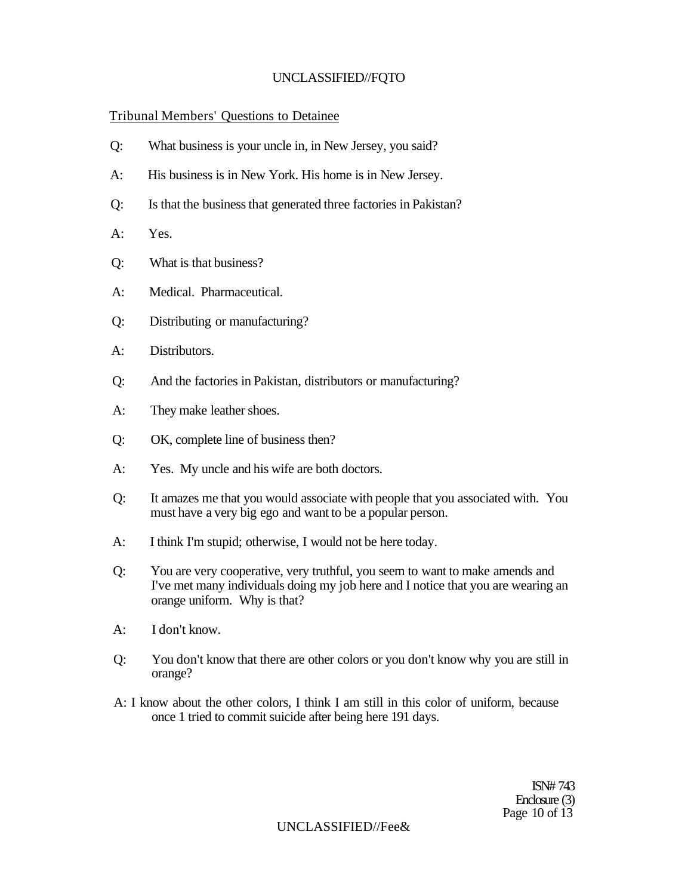Tribunal Members' Questions to Detainee

Q: What business is your uncle in, in New Jersey, you said?

A: His business is in New York. His home is in New Jersey.

Q: Is that the business that generated three factories in Pakistan?

A: Yes.

Q: What is that business?

A: Medical. Pharmaceutical.

Q: Distributing or manufacturing?

A: Distributors.

Q: And the factories in Pakistan, distributors or manufacturing?

A: They make leather shoes.

Q: OK, complete line of business then?

A: Yes. My uncle and his wife are both doctors.

Q: It amazes me that you would associate with people that you associated with. You must have a very big ego and want to be a popular person.

A: I think I'm stupid; otherwise, I would not be here today.

Q: You are very cooperative, very truthful, you seem to want to make amends and I've met many individuals doing my job here and I notice that you are wearing an orange uniform. Why is that?

A: I don't know.

Q: You don't know that there are other colors or you don't know why you are still in orange?

A: I know about the other colors, I think I am still in this color of uniform, because once 1 tried to commit suicide after being here 191 days.

ISN# 743
Enclosure (3)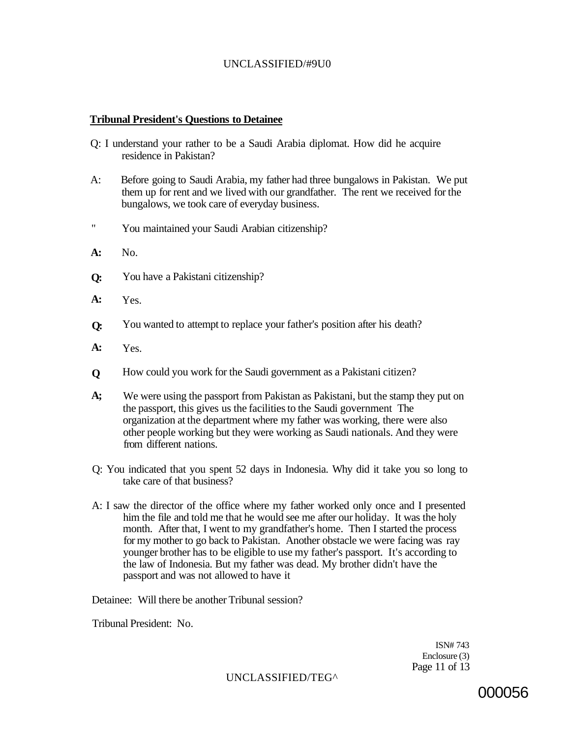**Tribunal President's Questions to Detainee**

Q: I understand your rather to be a Saudi Arabia diplomat. How did he acquire residence in Pakistan?

A: Before going to Saudi Arabia, my father had three bungalows in Pakistan. We put them up for rent and we lived with our grandfather. The rent we received for the bungalows, we took care of everyday business.

" You maintained your Saudi Arabian citizenship?

**A:** No.

**Q:** You have a Pakistani citizenship?

**A:** Yes.

**Q:** You wanted to attempt to replace your father's position after his death?

**A:** Yes.

**Q** How could you work for the Saudi government as a Pakistani citizen?

**A;** We were using the passport from Pakistan as Pakistani, but the stamp they put on the passport, this gives us the facilities to the Saudi government The organization at the department where my father was working, there were also other people working but they were working as Saudi nationals. And they were from different nations.

Q: You indicated that you spent 52 days in Indonesia. Why did it take you so long to take care of that business?

A: I saw the director of the office where my father worked only once and I presented him the file and told me that he would see me after our holiday. It was the holy month. After that, I went to my grandfather's home. Then I started the process for my mother to go back to Pakistan. Another obstacle we were facing was ray younger brother has to be eligible to use my father's passport. It's according to the law of Indonesia. But my father was dead. My brother didn't have the passport and was not allowed to have it

Detainee: Will there be another Tribunal session?

Tribunal President: No.

ISN# 743
Enclosure (3)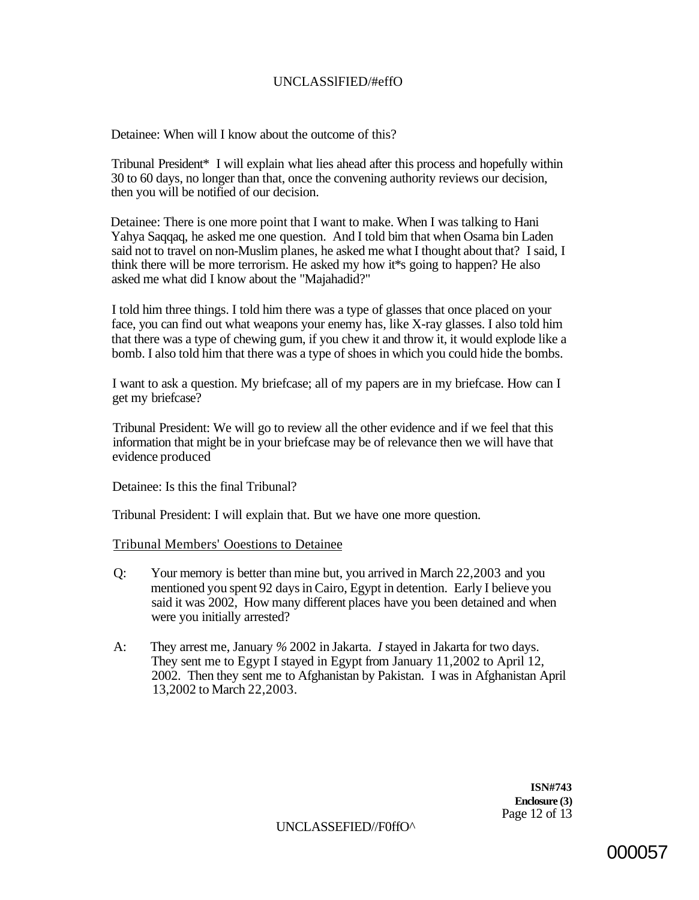Detainee: When will I know about the outcome of this?

Tribunal President* I will explain what lies ahead after this process and hopefully within 30 to 60 days, no longer than that, once the convening authority reviews our decision, then you will be notified of our decision.

Detainee: There is one more point that I want to make. When I was talking to Hani Yahya Saqqaq, he asked me one question. And I told bim that when Osama bin Laden said not to travel on non-Muslim planes, he asked me what I thought about that? I said, I think there will be more terrorism. He asked my how it*s going to happen? He also asked me what did I know about the "Majahadid?"

I told him three things. I told him there was a type of glasses that once placed on your face, you can find out what weapons your enemy has, like X-ray glasses. I also told him that there was a type of chewing gum, if you chew it and throw it, it would explode like a bomb. I also told him that there was a type of shoes in which you could hide the bombs.

I want to ask a question. My briefcase; all of my papers are in my briefcase. How can I get my briefcase?

Tribunal President: We will go to review all the other evidence and if we feel that this information that might be in your briefcase may be of relevance then we will have that evidence produced

Detainee: Is this the final Tribunal?

Tribunal President: I will explain that. But we have one more question.

Tribunal Members' Ooestions to Detainee

Q: Your memory is better than mine but, you arrived in March 22,2003 and you mentioned you spent 92 days in Cairo, Egypt in detention. Early I believe you said it was 2002, How many different places have you been detained and when were you initially arrested?

A: They arrest me, January % 2002 in Jakarta. *I* stayed in Jakarta for two days. They sent me to Egypt I stayed in Egypt from January 11,2002 to April 12, 2002. Then they sent me to Afghanistan by Pakistan. I was in Afghanistan April 13,2002 to March 22,2003.

**ISN#743**
**Enclosure (3)**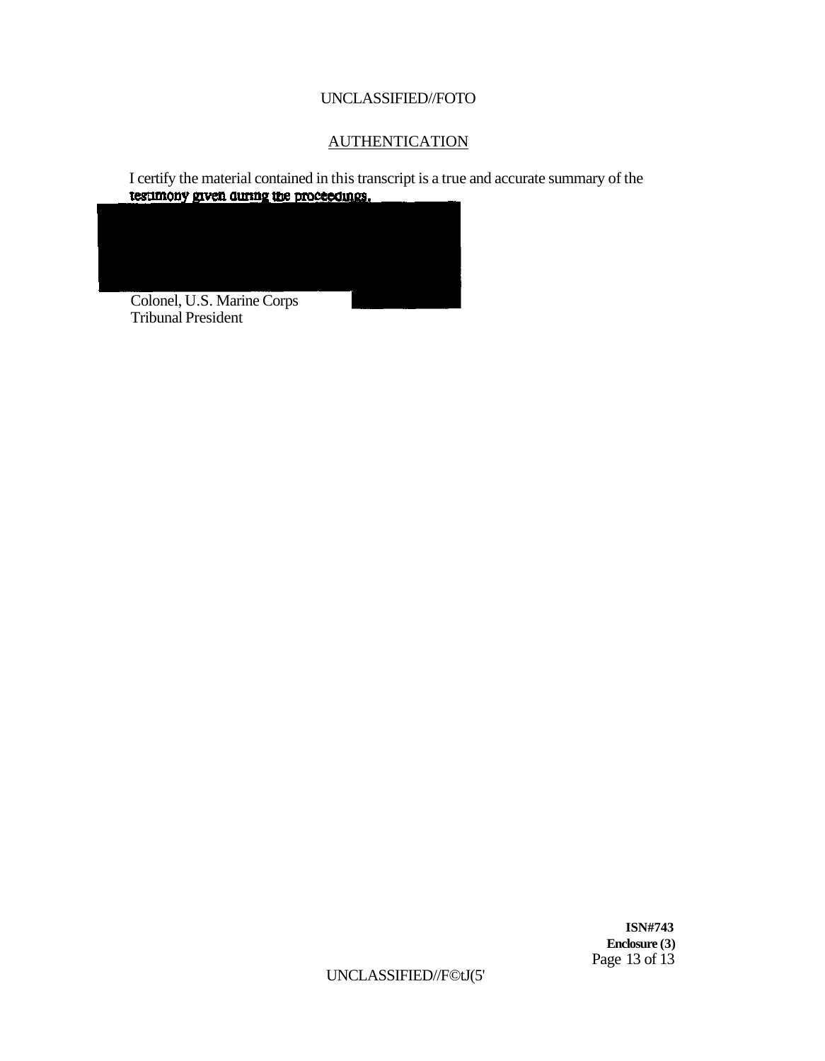UNCLASSIFIED//FOTO

## AUTHENTICATION

I certify the material contained in this transcript is a true and accurate summary of the testimony given during the proceedings.

Colonel, U.S. Marine Corps
Tribunal President

**ISN#743**
**Enclosure (3)**
Page 13 of 13

UNCLASSIFIED//F©tJ(5'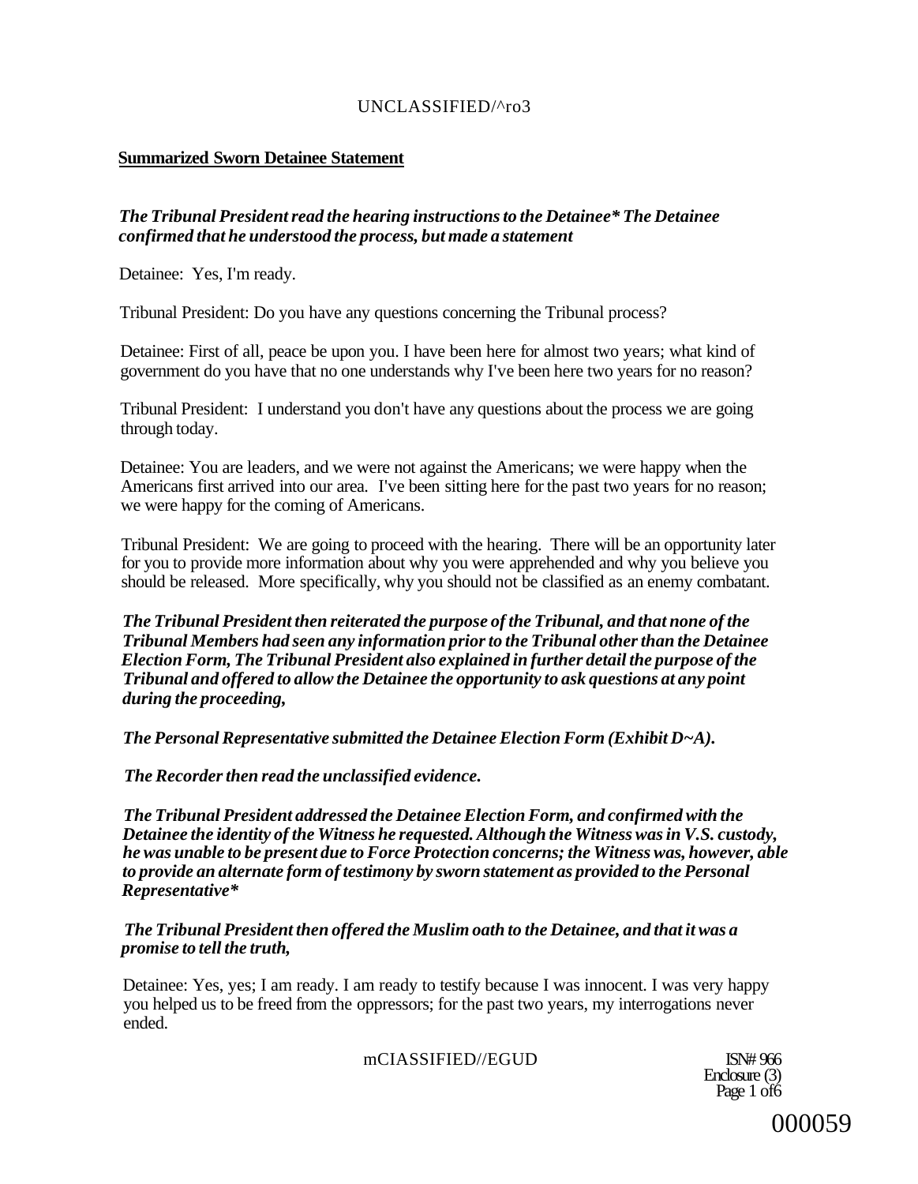**Summarized Sworn Detainee Statement**

***The Tribunal President read the hearing instructions to the Detainee* The Detainee confirmed that he understood the process, but made a statement***

Detainee: Yes, I'm ready.

Tribunal President: Do you have any questions concerning the Tribunal process?

Detainee: First of all, peace be upon you. I have been here for almost two years; what kind of government do you have that no one understands why I've been here two years for no reason?

Tribunal President: I understand you don't have any questions about the process we are going through today.

Detainee: You are leaders, and we were not against the Americans; we were happy when the Americans first arrived into our area. I've been sitting here for the past two years for no reason; we were happy for the coming of Americans.

Tribunal President: We are going to proceed with the hearing. There will be an opportunity later for you to provide more information about why you were apprehended and why you believe you should be released. More specifically, why you should not be classified as an enemy combatant.

***The Tribunal President then reiterated the purpose of the Tribunal, and that none of the Tribunal Members had seen any information prior to the Tribunal other than the Detainee Election Form, The Tribunal President also explained in further detail the purpose of the Tribunal and offered to allow the Detainee the opportunity to ask questions at any point during the proceeding,***

***The Personal Representative submitted the Detainee Election Form (Exhibit D~A).***

***The Recorder then read the unclassified evidence.***

***The Tribunal President addressed the Detainee Election Form, and confirmed with the Detainee the identity of the Witness he requested. Although the Witness was in V.S. custody, he was unable to be present due to Force Protection concerns; the Witness was, however, able to provide an alternate form of testimony by sworn statement as provided to the Personal Representative****

***The Tribunal President then offered the Muslim oath to the Detainee, and that it was a promise to tell the truth,***

Detainee: Yes, yes; I am ready. I am ready to testify because I was innocent. I was very happy you helped us to be freed from the oppressors; for the past two years, my interrogations never ended.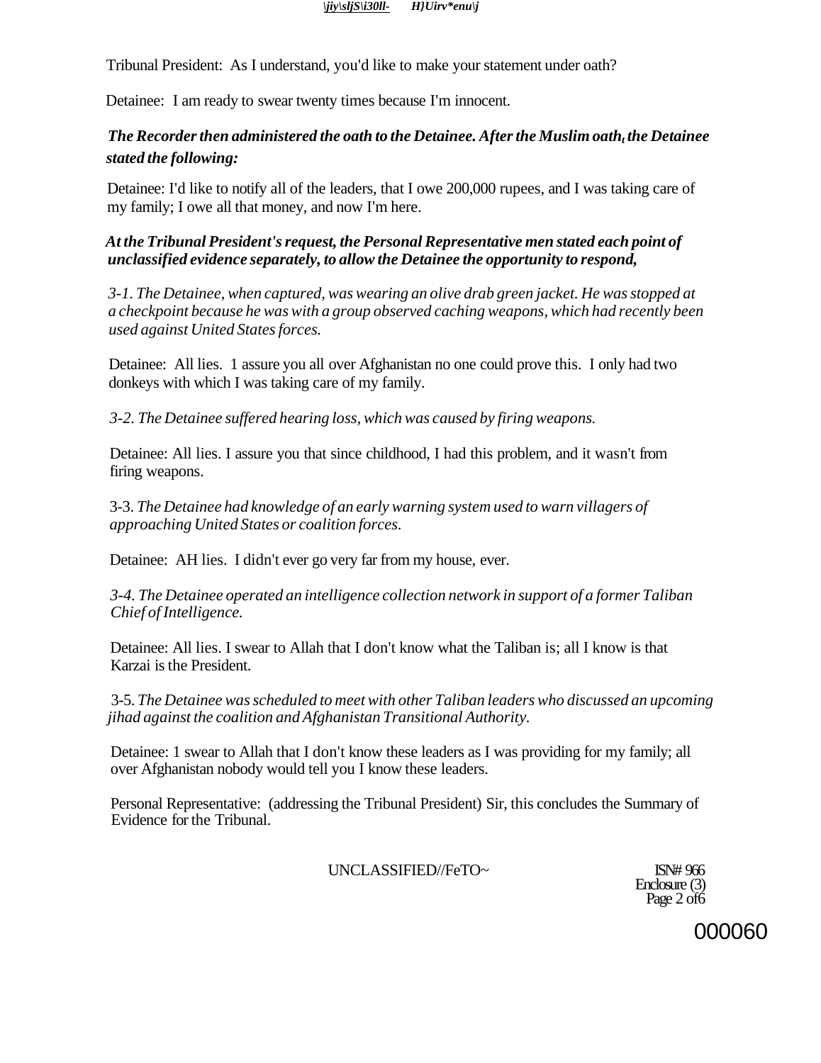Tribunal President: As I understand, you'd like to make your statement under oath?

Detainee: I am ready to swear twenty times because I'm innocent.

***The Recorder then administered the oath to the Detainee. After the Muslim oath, the Detainee stated the following:***

Detainee: I'd like to notify all of the leaders, that I owe 200,000 rupees, and I was taking care of my family; I owe all that money, and now I'm here.

***At the Tribunal President's request, the Personal Representative men stated each point of unclassified evidence separately, to allow the Detainee the opportunity to respond,***

*3-1. The Detainee, when captured, was wearing an olive drab green jacket. He was stopped at a checkpoint because he was with a group observed caching weapons, which had recently been used against United States forces.*

Detainee: All lies. 1 assure you all over Afghanistan no one could prove this. I only had two donkeys with which I was taking care of my family.

*3-2. The Detainee suffered hearing loss, which was caused by firing weapons.*

Detainee: All lies. I assure you that since childhood, I had this problem, and it wasn't from firing weapons.

3-3. *The Detainee had knowledge of an early warning system used to warn villagers of approaching United States or coalition forces.*

Detainee: AH lies. I didn't ever go very far from my house, ever.

*3-4. The Detainee operated an intelligence collection network in support of a former Taliban Chief of Intelligence.*

Detainee: All lies. I swear to Allah that I don't know what the Taliban is; all I know is that Karzai is the President.

3-5. *The Detainee was scheduled to meet with other Taliban leaders who discussed an upcoming jihad against the coalition and Afghanistan Transitional Authority.*

Detainee: 1 swear to Allah that I don't know these leaders as I was providing for my family; all over Afghanistan nobody would tell you I know these leaders.

Personal Representative: (addressing the Tribunal President) Sir, this concludes the Summary of Evidence for the Tribunal.

UNCLASSIFIED//FeTO~

ISN# 966
Enclosure (3)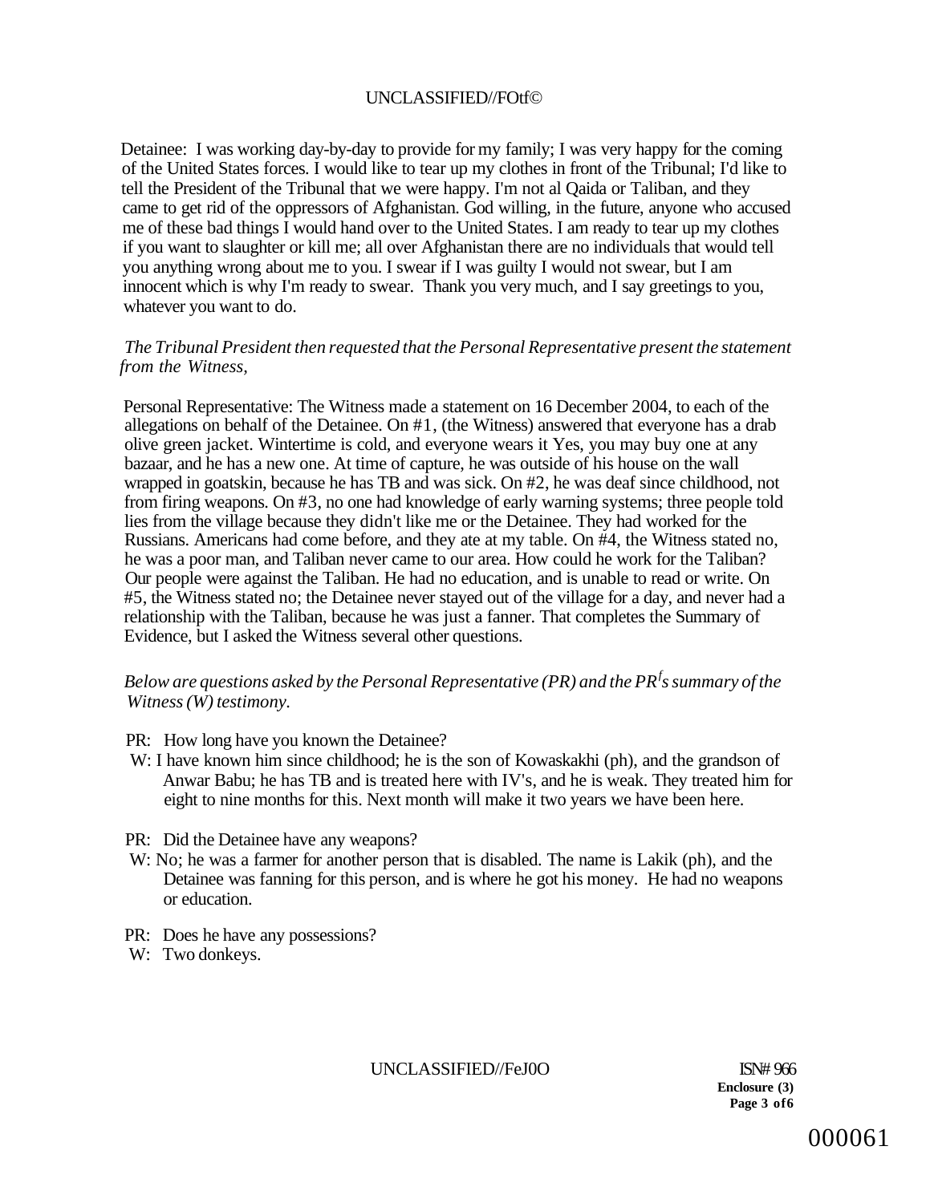Detainee: I was working day-by-day to provide for my family; I was very happy for the coming of the United States forces. I would like to tear up my clothes in front of the Tribunal; I'd like to tell the President of the Tribunal that we were happy. I'm not al Qaida or Taliban, and they came to get rid of the oppressors of Afghanistan. God willing, in the future, anyone who accused me of these bad things I would hand over to the United States. I am ready to tear up my clothes if you want to slaughter or kill me; all over Afghanistan there are no individuals that would tell you anything wrong about me to you. I swear if I was guilty I would not swear, but I am innocent which is why I'm ready to swear. Thank you very much, and I say greetings to you, whatever you want to do.

*The Tribunal President then requested that the Personal Representative present the statement from the Witness,*

Personal Representative: The Witness made a statement on 16 December 2004, to each of the allegations on behalf of the Detainee. On #1, (the Witness) answered that everyone has a drab olive green jacket. Wintertime is cold, and everyone wears it Yes, you may buy one at any bazaar, and he has a new one. At time of capture, he was outside of his house on the wall wrapped in goatskin, because he has TB and was sick. On #2, he was deaf since childhood, not from firing weapons. On #3, no one had knowledge of early warning systems; three people told lies from the village because they didn't like me or the Detainee. They had worked for the Russians. Americans had come before, and they ate at my table. On #4, the Witness stated no, he was a poor man, and Taliban never came to our area. How could he work for the Taliban? Our people were against the Taliban. He had no education, and is unable to read or write. On #5, the Witness stated no; the Detainee never stayed out of the village for a day, and never had a relationship with the Taliban, because he was just a fanner. That completes the Summary of Evidence, but I asked the Witness several other questions.

*Below are questions asked by the Personal Representative (PR) and the PR's summary of the Witness (W) testimony.*

PR: How long have you known the Detainee?

W: I have known him since childhood; he is the son of Kowaskakhi (ph), and the grandson of Anwar Babu; he has TB and is treated here with IV's, and he is weak. They treated him for eight to nine months for this. Next month will make it two years we have been here.

PR: Did the Detainee have any weapons?

W: No; he was a farmer for another person that is disabled. The name is Lakik (ph), and the Detainee was fanning for this person, and is where he got his money. He had no weapons or education.

PR: Does he have any possessions?

W: Two donkeys.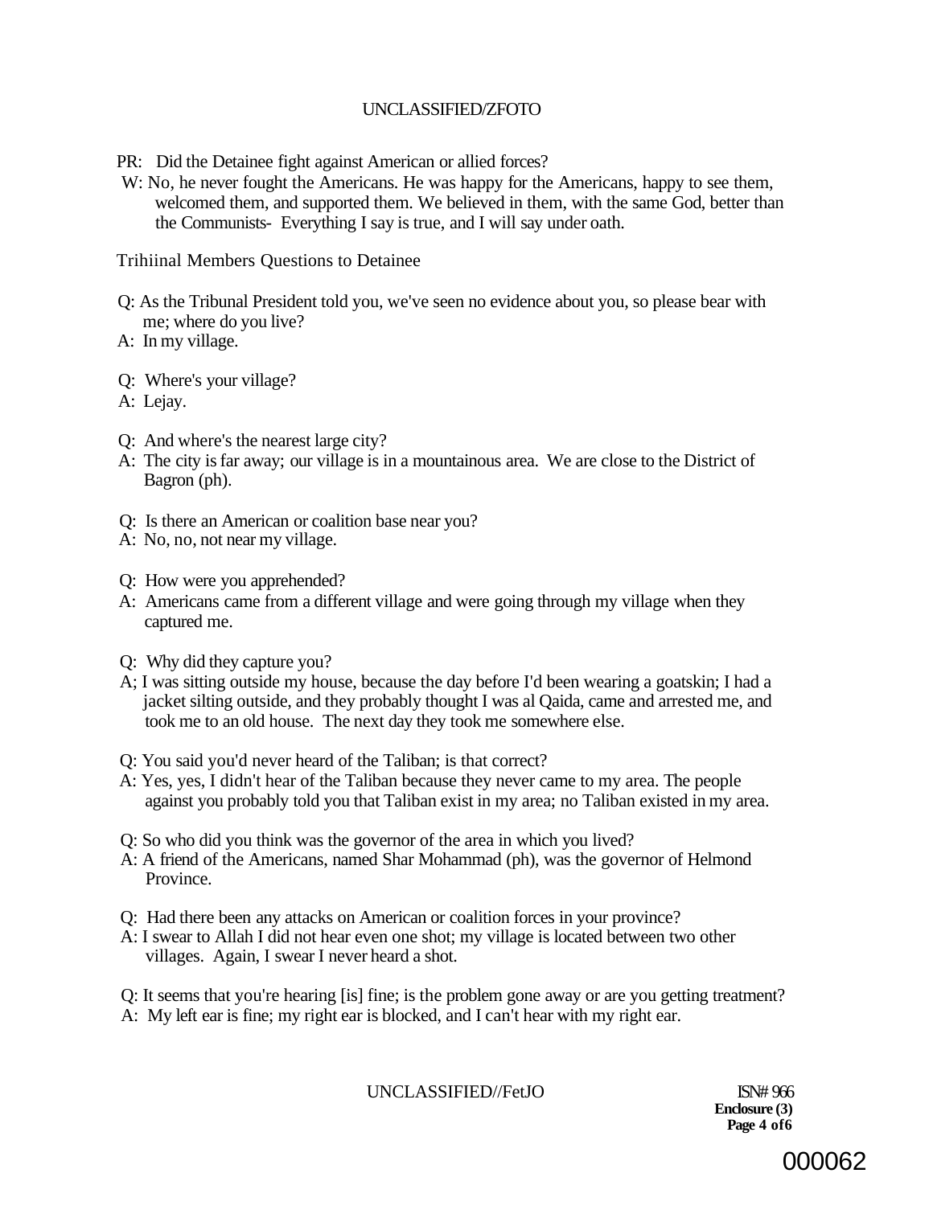PR: Did the Detainee fight against American or allied forces?

W: No, he never fought the Americans. He was happy for the Americans, happy to see them, welcomed them, and supported them. We believed in them, with the same God, better than the Communists- Everything I say is true, and I will say under oath.

Trihiinal Members Questions to Detainee

Q: As the Tribunal President told you, we've seen no evidence about you, so please bear with me; where do you live?

A: In my village.

Q: Where's your village?

A: Lejay.

Q: And where's the nearest large city?

A: The city is far away; our village is in a mountainous area. We are close to the District of Bagron (ph).

Q: Is there an American or coalition base near you?

A: No, no, not near my village.

Q: How were you apprehended?

A: Americans came from a different village and were going through my village when they captured me.

Q: Why did they capture you?

A; I was sitting outside my house, because the day before I'd been wearing a goatskin; I had a jacket silting outside, and they probably thought I was al Qaida, came and arrested me, and took me to an old house. The next day they took me somewhere else.

Q: You said you'd never heard of the Taliban; is that correct?

A: Yes, yes, I didn't hear of the Taliban because they never came to my area. The people against you probably told you that Taliban exist in my area; no Taliban existed in my area.

Q: So who did you think was the governor of the area in which you lived?

A: A friend of the Americans, named Shar Mohammad (ph), was the governor of Helmond Province.

Q: Had there been any attacks on American or coalition forces in your province?

A: I swear to Allah I did not hear even one shot; my village is located between two other villages. Again, I swear I never heard a shot.

Q: It seems that you're hearing [is] fine; is the problem gone away or are you getting treatment?

A: My left ear is fine; my right ear is blocked, and I can't hear with my right ear.

ISN# 966
**Enclosure (3)**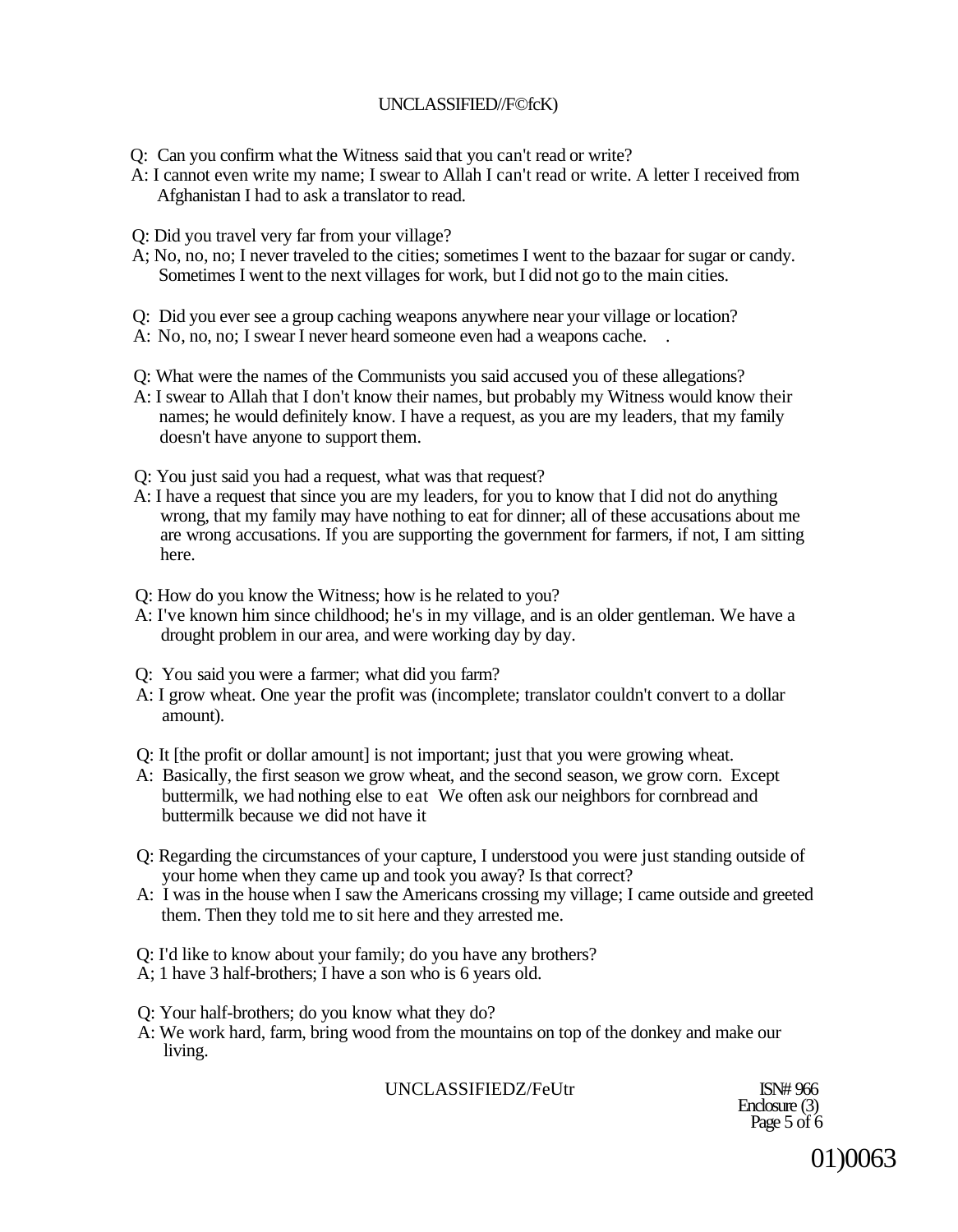Q: Can you confirm what the Witness said that you can't read or write?
A: I cannot even write my name; I swear to Allah I can't read or write. A letter I received from Afghanistan I had to ask a translator to read.

Q: Did you travel very far from your village?
A; No, no, no; I never traveled to the cities; sometimes I went to the bazaar for sugar or candy. Sometimes I went to the next villages for work, but I did not go to the main cities.

Q: Did you ever see a group caching weapons anywhere near your village or location?
A: No, no, no; I swear I never heard someone even had a weapons cache. .

Q: What were the names of the Communists you said accused you of these allegations?
A: I swear to Allah that I don't know their names, but probably my Witness would know their names; he would definitely know. I have a request, as you are my leaders, that my family doesn't have anyone to support them.

Q: You just said you had a request, what was that request?
A: I have a request that since you are my leaders, for you to know that I did not do anything wrong, that my family may have nothing to eat for dinner; all of these accusations about me are wrong accusations. If you are supporting the government for farmers, if not, I am sitting here.

Q: How do you know the Witness; how is he related to you?
A: I've known him since childhood; he's in my village, and is an older gentleman. We have a drought problem in our area, and were working day by day.

Q: You said you were a farmer; what did you farm?
A: I grow wheat. One year the profit was (incomplete; translator couldn't convert to a dollar amount).

Q: It [the profit or dollar amount] is not important; just that you were growing wheat.
A: Basically, the first season we grow wheat, and the second season, we grow corn. Except buttermilk, we had nothing else to eat We often ask our neighbors for cornbread and buttermilk because we did not have it

Q: Regarding the circumstances of your capture, I understood you were just standing outside of your home when they came up and took you away? Is that correct?
A: I was in the house when I saw the Americans crossing my village; I came outside and greeted them. Then they told me to sit here and they arrested me.

Q: I'd like to know about your family; do you have any brothers?
A; 1 have 3 half-brothers; I have a son who is 6 years old.

Q: Your half-brothers; do you know what they do?
A: We work hard, farm, bring wood from the mountains on top of the donkey and make our living.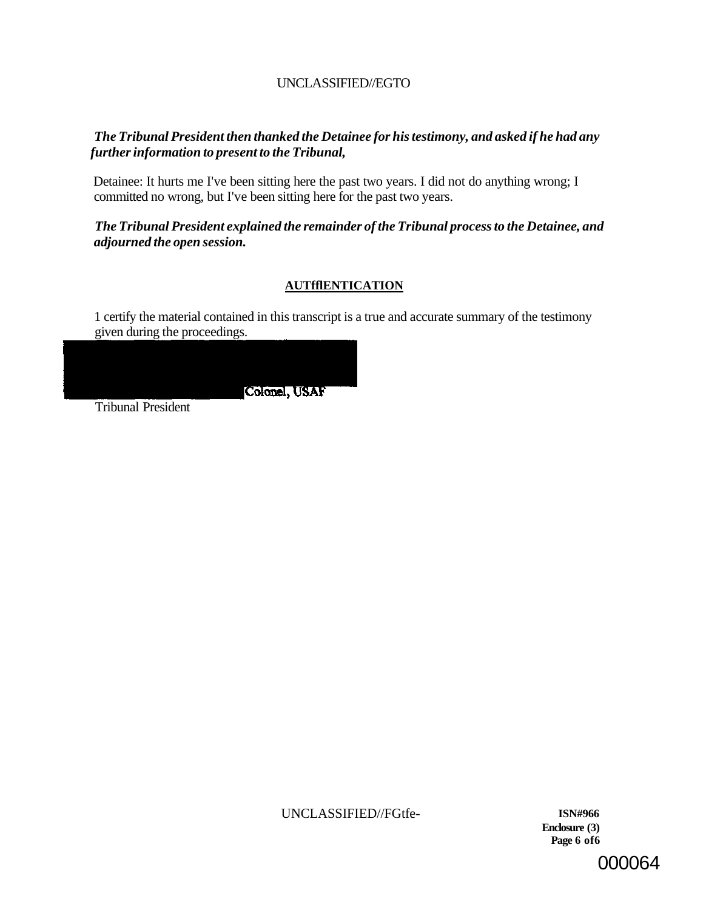*The Tribunal President then thanked the Detainee for his testimony, and asked if he had any further information to present to the Tribunal,*

Detainee: It hurts me I've been sitting here the past two years. I did not do anything wrong; I committed no wrong, but I've been sitting here for the past two years.

*The Tribunal President explained the remainder of the Tribunal process to the Detainee, and adjourned the open session.*

**AUTffIENTICATION**

1 certify the material contained in this transcript is a true and accurate summary of the testimony given during the proceedings.

Colonel, USAF
Tribunal President

ISN#966
Enclosure (3)
Page 6 of 6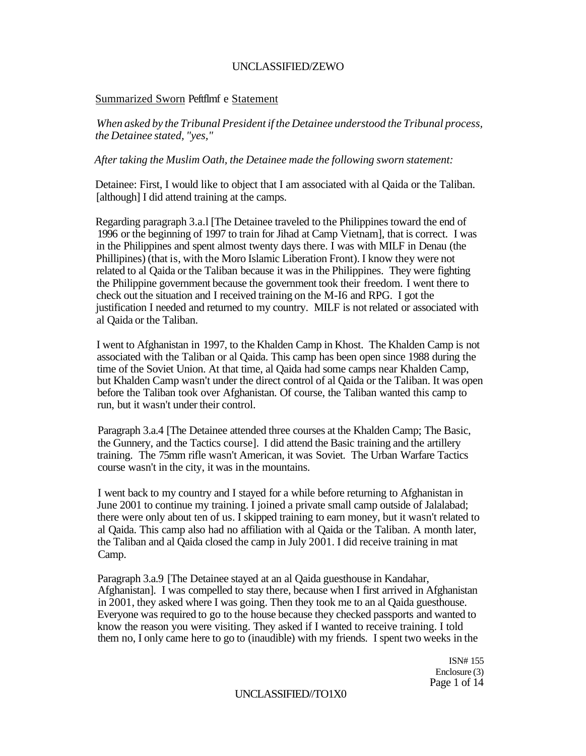Summarized Sworn Peftflmf e Statement

*When asked by the Tribunal President if the Detainee understood the Tribunal process, the Detainee stated, "yes,"*

*After taking the Muslim Oath, the Detainee made the following sworn statement:*

Detainee: First, I would like to object that I am associated with al Qaida or the Taliban. [although] I did attend training at the camps.

Regarding paragraph 3.a.l [The Detainee traveled to the Philippines toward the end of 1996 or the beginning of 1997 to train for Jihad at Camp Vietnam], that is correct. I was in the Philippines and spent almost twenty days there. I was with MILF in Denau (the Phillipines) (that is, with the Moro Islamic Liberation Front). I know they were not related to al Qaida or the Taliban because it was in the Philippines. They were fighting the Philippine government because the government took their freedom. I went there to check out the situation and I received training on the M-I6 and RPG. I got the justification I needed and returned to my country. MILF is not related or associated with al Qaida or the Taliban.

I went to Afghanistan in 1997, to the Khalden Camp in Khost. The Khalden Camp is not associated with the Taliban or al Qaida. This camp has been open since 1988 during the time of the Soviet Union. At that time, al Qaida had some camps near Khalden Camp, but Khalden Camp wasn't under the direct control of al Qaida or the Taliban. It was open before the Taliban took over Afghanistan. Of course, the Taliban wanted this camp to run, but it wasn't under their control.

Paragraph 3.a.4 [The Detainee attended three courses at the Khalden Camp; The Basic, the Gunnery, and the Tactics course]. I did attend the Basic training and the artillery training. The 75mm rifle wasn't American, it was Soviet. The Urban Warfare Tactics course wasn't in the city, it was in the mountains.

I went back to my country and I stayed for a while before returning to Afghanistan in June 2001 to continue my training. I joined a private small camp outside of Jalalabad; there were only about ten of us. I skipped training to earn money, but it wasn't related to al Qaida. This camp also had no affiliation with al Qaida or the Taliban. A month later, the Taliban and al Qaida closed the camp in July 2001. I did receive training in mat Camp.

Paragraph 3.a.9 [The Detainee stayed at an al Qaida guesthouse in Kandahar, Afghanistan]. I was compelled to stay there, because when I first arrived in Afghanistan in 2001, they asked where I was going. Then they took me to an al Qaida guesthouse. Everyone was required to go to the house because they checked passports and wanted to know the reason you were visiting. They asked if I wanted to receive training. I told them no, I only came here to go to (inaudible) with my friends. I spent two weeks in the

ISN# 155
Enclosure (3)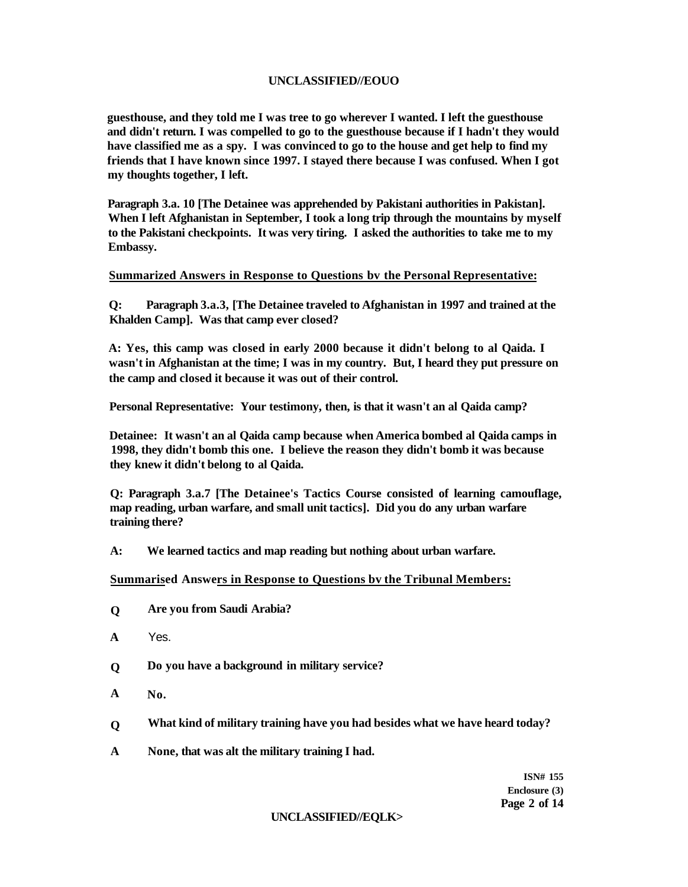guesthouse, and they told me I was tree to go wherever I wanted. I left the guesthouse and didn't return. I was compelled to go to the guesthouse because if I hadn't they would have classified me as a spy. I was convinced to go to the house and get help to find my friends that I have known since 1997. I stayed there because I was confused. When I got my thoughts together, I left.

Paragraph 3.a. 10 [The Detainee was apprehended by Pakistani authorities in Pakistan]. When I left Afghanistan in September, I took a long trip through the mountains by myself to the Pakistani checkpoints. It was very tiring. I asked the authorities to take me to my Embassy.

**Summarized Answers in Response to Questions bv the Personal Representative:**

**Q:** Paragraph 3.a.3, [The Detainee traveled to Afghanistan in 1997 and trained at the Khalden Camp]. Was that camp ever closed?

**A:** Yes, this camp was closed in early 2000 because it didn't belong to al Qaida. I wasn't in Afghanistan at the time; I was in my country. But, I heard they put pressure on the camp and closed it because it was out of their control.

**Personal Representative:** Your testimony, then, is that it wasn't an al Qaida camp?

**Detainee:** It wasn't an al Qaida camp because when America bombed al Qaida camps in 1998, they didn't bomb this one. I believe the reason they didn't bomb it was because they knew it didn't belong to al Qaida.

**Q:** Paragraph 3.a.7 [The Detainee's Tactics Course consisted of learning camouflage, map reading, urban warfare, and small unit tactics]. Did you do any urban warfare training there?

**A:** We learned tactics and map reading but nothing about urban warfare.

**Summarised Answers in Response to Questions bv the Tribunal Members:**

**Q** Are you from Saudi Arabia?

**A** Yes.

**Q** Do you have a background in military service?

**A** No.

**Q** What kind of military training have you had besides what we have heard today?

**A** None, that was alt the military training I had.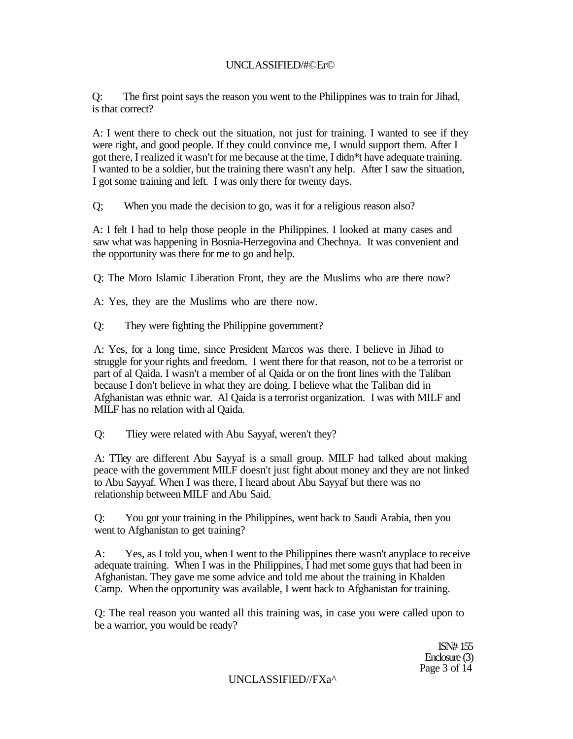Q: The first point says the reason you went to the Philippines was to train for Jihad, is that correct?

A: I went there to check out the situation, not just for training. I wanted to see if they were right, and good people. If they could convince me, I would support them. After I got there, I realized it wasn't for me because at the time, I didn*t have adequate training. I wanted to be a soldier, but the training there wasn't any help. After I saw the situation, I got some training and left. I was only there for twenty days.

Q; When you made the decision to go, was it for a religious reason also?

A: I felt I had to help those people in the Philippines. I looked at many cases and saw what was happening in Bosnia-Herzegovina and Chechnya. It was convenient and the opportunity was there for me to go and help.

Q: The Moro Islamic Liberation Front, they are the Muslims who are there now?

A: Yes, they are the Muslims who are there now.

Q: They were fighting the Philippine government?

A: Yes, for a long time, since President Marcos was there. I believe in Jihad to struggle for your rights and freedom. I went there for that reason, not to be a terrorist or part of al Qaida. I wasn't a member of al Qaida or on the front lines with the Taliban because I don't believe in what they are doing. I believe what the Taliban did in Afghanistan was ethnic war. Al Qaida is a terrorist organization. I was with MILF and MILF has no relation with al Qaida.

Q: Tliey were related with Abu Sayyaf, weren't they?

A: TTiey are different Abu Sayyaf is a small group. MILF had talked about making peace with the government MILF doesn't just fight about money and they are not linked to Abu Sayyaf. When I was there, I heard about Abu Sayyaf but there was no relationship between MILF and Abu Said.

Q: You got your training in the Philippines, went back to Saudi Arabia, then you went to Afghanistan to get training?

A: Yes, as I told you, when I went to the Philippines there wasn't anyplace to receive adequate training. When I was in the Philippines, I had met some guys that had been in Afghanistan. They gave me some advice and told me about the training in Khalden Camp. When the opportunity was available, I went back to Afghanistan for training.

Q: The real reason you wanted all this training was, in case you were called upon to be a warrior, you would be ready?

ISN# 155
Enclosure (3)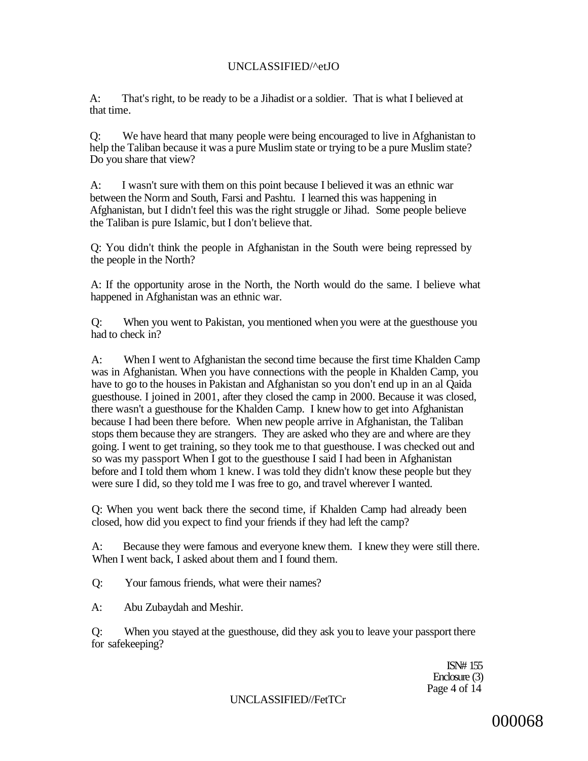A: That's right, to be ready to be a Jihadist or a soldier. That is what I believed at that time.

Q: We have heard that many people were being encouraged to live in Afghanistan to help the Taliban because it was a pure Muslim state or trying to be a pure Muslim state? Do you share that view?

A: I wasn't sure with them on this point because I believed it was an ethnic war between the Norm and South, Farsi and Pashtu. I learned this was happening in Afghanistan, but I didn't feel this was the right struggle or Jihad. Some people believe the Taliban is pure Islamic, but I don't believe that.

Q: You didn't think the people in Afghanistan in the South were being repressed by the people in the North?

A: If the opportunity arose in the North, the North would do the same. I believe what happened in Afghanistan was an ethnic war.

Q: When you went to Pakistan, you mentioned when you were at the guesthouse you had to check in?

A: When I went to Afghanistan the second time because the first time Khalden Camp was in Afghanistan. When you have connections with the people in Khalden Camp, you have to go to the houses in Pakistan and Afghanistan so you don't end up in an al Qaida guesthouse. I joined in 2001, after they closed the camp in 2000. Because it was closed, there wasn't a guesthouse for the Khalden Camp. I knew how to get into Afghanistan because I had been there before. When new people arrive in Afghanistan, the Taliban stops them because they are strangers. They are asked who they are and where are they going. I went to get training, so they took me to that guesthouse. I was checked out and so was my passport When I got to the guesthouse I said I had been in Afghanistan before and I told them whom 1 knew. I was told they didn't know these people but they were sure I did, so they told me I was free to go, and travel wherever I wanted.

Q: When you went back there the second time, if Khalden Camp had already been closed, how did you expect to find your friends if they had left the camp?

A: Because they were famous and everyone knew them. I knew they were still there. When I went back, I asked about them and I found them.

Q: Your famous friends, what were their names?

A: Abu Zubaydah and Meshir.

Q: When you stayed at the guesthouse, did they ask you to leave your passport there for safekeeping?

ISN# 155
Enclosure (3)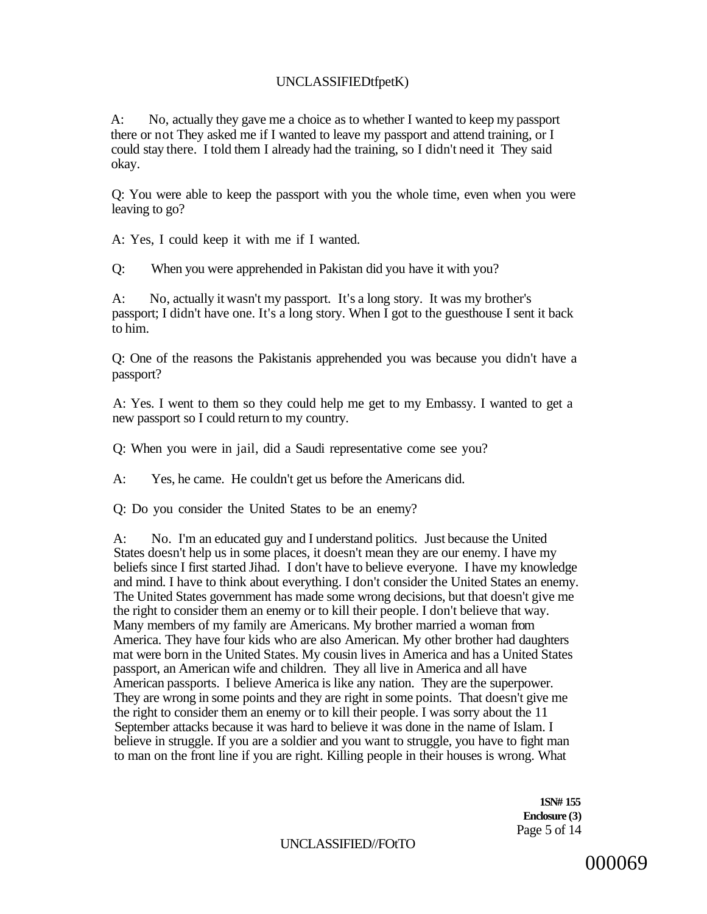A: No, actually they gave me a choice as to whether I wanted to keep my passport there or not They asked me if I wanted to leave my passport and attend training, or I could stay there. I told them I already had the training, so I didn't need it They said okay.

Q: You were able to keep the passport with you the whole time, even when you were leaving to go?

A: Yes, I could keep it with me if I wanted.

Q: When you were apprehended in Pakistan did you have it with you?

A: No, actually it wasn't my passport. It's a long story. It was my brother's passport; I didn't have one. It's a long story. When I got to the guesthouse I sent it back to him.

Q: One of the reasons the Pakistanis apprehended you was because you didn't have a passport?

A: Yes. I went to them so they could help me get to my Embassy. I wanted to get a new passport so I could return to my country.

Q: When you were in jail, did a Saudi representative come see you?

A: Yes, he came. He couldn't get us before the Americans did.

Q: Do you consider the United States to be an enemy?

A: No. I'm an educated guy and I understand politics. Just because the United States doesn't help us in some places, it doesn't mean they are our enemy. I have my beliefs since I first started Jihad. I don't have to believe everyone. I have my knowledge and mind. I have to think about everything. I don't consider the United States an enemy. The United States government has made some wrong decisions, but that doesn't give me the right to consider them an enemy or to kill their people. I don't believe that way. Many members of my family are Americans. My brother married a woman from America. They have four kids who are also American. My other brother had daughters mat were born in the United States. My cousin lives in America and has a United States passport, an American wife and children. They all live in America and all have American passports. I believe America is like any nation. They are the superpower. They are wrong in some points and they are right in some points. That doesn't give me the right to consider them an enemy or to kill their people. I was sorry about the 11 September attacks because it was hard to believe it was done in the name of Islam. I believe in struggle. If you are a soldier and you want to struggle, you have to fight man to man on the front line if you are right. Killing people in their houses is wrong. What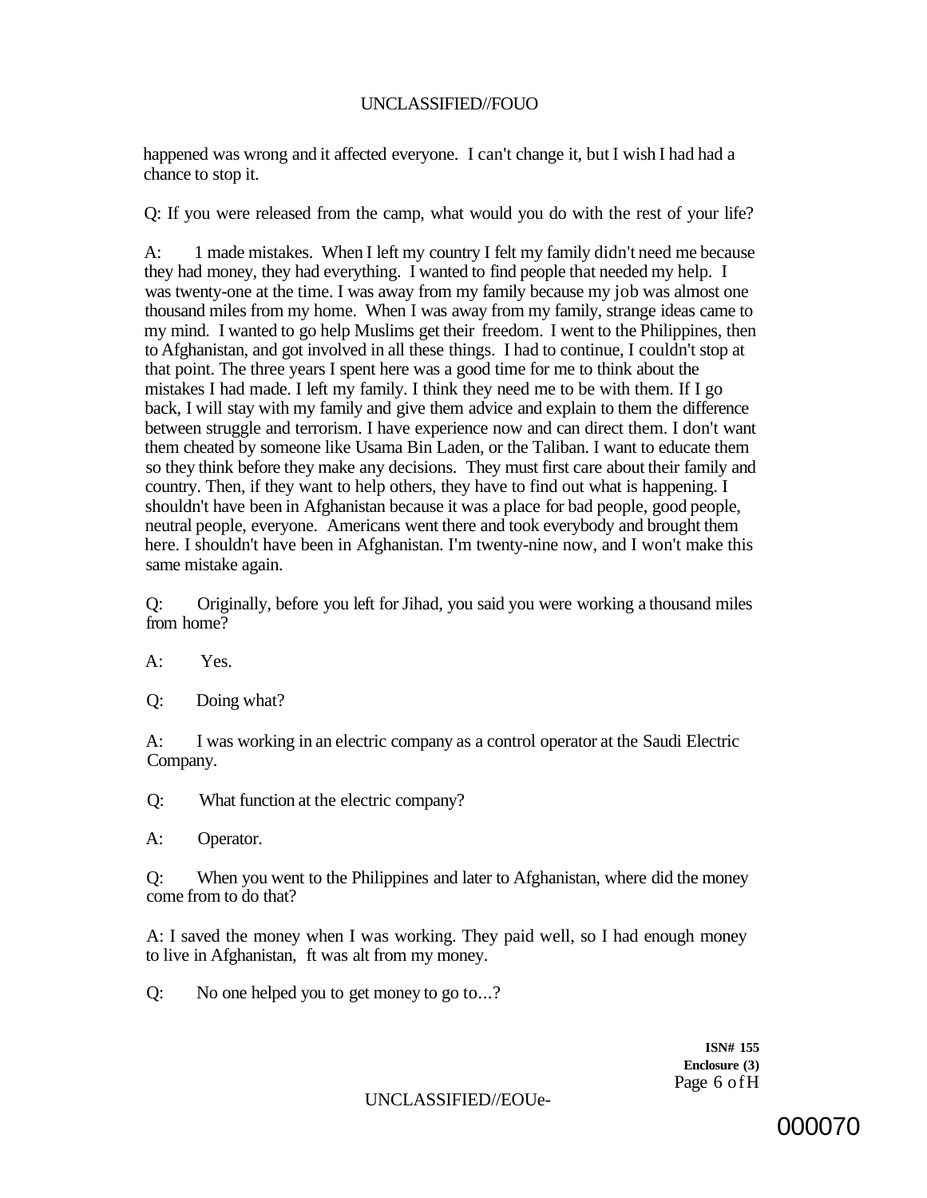happened was wrong and it affected everyone. I can't change it, but I wish I had had a chance to stop it.

Q: If you were released from the camp, what would you do with the rest of your life?

A: 1 made mistakes. When I left my country I felt my family didn't need me because they had money, they had everything. I wanted to find people that needed my help. I was twenty-one at the time. I was away from my family because my job was almost one thousand miles from my home. When I was away from my family, strange ideas came to my mind. I wanted to go help Muslims get their freedom. I went to the Philippines, then to Afghanistan, and got involved in all these things. I had to continue, I couldn't stop at that point. The three years I spent here was a good time for me to think about the mistakes I had made. I left my family. I think they need me to be with them. If I go back, I will stay with my family and give them advice and explain to them the difference between struggle and terrorism. I have experience now and can direct them. I don't want them cheated by someone like Usama Bin Laden, or the Taliban. I want to educate them so they think before they make any decisions. They must first care about their family and country. Then, if they want to help others, they have to find out what is happening. I shouldn't have been in Afghanistan because it was a place for bad people, good people, neutral people, everyone. Americans went there and took everybody and brought them here. I shouldn't have been in Afghanistan. I'm twenty-nine now, and I won't make this same mistake again.

Q: Originally, before you left for Jihad, you said you were working a thousand miles from home?

A: Yes.

Q: Doing what?

A: I was working in an electric company as a control operator at the Saudi Electric Company.

Q: What function at the electric company?

A: Operator.

Q: When you went to the Philippines and later to Afghanistan, where did the money come from to do that?

A: I saved the money when I was working. They paid well, so I had enough money to live in Afghanistan, ft was alt from my money.

Q: No one helped you to get money to go to...?

ISN# 155
Enclosure (3)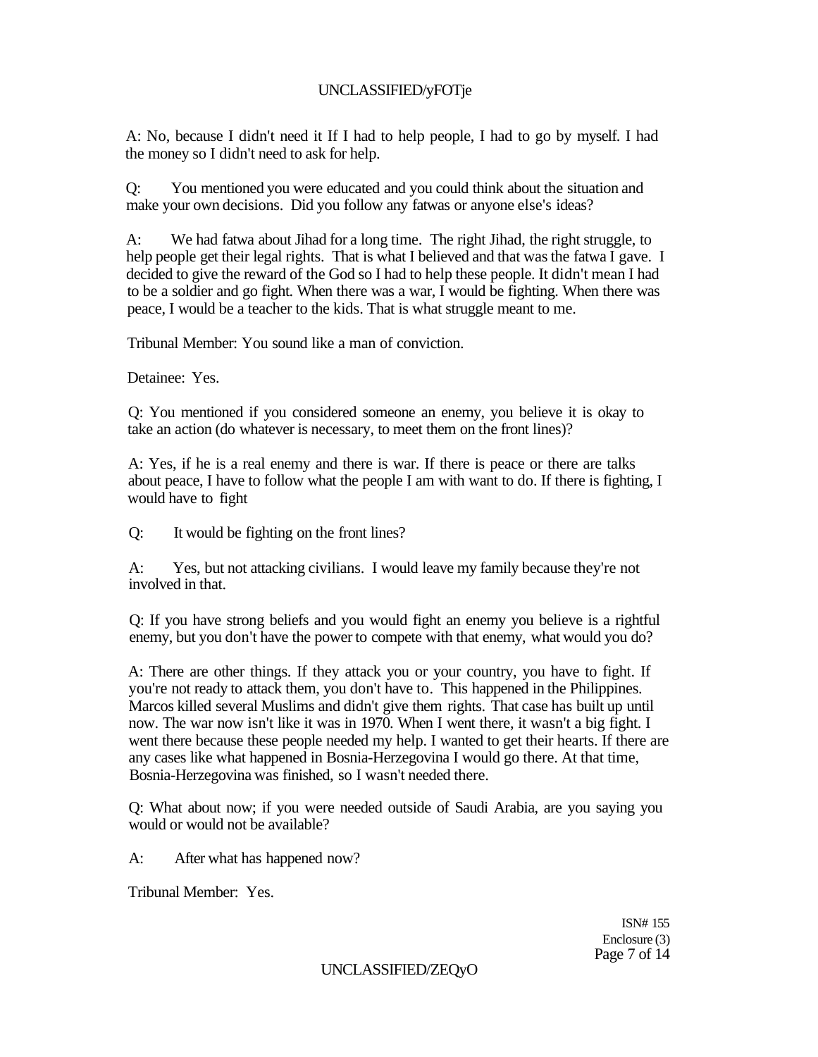A: No, because I didn't need it If I had to help people, I had to go by myself. I had the money so I didn't need to ask for help.

Q: You mentioned you were educated and you could think about the situation and make your own decisions. Did you follow any fatwas or anyone else's ideas?

A: We had fatwa about Jihad for a long time. The right Jihad, the right struggle, to help people get their legal rights. That is what I believed and that was the fatwa I gave. I decided to give the reward of the God so I had to help these people. It didn't mean I had to be a soldier and go fight. When there was a war, I would be fighting. When there was peace, I would be a teacher to the kids. That is what struggle meant to me.

Tribunal Member: You sound like a man of conviction.

Detainee: Yes.

Q: You mentioned if you considered someone an enemy, you believe it is okay to take an action (do whatever is necessary, to meet them on the front lines)?

A: Yes, if he is a real enemy and there is war. If there is peace or there are talks about peace, I have to follow what the people I am with want to do. If there is fighting, I would have to fight

Q: It would be fighting on the front lines?

A: Yes, but not attacking civilians. I would leave my family because they're not involved in that.

Q: If you have strong beliefs and you would fight an enemy you believe is a rightful enemy, but you don't have the power to compete with that enemy, what would you do?

A: There are other things. If they attack you or your country, you have to fight. If you're not ready to attack them, you don't have to. This happened in the Philippines. Marcos killed several Muslims and didn't give them rights. That case has built up until now. The war now isn't like it was in 1970. When I went there, it wasn't a big fight. I went there because these people needed my help. I wanted to get their hearts. If there are any cases like what happened in Bosnia-Herzegovina I would go there. At that time, Bosnia-Herzegovina was finished, so I wasn't needed there.

Q: What about now; if you were needed outside of Saudi Arabia, are you saying you would or would not be available?

A: After what has happened now?

Tribunal Member: Yes.

ISN# 155
Enclosure (3)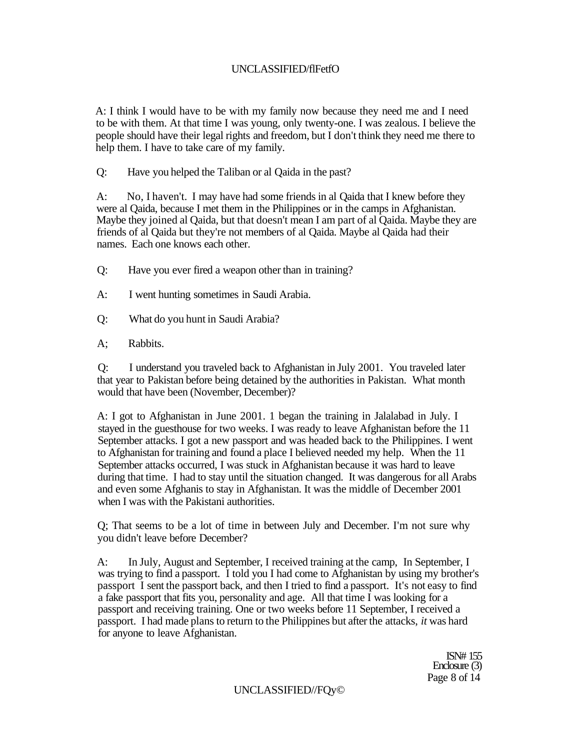A: I think I would have to be with my family now because they need me and I need to be with them. At that time I was young, only twenty-one. I was zealous. I believe the people should have their legal rights and freedom, but I don't think they need me there to help them. I have to take care of my family.

Q: Have you helped the Taliban or al Qaida in the past?

A: No, I haven't. I may have had some friends in al Qaida that I knew before they were al Qaida, because I met them in the Philippines or in the camps in Afghanistan. Maybe they joined al Qaida, but that doesn't mean I am part of al Qaida. Maybe they are friends of al Qaida but they're not members of al Qaida. Maybe al Qaida had their names. Each one knows each other.

Q: Have you ever fired a weapon other than in training?

A: I went hunting sometimes in Saudi Arabia.

Q: What do you hunt in Saudi Arabia?

A; Rabbits.

Q: I understand you traveled back to Afghanistan in July 2001. You traveled later that year to Pakistan before being detained by the authorities in Pakistan. What month would that have been (November, December)?

A: I got to Afghanistan in June 2001. 1 began the training in Jalalabad in July. I stayed in the guesthouse for two weeks. I was ready to leave Afghanistan before the 11 September attacks. I got a new passport and was headed back to the Philippines. I went to Afghanistan for training and found a place I believed needed my help. When the 11 September attacks occurred, I was stuck in Afghanistan because it was hard to leave during that time. I had to stay until the situation changed. It was dangerous for all Arabs and even some Afghanis to stay in Afghanistan. It was the middle of December 2001 when I was with the Pakistani authorities.

Q; That seems to be a lot of time in between July and December. I'm not sure why you didn't leave before December?

A: In July, August and September, I received training at the camp, In September, I was trying to find a passport. I told you I had come to Afghanistan by using my brother's passport I sent the passport back, and then I tried to find a passport. It's not easy to find a fake passport that fits you, personality and age. All that time I was looking for a passport and receiving training. One or two weeks before 11 September, I received a passport. I had made plans to return to the Philippines but after the attacks, *it* was hard for anyone to leave Afghanistan.

ISN# 155
Enclosure (3)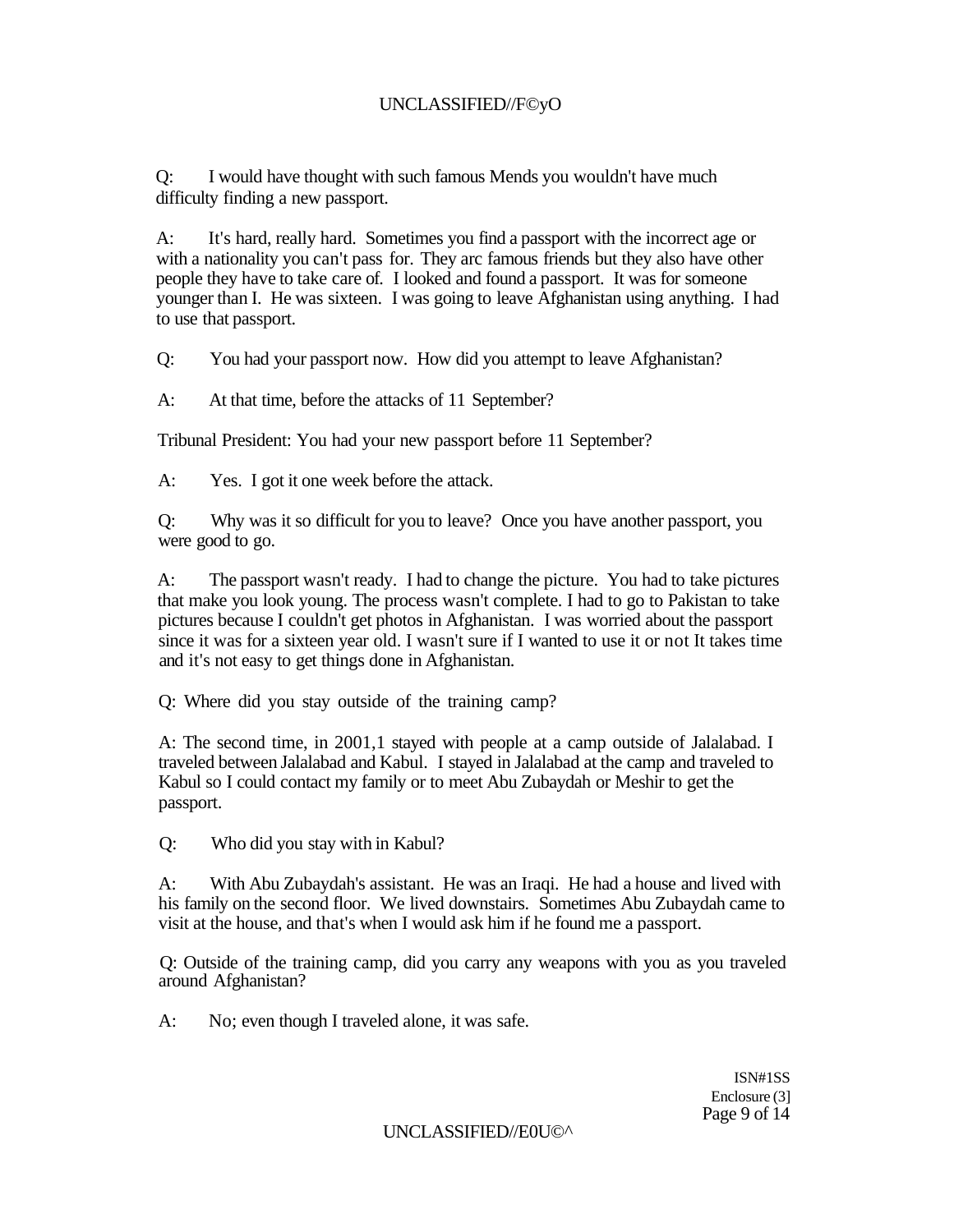Q: I would have thought with such famous Mends you wouldn't have much difficulty finding a new passport.

A: It's hard, really hard. Sometimes you find a passport with the incorrect age or with a nationality you can't pass for. They arc famous friends but they also have other people they have to take care of. I looked and found a passport. It was for someone younger than I. He was sixteen. I was going to leave Afghanistan using anything. I had to use that passport.

Q: You had your passport now. How did you attempt to leave Afghanistan?

A: At that time, before the attacks of 11 September?

Tribunal President: You had your new passport before 11 September?

A: Yes. I got it one week before the attack.

Q: Why was it so difficult for you to leave? Once you have another passport, you were good to go.

A: The passport wasn't ready. I had to change the picture. You had to take pictures that make you look young. The process wasn't complete. I had to go to Pakistan to take pictures because I couldn't get photos in Afghanistan. I was worried about the passport since it was for a sixteen year old. I wasn't sure if I wanted to use it or not It takes time and it's not easy to get things done in Afghanistan.

Q: Where did you stay outside of the training camp?

A: The second time, in 2001,1 stayed with people at a camp outside of Jalalabad. I traveled between Jalalabad and Kabul. I stayed in Jalalabad at the camp and traveled to Kabul so I could contact my family or to meet Abu Zubaydah or Meshir to get the passport.

Q: Who did you stay with in Kabul?

A: With Abu Zubaydah's assistant. He was an Iraqi. He had a house and lived with his family on the second floor. We lived downstairs. Sometimes Abu Zubaydah came to visit at the house, and that's when I would ask him if he found me a passport.

Q: Outside of the training camp, did you carry any weapons with you as you traveled around Afghanistan?

A: No; even though I traveled alone, it was safe.

ISN#1SS
Enclosure (3]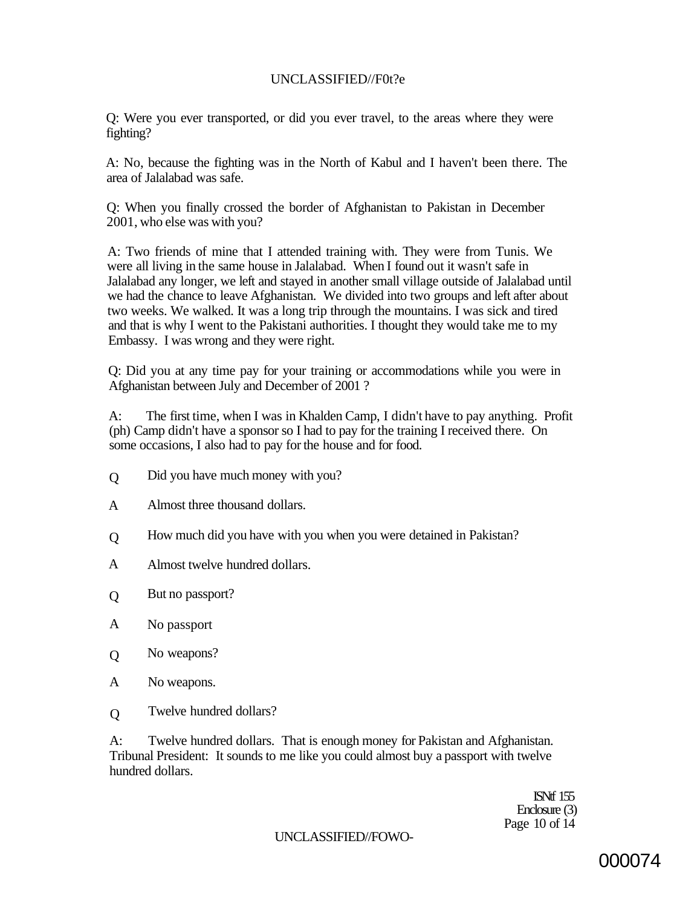Q: Were you ever transported, or did you ever travel, to the areas where they were fighting?

A: No, because the fighting was in the North of Kabul and I haven't been there. The area of Jalalabad was safe.

Q: When you finally crossed the border of Afghanistan to Pakistan in December 2001, who else was with you?

A: Two friends of mine that I attended training with. They were from Tunis. We were all living in the same house in Jalalabad. When I found out it wasn't safe in Jalalabad any longer, we left and stayed in another small village outside of Jalalabad until we had the chance to leave Afghanistan. We divided into two groups and left after about two weeks. We walked. It was a long trip through the mountains. I was sick and tired and that is why I went to the Pakistani authorities. I thought they would take me to my Embassy. I was wrong and they were right.

Q: Did you at any time pay for your training or accommodations while you were in Afghanistan between July and December of 2001 ?

A: The first time, when I was in Khalden Camp, I didn't have to pay anything. Profit (ph) Camp didn't have a sponsor so I had to pay for the training I received there. On some occasions, I also had to pay for the house and for food.

Q Did you have much money with you?

A Almost three thousand dollars.

Q How much did you have with you when you were detained in Pakistan?

A Almost twelve hundred dollars.

Q But no passport?

A No passport

Q No weapons?

A No weapons.

Q Twelve hundred dollars?

A: Twelve hundred dollars. That is enough money for Pakistan and Afghanistan.
Tribunal President: It sounds to me like you could almost buy a passport with twelve hundred dollars.

ISN# 155
Enclosure (3)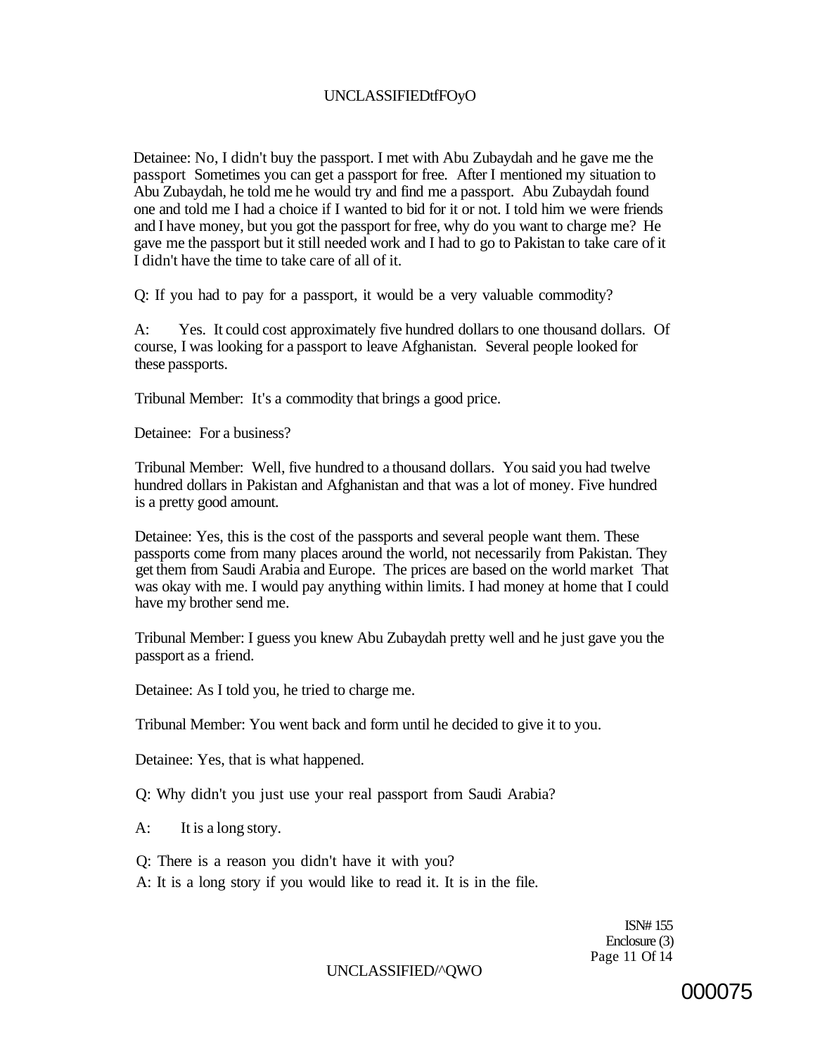Detainee: No, I didn't buy the passport. I met with Abu Zubaydah and he gave me the passport Sometimes you can get a passport for free. After I mentioned my situation to Abu Zubaydah, he told me he would try and find me a passport. Abu Zubaydah found one and told me I had a choice if I wanted to bid for it or not. I told him we were friends and I have money, but you got the passport for free, why do you want to charge me? He gave me the passport but it still needed work and I had to go to Pakistan to take care of it I didn't have the time to take care of all of it.

Q: If you had to pay for a passport, it would be a very valuable commodity?

A: Yes. It could cost approximately five hundred dollars to one thousand dollars. Of course, I was looking for a passport to leave Afghanistan. Several people looked for these passports.

Tribunal Member: It's a commodity that brings a good price.

Detainee: For a business?

Tribunal Member: Well, five hundred to a thousand dollars. You said you had twelve hundred dollars in Pakistan and Afghanistan and that was a lot of money. Five hundred is a pretty good amount.

Detainee: Yes, this is the cost of the passports and several people want them. These passports come from many places around the world, not necessarily from Pakistan. They get them from Saudi Arabia and Europe. The prices are based on the world market That was okay with me. I would pay anything within limits. I had money at home that I could have my brother send me.

Tribunal Member: I guess you knew Abu Zubaydah pretty well and he just gave you the passport as a friend.

Detainee: As I told you, he tried to charge me.

Tribunal Member: You went back and form until he decided to give it to you.

Detainee: Yes, that is what happened.

Q: Why didn't you just use your real passport from Saudi Arabia?

A: It is a long story.

Q: There is a reason you didn't have it with you?

A: It is a long story if you would like to read it. It is in the file.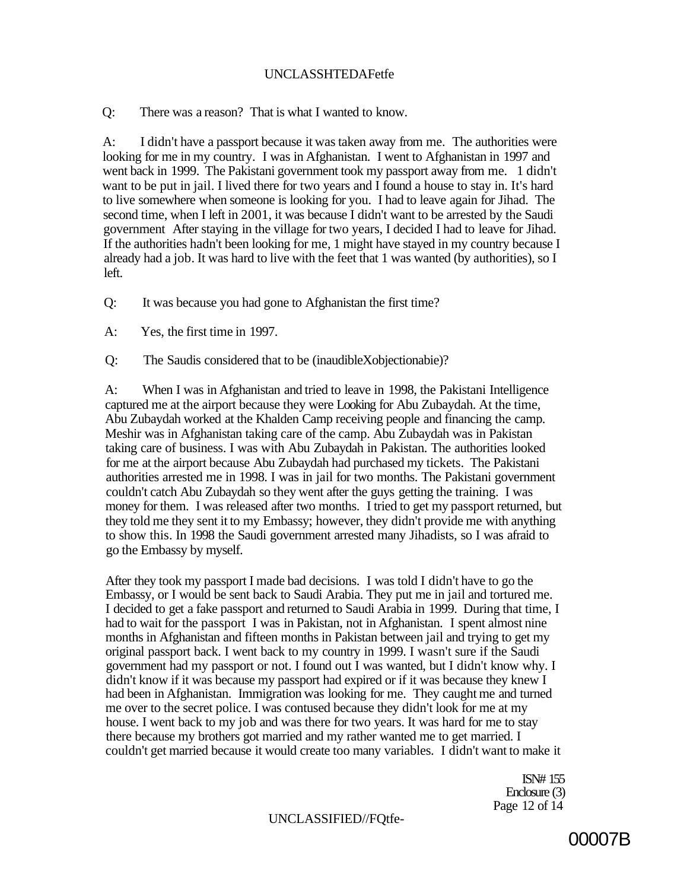Q: There was a reason? That is what I wanted to know.

A: I didn't have a passport because it was taken away from me. The authorities were looking for me in my country. I was in Afghanistan. I went to Afghanistan in 1997 and went back in 1999. The Pakistani government took my passport away from me. 1 didn't want to be put in jail. I lived there for two years and I found a house to stay in. It's hard to live somewhere when someone is looking for you. I had to leave again for Jihad. The second time, when I left in 2001, it was because I didn't want to be arrested by the Saudi government After staying in the village for two years, I decided I had to leave for Jihad. If the authorities hadn't been looking for me, 1 might have stayed in my country because I already had a job. It was hard to live with the feet that 1 was wanted (by authorities), so I left.

Q: It was because you had gone to Afghanistan the first time?

A: Yes, the first time in 1997.

Q: The Saudis considered that to be (inaudibleXobjectionabie)?

A: When I was in Afghanistan and tried to leave in 1998, the Pakistani Intelligence captured me at the airport because they were Looking for Abu Zubaydah. At the time, Abu Zubaydah worked at the Khalden Camp receiving people and financing the camp. Meshir was in Afghanistan taking care of the camp. Abu Zubaydah was in Pakistan taking care of business. I was with Abu Zubaydah in Pakistan. The authorities looked for me at the airport because Abu Zubaydah had purchased my tickets. The Pakistani authorities arrested me in 1998. I was in jail for two months. The Pakistani government couldn't catch Abu Zubaydah so they went after the guys getting the training. I was money for them. I was released after two months. I tried to get my passport returned, but they told me they sent it to my Embassy; however, they didn't provide me with anything to show this. In 1998 the Saudi government arrested many Jihadists, so I was afraid to go the Embassy by myself.

After they took my passport I made bad decisions. I was told I didn't have to go the Embassy, or I would be sent back to Saudi Arabia. They put me in jail and tortured me. I decided to get a fake passport and returned to Saudi Arabia in 1999. During that time, I had to wait for the passport I was in Pakistan, not in Afghanistan. I spent almost nine months in Afghanistan and fifteen months in Pakistan between jail and trying to get my original passport back. I went back to my country in 1999. I wasn't sure if the Saudi government had my passport or not. I found out I was wanted, but I didn't know why. I didn't know if it was because my passport had expired or if it was because they knew I had been in Afghanistan. Immigration was looking for me. They caught me and turned me over to the secret police. I was contused because they didn't look for me at my house. I went back to my job and was there for two years. It was hard for me to stay there because my brothers got married and my rather wanted me to get married. I couldn't get married because it would create too many variables. I didn't want to make it

ISN# 155
Enclosure (3)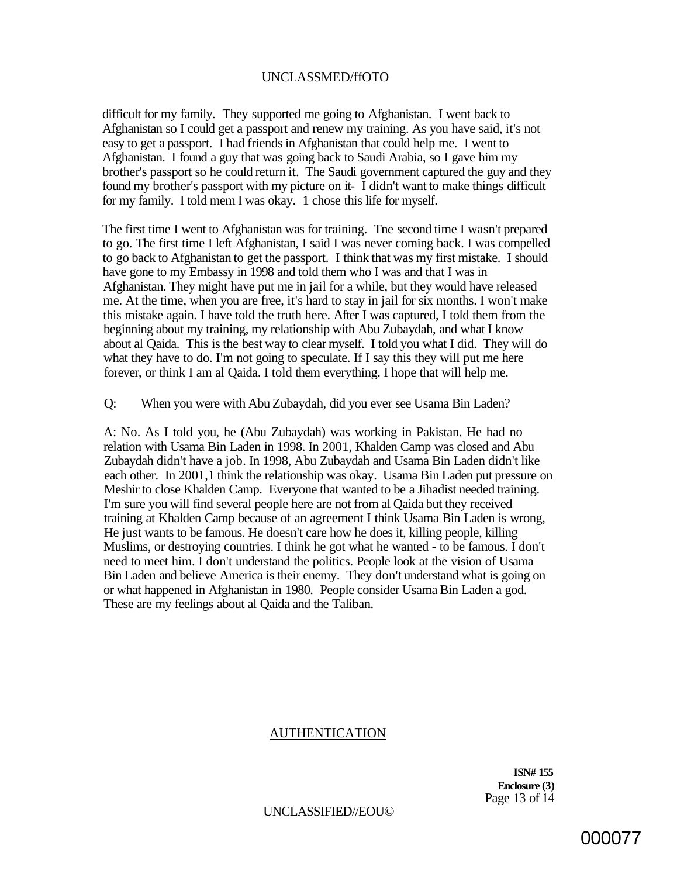difficult for my family. They supported me going to Afghanistan. I went back to Afghanistan so I could get a passport and renew my training. As you have said, it's not easy to get a passport. I had friends in Afghanistan that could help me. I went to Afghanistan. I found a guy that was going back to Saudi Arabia, so I gave him my brother's passport so he could return it. The Saudi government captured the guy and they found my brother's passport with my picture on it- I didn't want to make things difficult for my family. I told mem I was okay. 1 chose this life for myself.

The first time I went to Afghanistan was for training. Tne second time I wasn't prepared to go. The first time I left Afghanistan, I said I was never coming back. I was compelled to go back to Afghanistan to get the passport. I think that was my first mistake. I should have gone to my Embassy in 1998 and told them who I was and that I was in Afghanistan. They might have put me in jail for a while, but they would have released me. At the time, when you are free, it's hard to stay in jail for six months. I won't make this mistake again. I have told the truth here. After I was captured, I told them from the beginning about my training, my relationship with Abu Zubaydah, and what I know about al Qaida. This is the best way to clear myself. I told you what I did. They will do what they have to do. I'm not going to speculate. If I say this they will put me here forever, or think I am al Qaida. I told them everything. I hope that will help me.

Q: When you were with Abu Zubaydah, did you ever see Usama Bin Laden?

A: No. As I told you, he (Abu Zubaydah) was working in Pakistan. He had no relation with Usama Bin Laden in 1998. In 2001, Khalden Camp was closed and Abu Zubaydah didn't have a job. In 1998, Abu Zubaydah and Usama Bin Laden didn't like each other. In 2001,1 think the relationship was okay. Usama Bin Laden put pressure on Meshir to close Khalden Camp. Everyone that wanted to be a Jihadist needed training. I'm sure you will find several people here are not from al Qaida but they received training at Khalden Camp because of an agreement I think Usama Bin Laden is wrong, He just wants to be famous. He doesn't care how he does it, killing people, killing Muslims, or destroying countries. I think he got what he wanted - to be famous. I don't need to meet him. I don't understand the politics. People look at the vision of Usama Bin Laden and believe America is their enemy. They don't understand what is going on or what happened in Afghanistan in 1980. People consider Usama Bin Laden a god. These are my feelings about al Qaida and the Taliban.

AUTHENTICATION

**ISN# 155**
**Enclosure (3)**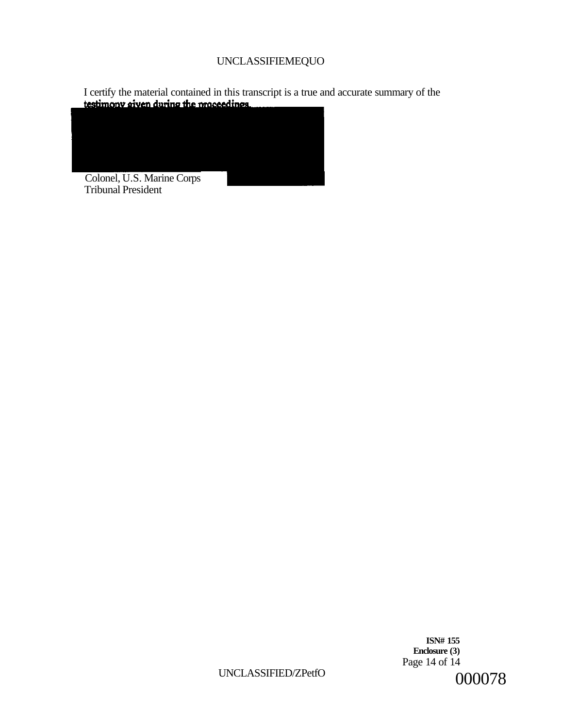I certify the material contained in this transcript is a true and accurate summary of the testimony given during the proceedings.

Colonel, U.S. Marine Corps
Tribunal President

**ISN# 155**
**Enclosure (3)**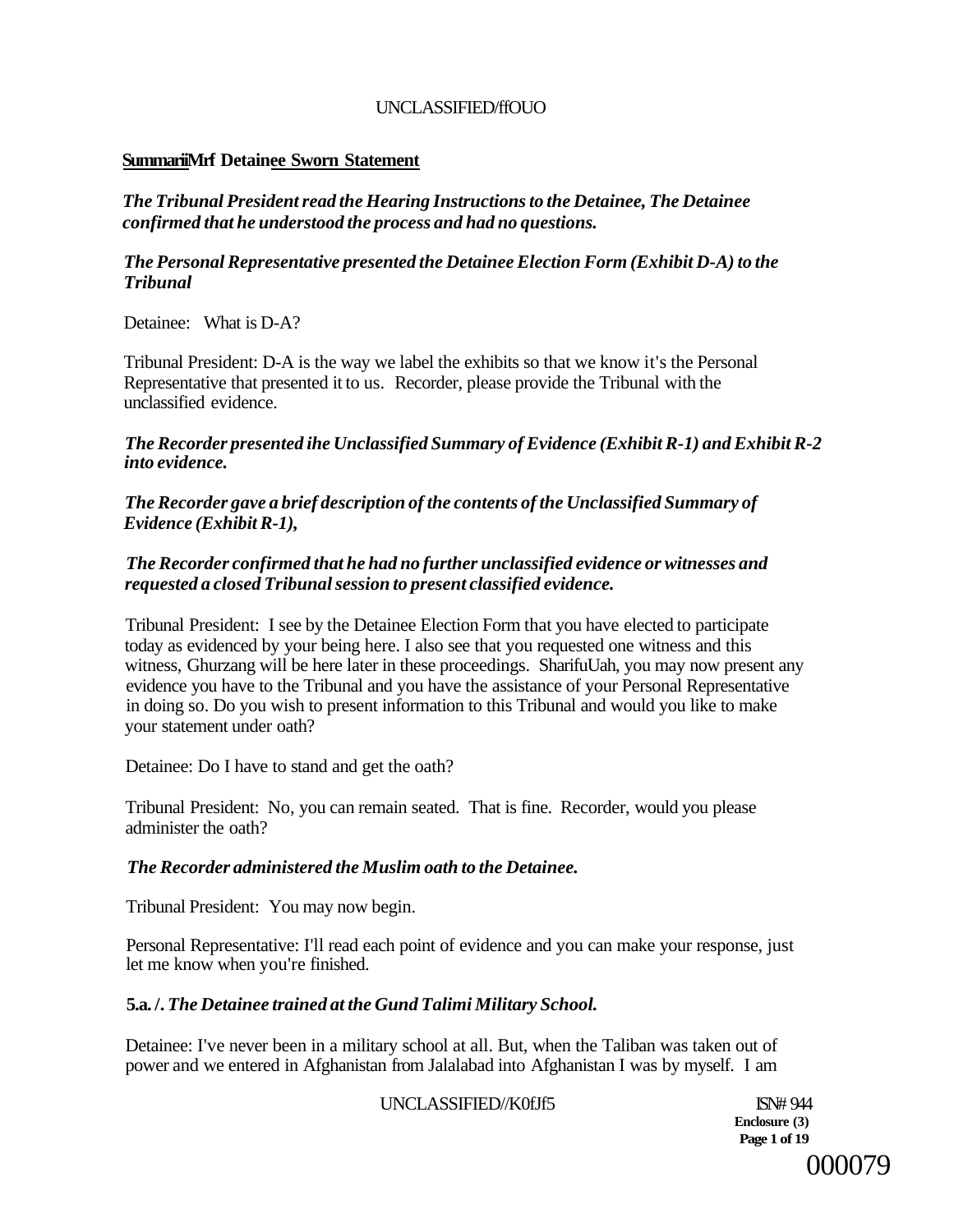**SummariiMrf Detainee Sworn Statement**

***The Tribunal President read the Hearing Instructions to the Detainee, The Detainee confirmed that he understood the process and had no questions.***

***The Personal Representative presented the Detainee Election Form (Exhibit D-A) to the Tribunal***

Detainee: What is D-A?

Tribunal President: D-A is the way we label the exhibits so that we know it's the Personal Representative that presented it to us. Recorder, please provide the Tribunal with the unclassified evidence.

***The Recorder presented ihe Unclassified Summary of Evidence (Exhibit R-1) and Exhibit R-2 into evidence.***

***The Recorder gave a brief description of the contents of the Unclassified Summary of Evidence (Exhibit R-1),***

***The Recorder confirmed that he had no further unclassified evidence or witnesses and requested a closed Tribunal session to present classified evidence.***

Tribunal President: I see by the Detainee Election Form that you have elected to participate today as evidenced by your being here. I also see that you requested one witness and this witness, Ghurzang will be here later in these proceedings. SharifuUah, you may now present any evidence you have to the Tribunal and you have the assistance of your Personal Representative in doing so. Do you wish to present information to this Tribunal and would you like to make your statement under oath?

Detainee: Do I have to stand and get the oath?

Tribunal President: No, you can remain seated. That is fine. Recorder, would you please administer the oath?

***The Recorder administered the Muslim oath to the Detainee.***

Tribunal President: You may now begin.

Personal Representative: I'll read each point of evidence and you can make your response, just let me know when you're finished.

**5.a. /. *The Detainee trained at the Gund Talimi Military School.***

Detainee: I've never been in a military school at all. But, when the Taliban was taken out of power and we entered in Afghanistan from Jalalabad into Afghanistan I was by myself. I am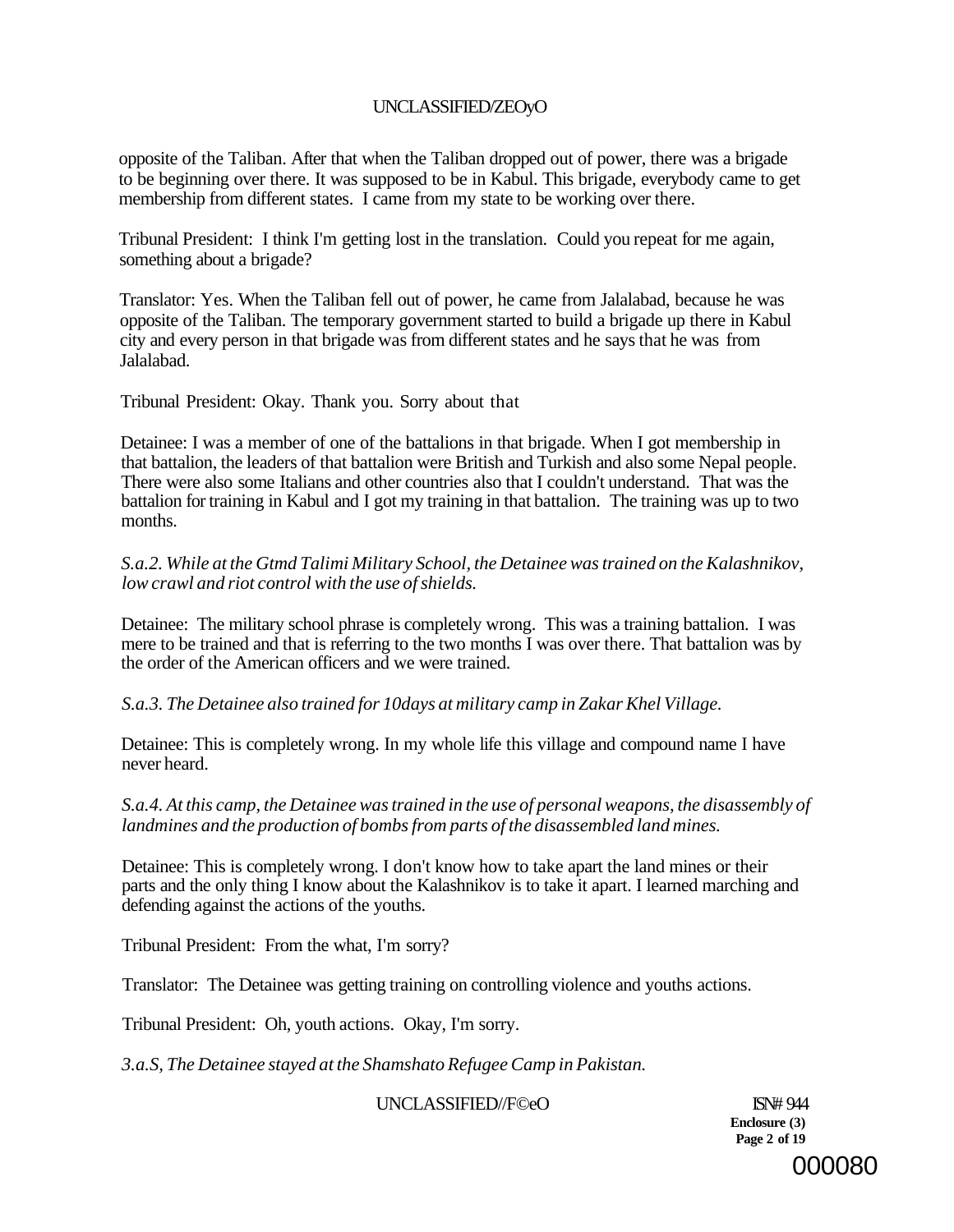opposite of the Taliban. After that when the Taliban dropped out of power, there was a brigade to be beginning over there. It was supposed to be in Kabul. This brigade, everybody came to get membership from different states. I came from my state to be working over there.

Tribunal President: I think I'm getting lost in the translation. Could you repeat for me again, something about a brigade?

Translator: Yes. When the Taliban fell out of power, he came from Jalalabad, because he was opposite of the Taliban. The temporary government started to build a brigade up there in Kabul city and every person in that brigade was from different states and he says that he was from Jalalabad.

Tribunal President: Okay. Thank you. Sorry about that

Detainee: I was a member of one of the battalions in that brigade. When I got membership in that battalion, the leaders of that battalion were British and Turkish and also some Nepal people. There were also some Italians and other countries also that I couldn't understand. That was the battalion for training in Kabul and I got my training in that battalion. The training was up to two months.

*S.a.2. While at the Gtmd Talimi Military School, the Detainee was trained on the Kalashnikov, low crawl and riot control with the use of shields.*

Detainee: The military school phrase is completely wrong. This was a training battalion. I was mere to be trained and that is referring to the two months I was over there. That battalion was by the order of the American officers and we were trained.

*S.a.3. The Detainee also trained for 10days at military camp in Zakar Khel Village.*

Detainee: This is completely wrong. In my whole life this village and compound name I have never heard.

*S.a.4. At this camp, the Detainee was trained in the use of personal weapons, the disassembly of landmines and the production of bombs from parts of the disassembled land mines.*

Detainee: This is completely wrong. I don't know how to take apart the land mines or their parts and the only thing I know about the Kalashnikov is to take it apart. I learned marching and defending against the actions of the youths.

Tribunal President: From the what, I'm sorry?

Translator: The Detainee was getting training on controlling violence and youths actions.

Tribunal President: Oh, youth actions. Okay, I'm sorry.

*3.a.S, The Detainee stayed at the Shamshato Refugee Camp in Pakistan.*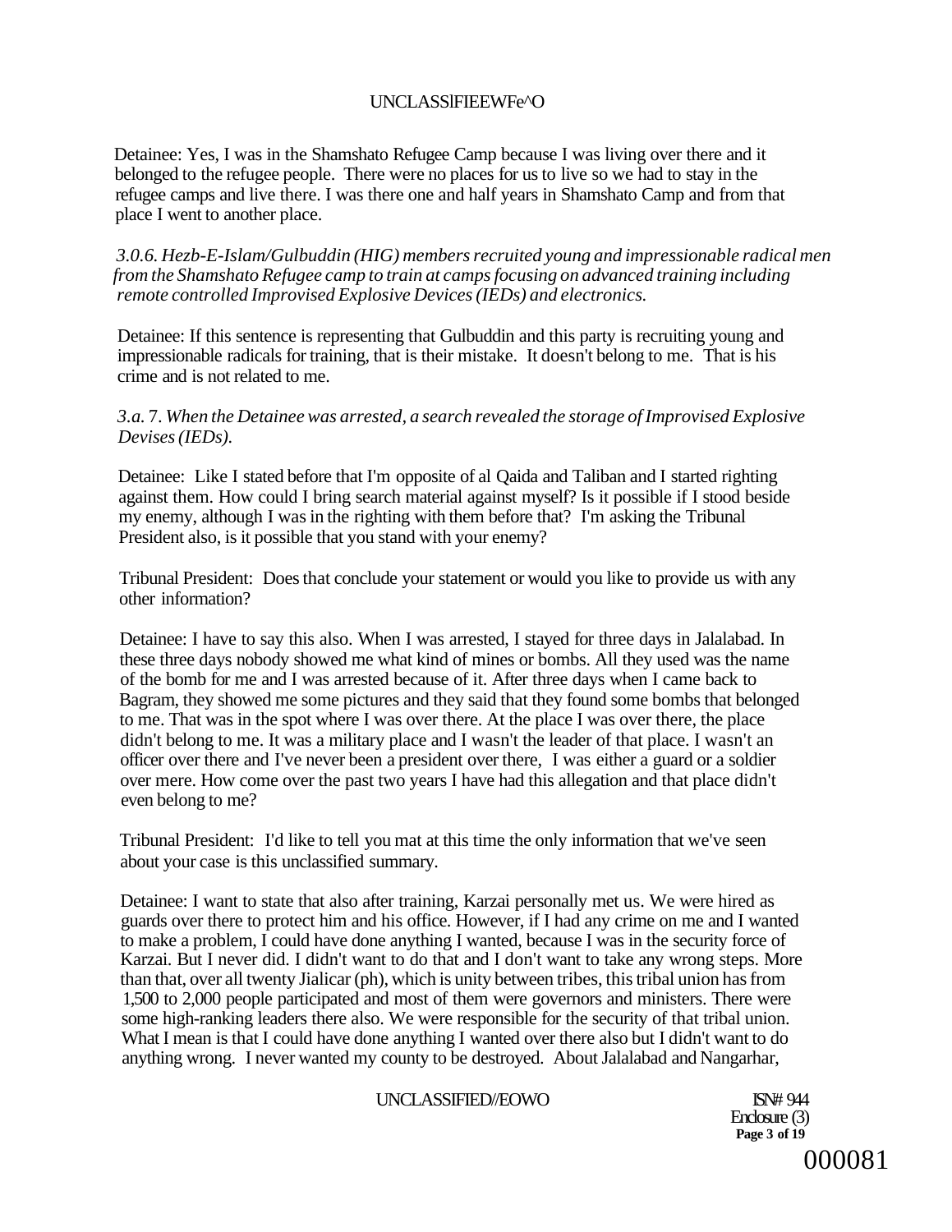Detainee: Yes, I was in the Shamshato Refugee Camp because I was living over there and it belonged to the refugee people. There were no places for us to live so we had to stay in the refugee camps and live there. I was there one and half years in Shamshato Camp and from that place I went to another place.

*3.0.6. Hezb-E-Islam/Gulbuddin (HIG) members recruited young and impressionable radical men from the Shamshato Refugee camp to train at camps focusing on advanced training including remote controlled Improvised Explosive Devices (IEDs) and electronics.*

Detainee: If this sentence is representing that Gulbuddin and this party is recruiting young and impressionable radicals for training, that is their mistake. It doesn't belong to me. That is his crime and is not related to me.

*3.a. 7. When the Detainee was arrested, a search revealed the storage of Improvised Explosive Devises (IEDs).*

Detainee: Like I stated before that I'm opposite of al Qaida and Taliban and I started righting against them. How could I bring search material against myself? Is it possible if I stood beside my enemy, although I was in the righting with them before that? I'm asking the Tribunal President also, is it possible that you stand with your enemy?

Tribunal President: Does that conclude your statement or would you like to provide us with any other information?

Detainee: I have to say this also. When I was arrested, I stayed for three days in Jalalabad. In these three days nobody showed me what kind of mines or bombs. All they used was the name of the bomb for me and I was arrested because of it. After three days when I came back to Bagram, they showed me some pictures and they said that they found some bombs that belonged to me. That was in the spot where I was over there. At the place I was over there, the place didn't belong to me. It was a military place and I wasn't the leader of that place. I wasn't an officer over there and I've never been a president over there, I was either a guard or a soldier over mere. How come over the past two years I have had this allegation and that place didn't even belong to me?

Tribunal President: I'd like to tell you mat at this time the only information that we've seen about your case is this unclassified summary.

Detainee: I want to state that also after training, Karzai personally met us. We were hired as guards over there to protect him and his office. However, if I had any crime on me and I wanted to make a problem, I could have done anything I wanted, because I was in the security force of Karzai. But I never did. I didn't want to do that and I don't want to take any wrong steps. More than that, over all twenty Jialicar (ph), which is unity between tribes, this tribal union has from 1,500 to 2,000 people participated and most of them were governors and ministers. There were some high-ranking leaders there also. We were responsible for the security of that tribal union. What I mean is that I could have done anything I wanted over there also but I didn't want to do anything wrong. I never wanted my county to be destroyed. About Jalalabad and Nangarhar,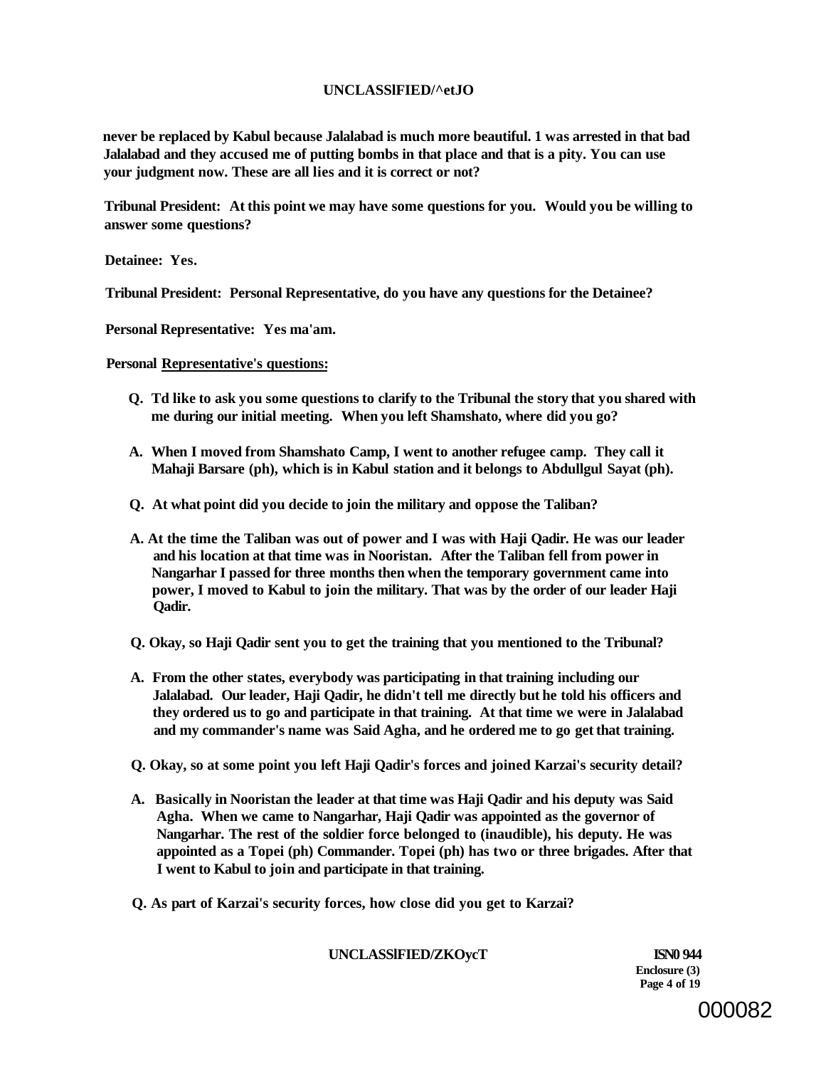never be replaced by Kabul because Jalalabad is much more beautiful. 1 was arrested in that bad Jalalabad and they accused me of putting bombs in that place and that is a pity. You can use your judgment now. These are all lies and it is correct or not?

**Tribunal President:** At this point we may have some questions for you. Would you be willing to answer some questions?

**Detainee:** Yes.

**Tribunal President:** Personal Representative, do you have any questions for the Detainee?

**Personal Representative:** Yes ma'am.

**Personal Representative's questions:**

Q. Td like to ask you some questions to clarify to the Tribunal the story that you shared with me during our initial meeting. When you left Shamshato, where did you go?

A. When I moved from Shamshato Camp, I went to another refugee camp. They call it Mahaji Barsare (ph), which is in Kabul station and it belongs to Abdullgul Sayat (ph).

Q. At what point did you decide to join the military and oppose the Taliban?

A. At the time the Taliban was out of power and I was with Haji Qadir. He was our leader and his location at that time was in Nooristan. After the Taliban fell from power in Nangarhar I passed for three months then when the temporary government came into power, I moved to Kabul to join the military. That was by the order of our leader Haji Qadir.

Q. Okay, so Haji Qadir sent you to get the training that you mentioned to the Tribunal?

A. From the other states, everybody was participating in that training including our Jalalabad. Our leader, Haji Qadir, he didn't tell me directly but he told his officers and they ordered us to go and participate in that training. At that time we were in Jalalabad and my commander's name was Said Agha, and he ordered me to go get that training.

Q. Okay, so at some point you left Haji Qadir's forces and joined Karzai's security detail?

A. Basically in Nooristan the leader at that time was Haji Qadir and his deputy was Said Agha. When we came to Nangarhar, Haji Qadir was appointed as the governor of Nangarhar. The rest of the soldier force belonged to (inaudible), his deputy. He was appointed as a Topei (ph) Commander. Topei (ph) has two or three brigades. After that I went to Kabul to join and participate in that training.

Q. As part of Karzai's security forces, how close did you get to Karzai?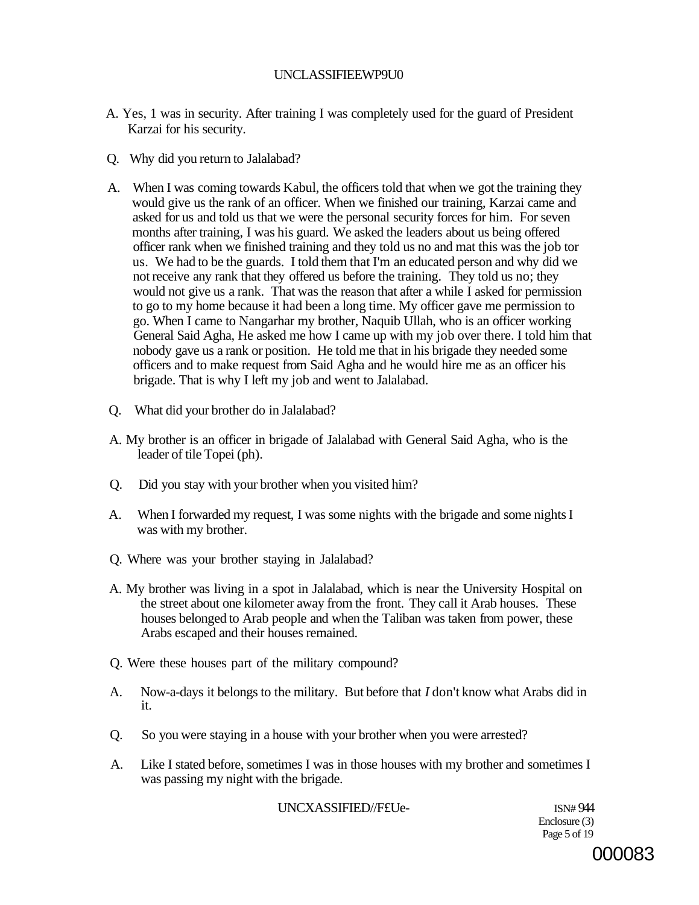A. Yes, 1 was in security. After training I was completely used for the guard of President Karzai for his security.

Q. Why did you return to Jalalabad?

A. When I was coming towards Kabul, the officers told that when we got the training they would give us the rank of an officer. When we finished our training, Karzai came and asked for us and told us that we were the personal security forces for him. For seven months after training, I was his guard. We asked the leaders about us being offered officer rank when we finished training and they told us no and mat this was the job tor us. We had to be the guards. I told them that I'm an educated person and why did we not receive any rank that they offered us before the training. They told us no; they would not give us a rank. That was the reason that after a while I asked for permission to go to my home because it had been a long time. My officer gave me permission to go. When I came to Nangarhar my brother, Naquib Ullah, who is an officer working General Said Agha, He asked me how I came up with my job over there. I told him that nobody gave us a rank or position. He told me that in his brigade they needed some officers and to make request from Said Agha and he would hire me as an officer his brigade. That is why I left my job and went to Jalalabad.

Q. What did your brother do in Jalalabad?

A. My brother is an officer in brigade of Jalalabad with General Said Agha, who is the leader of tile Topei (ph).

Q. Did you stay with your brother when you visited him?

A. When I forwarded my request, I was some nights with the brigade and some nights I was with my brother.

Q. Where was your brother staying in Jalalabad?

A. My brother was living in a spot in Jalalabad, which is near the University Hospital on the street about one kilometer away from the front. They call it Arab houses. These houses belonged to Arab people and when the Taliban was taken from power, these Arabs escaped and their houses remained.

Q. Were these houses part of the military compound?

A. Now-a-days it belongs to the military. But before that *I* don't know what Arabs did in it.

Q. So you were staying in a house with your brother when you were arrested?

A. Like I stated before, sometimes I was in those houses with my brother and sometimes I was passing my night with the brigade.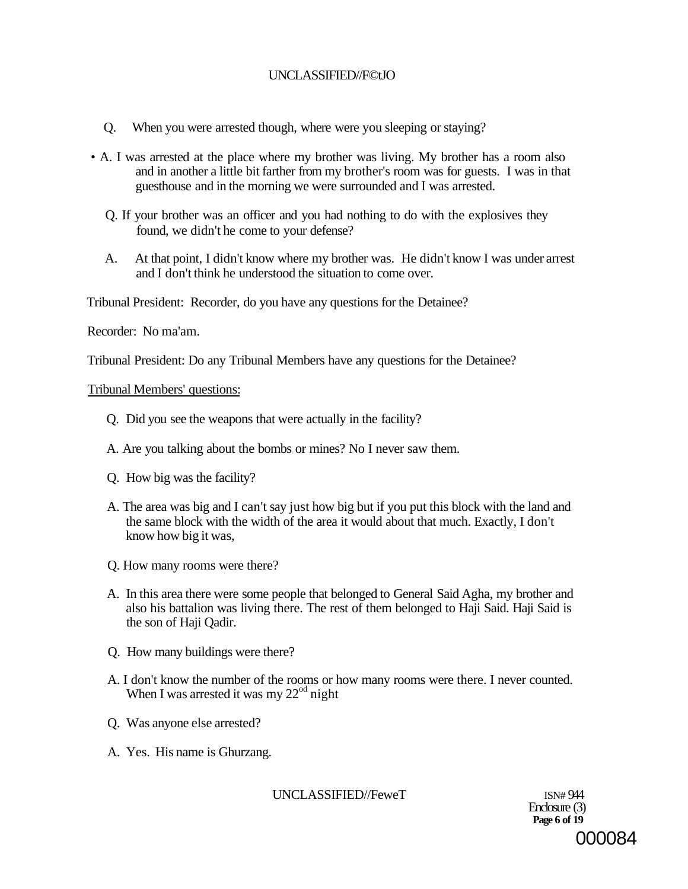Q. When you were arrested though, where were you sleeping or staying?

• A. I was arrested at the place where my brother was living. My brother has a room also and in another a little bit farther from my brother's room was for guests. I was in that guesthouse and in the morning we were surrounded and I was arrested.

Q. If your brother was an officer and you had nothing to do with the explosives they found, we didn't he come to your defense?

A. At that point, I didn't know where my brother was. He didn't know I was under arrest and I don't think he understood the situation to come over.

Tribunal President: Recorder, do you have any questions for the Detainee?

Recorder: No ma'am.

Tribunal President: Do any Tribunal Members have any questions for the Detainee?

Tribunal Members' questions:

Q. Did you see the weapons that were actually in the facility?

A. Are you talking about the bombs or mines? No I never saw them.

Q. How big was the facility?

A. The area was big and I can't say just how big but if you put this block with the land and the same block with the width of the area it would about that much. Exactly, I don't know how big it was,

Q. How many rooms were there?

A. In this area there were some people that belonged to General Said Agha, my brother and also his battalion was living there. The rest of them belonged to Haji Said. Haji Said is the son of Haji Qadir.

Q. How many buildings were there?

A. I don't know the number of the rooms or how many rooms were there. I never counted. When I was arrested it was my 22[od] night

Q. Was anyone else arrested?

A. Yes. His name is Ghurzang.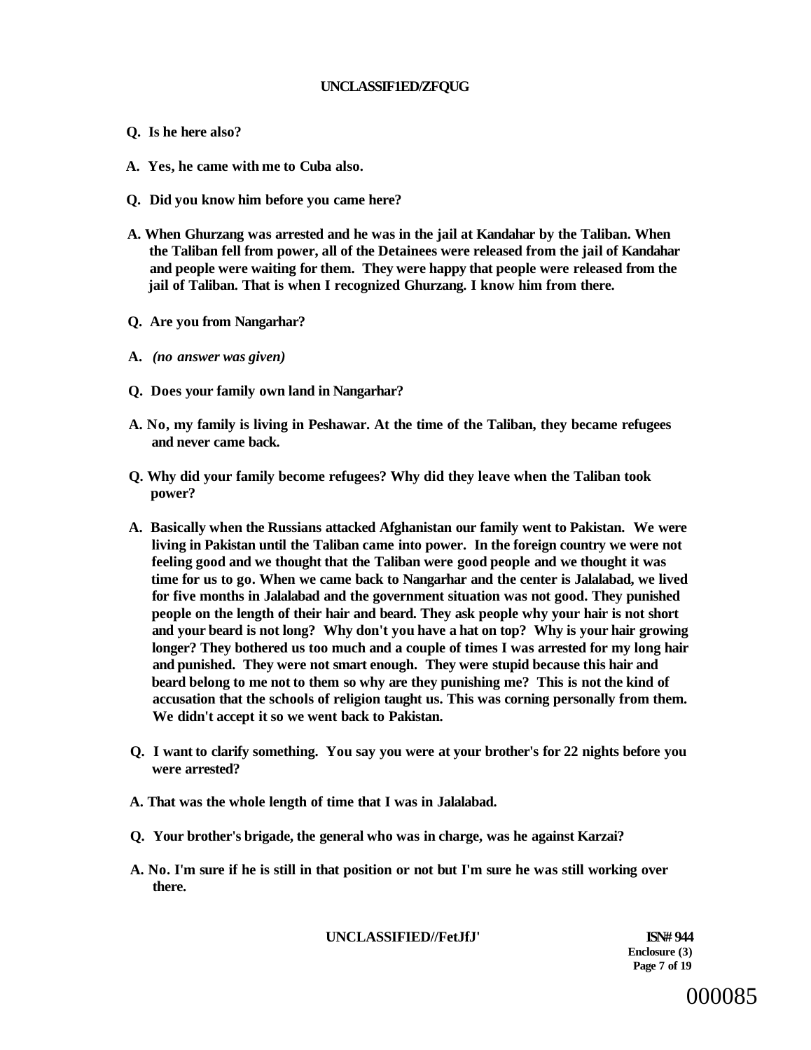**Q. Is he here also?**

**A. Yes, he came with me to Cuba also.**

**Q. Did you know him before you came here?**

**A. When Ghurzang was arrested and he was in the jail at Kandahar by the Taliban. When the Taliban fell from power, all of the Detainees were released from the jail of Kandahar and people were waiting for them. They were happy that people were released from the jail of Taliban. That is when I recognized Ghurzang. I know him from there.**

**Q. Are you from Nangarhar?**

**A.** *(no answer was given)*

**Q. Does your family own land in Nangarhar?**

**A. No, my family is living in Peshawar. At the time of the Taliban, they became refugees and never came back.**

**Q. Why did your family become refugees? Why did they leave when the Taliban took power?**

**A. Basically when the Russians attacked Afghanistan our family went to Pakistan. We were living in Pakistan until the Taliban came into power. In the foreign country we were not feeling good and we thought that the Taliban were good people and we thought it was time for us to go. When we came back to Nangarhar and the center is Jalalabad, we lived for five months in Jalalabad and the government situation was not good. They punished people on the length of their hair and beard. They ask people why your hair is not short and your beard is not long? Why don't you have a hat on top? Why is your hair growing longer? They bothered us too much and a couple of times I was arrested for my long hair and punished. They were not smart enough. They were stupid because this hair and beard belong to me not to them so why are they punishing me? This is not the kind of accusation that the schools of religion taught us. This was corning personally from them. We didn't accept it so we went back to Pakistan.**

**Q. I want to clarify something. You say you were at your brother's for 22 nights before you were arrested?**

**A. That was the whole length of time that I was in Jalalabad.**

**Q. Your brother's brigade, the general who was in charge, was he against Karzai?**

**A. No. I'm sure if he is still in that position or not but I'm sure he was still working over there.**

**ISN# 944**
**Enclosure (3)**
**Page 7 of 19**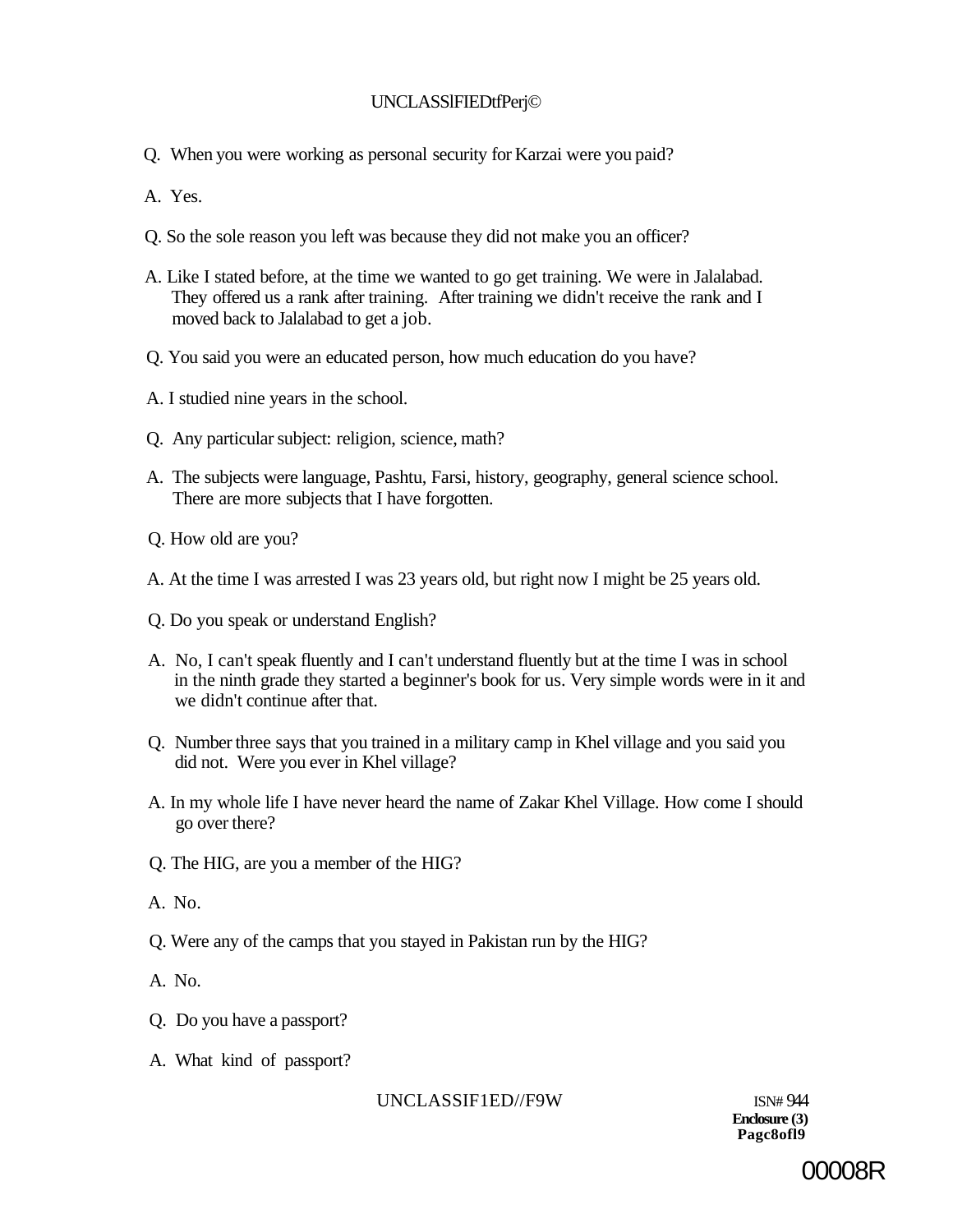Q. When you were working as personal security for Karzai were you paid?

A. Yes.

Q. So the sole reason you left was because they did not make you an officer?

A. Like I stated before, at the time we wanted to go get training. We were in Jalalabad. They offered us a rank after training. After training we didn't receive the rank and I moved back to Jalalabad to get a job.

Q. You said you were an educated person, how much education do you have?

A. I studied nine years in the school.

Q. Any particular subject: religion, science, math?

A. The subjects were language, Pashtu, Farsi, history, geography, general science school. There are more subjects that I have forgotten.

Q. How old are you?

A. At the time I was arrested I was 23 years old, but right now I might be 25 years old.

Q. Do you speak or understand English?

A. No, I can't speak fluently and I can't understand fluently but at the time I was in school in the ninth grade they started a beginner's book for us. Very simple words were in it and we didn't continue after that.

Q. Number three says that you trained in a military camp in Khel village and you said you did not. Were you ever in Khel village?

A. In my whole life I have never heard the name of Zakar Khel Village. How come I should go over there?

Q. The HIG, are you a member of the HIG?

A. No.

Q. Were any of the camps that you stayed in Pakistan run by the HIG?

A. No.

Q. Do you have a passport?

A. What kind of passport?

ISN# 944
**Enclosure (3)**
**Page 8 of 19**

00008R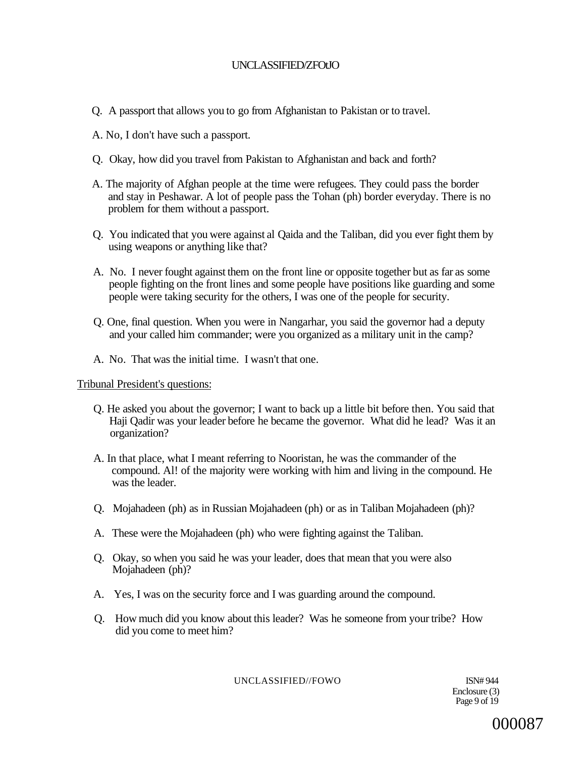Q. A passport that allows you to go from Afghanistan to Pakistan or to travel.

A. No, I don't have such a passport.

Q. Okay, how did you travel from Pakistan to Afghanistan and back and forth?

A. The majority of Afghan people at the time were refugees. They could pass the border and stay in Peshawar. A lot of people pass the Tohan (ph) border everyday. There is no problem for them without a passport.

Q. You indicated that you were against al Qaida and the Taliban, did you ever fight them by using weapons or anything like that?

A. No. I never fought against them on the front line or opposite together but as far as some people fighting on the front lines and some people have positions like guarding and some people were taking security for the others, I was one of the people for security.

Q. One, final question. When you were in Nangarhar, you said the governor had a deputy and your called him commander; were you organized as a military unit in the camp?

A. No. That was the initial time. I wasn't that one.

Tribunal President's questions:

Q. He asked you about the governor; I want to back up a little bit before then. You said that Haji Qadir was your leader before he became the governor. What did he lead? Was it an organization?

A. In that place, what I meant referring to Nooristan, he was the commander of the compound. Al! of the majority were working with him and living in the compound. He was the leader.

Q. Mojahadeen (ph) as in Russian Mojahadeen (ph) or as in Taliban Mojahadeen (ph)?

A. These were the Mojahadeen (ph) who were fighting against the Taliban.

Q. Okay, so when you said he was your leader, does that mean that you were also Mojahadeen (ph)?

A. Yes, I was on the security force and I was guarding around the compound.

Q. How much did you know about this leader? Was he someone from your tribe? How did you come to meet him?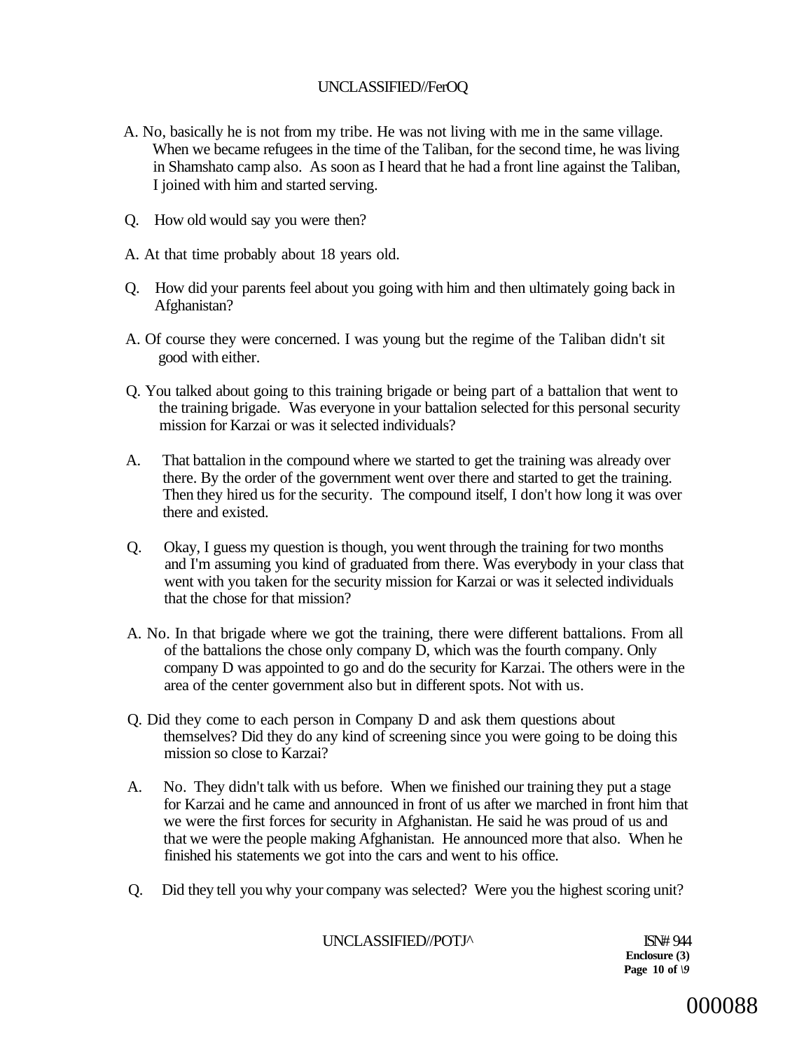A. No, basically he is not from my tribe. He was not living with me in the same village. When we became refugees in the time of the Taliban, for the second time, he was living in Shamshato camp also. As soon as I heard that he had a front line against the Taliban, I joined with him and started serving.

Q. How old would say you were then?

A. At that time probably about 18 years old.

Q. How did your parents feel about you going with him and then ultimately going back in Afghanistan?

A. Of course they were concerned. I was young but the regime of the Taliban didn't sit good with either.

Q. You talked about going to this training brigade or being part of a battalion that went to the training brigade. Was everyone in your battalion selected for this personal security mission for Karzai or was it selected individuals?

A. That battalion in the compound where we started to get the training was already over there. By the order of the government went over there and started to get the training. Then they hired us for the security. The compound itself, I don't how long it was over there and existed.

Q. Okay, I guess my question is though, you went through the training for two months and I'm assuming you kind of graduated from there. Was everybody in your class that went with you taken for the security mission for Karzai or was it selected individuals that the chose for that mission?

A. No. In that brigade where we got the training, there were different battalions. From all of the battalions the chose only company D, which was the fourth company. Only company D was appointed to go and do the security for Karzai. The others were in the area of the center government also but in different spots. Not with us.

Q. Did they come to each person in Company D and ask them questions about themselves? Did they do any kind of screening since you were going to be doing this mission so close to Karzai?

A. No. They didn't talk with us before. When we finished our training they put a stage for Karzai and he came and announced in front of us after we marched in front him that we were the first forces for security in Afghanistan. He said he was proud of us and that we were the people making Afghanistan. He announced more that also. When he finished his statements we got into the cars and went to his office.

Q. Did they tell you why your company was selected? Were you the highest scoring unit?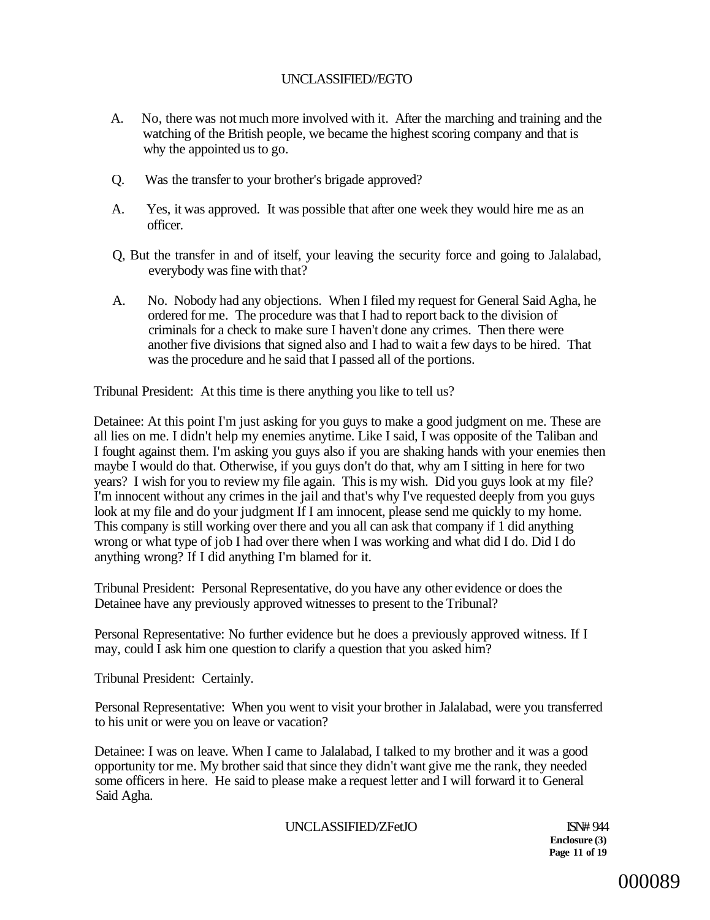A. No, there was not much more involved with it. After the marching and training and the watching of the British people, we became the highest scoring company and that is why the appointed us to go.

Q. Was the transfer to your brother's brigade approved?

A. Yes, it was approved. It was possible that after one week they would hire me as an officer.

Q, But the transfer in and of itself, your leaving the security force and going to Jalalabad, everybody was fine with that?

A. No. Nobody had any objections. When I filed my request for General Said Agha, he ordered for me. The procedure was that I had to report back to the division of criminals for a check to make sure I haven't done any crimes. Then there were another five divisions that signed also and I had to wait a few days to be hired. That was the procedure and he said that I passed all of the portions.

Tribunal President: At this time is there anything you like to tell us?

Detainee: At this point I'm just asking for you guys to make a good judgment on me. These are all lies on me. I didn't help my enemies anytime. Like I said, I was opposite of the Taliban and I fought against them. I'm asking you guys also if you are shaking hands with your enemies then maybe I would do that. Otherwise, if you guys don't do that, why am I sitting in here for two years? I wish for you to review my file again. This is my wish. Did you guys look at my file? I'm innocent without any crimes in the jail and that's why I've requested deeply from you guys look at my file and do your judgment If I am innocent, please send me quickly to my home. This company is still working over there and you all can ask that company if 1 did anything wrong or what type of job I had over there when I was working and what did I do. Did I do anything wrong? If I did anything I'm blamed for it.

Tribunal President: Personal Representative, do you have any other evidence or does the Detainee have any previously approved witnesses to present to the Tribunal?

Personal Representative: No further evidence but he does a previously approved witness. If I may, could I ask him one question to clarify a question that you asked him?

Tribunal President: Certainly.

Personal Representative: When you went to visit your brother in Jalalabad, were you transferred to his unit or were you on leave or vacation?

Detainee: I was on leave. When I came to Jalalabad, I talked to my brother and it was a good opportunity tor me. My brother said that since they didn't want give me the rank, they needed some officers in here. He said to please make a request letter and I will forward it to General Said Agha.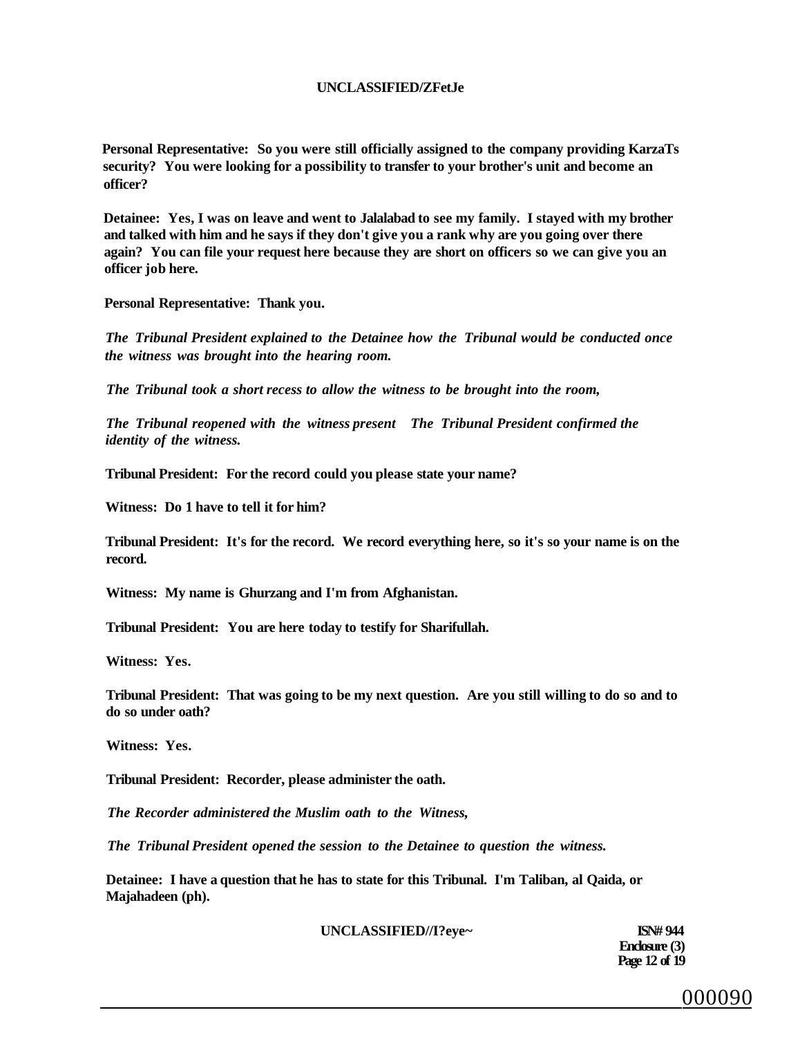**Personal Representative: So you were still officially assigned to the company providing KarzaTs security? You were looking for a possibility to transfer to your brother's unit and become an officer?**

**Detainee: Yes, I was on leave and went to Jalalabad to see my family. I stayed with my brother and talked with him and he says if they don't give you a rank why are you going over there again? You can file your request here because they are short on officers so we can give you an officer job here.**

**Personal Representative: Thank you.**

***The Tribunal President explained to the Detainee how the Tribunal would be conducted once the witness was brought into the hearing room.***

***The Tribunal took a short recess to allow the witness to be brought into the room,***

***The Tribunal reopened with the witness present The Tribunal President confirmed the identity of the witness.***

**Tribunal President: For the record could you please state your name?**

**Witness: Do 1 have to tell it for him?**

**Tribunal President: It's for the record. We record everything here, so it's so your name is on the record.**

**Witness: My name is Ghurzang and I'm from Afghanistan.**

**Tribunal President: You are here today to testify for Sharifullah.**

**Witness: Yes.**

**Tribunal President: That was going to be my next question. Are you still willing to do so and to do so under oath?**

**Witness: Yes.**

**Tribunal President: Recorder, please administer the oath.**

***The Recorder administered the Muslim oath to the Witness,***

***The Tribunal President opened the session to the Detainee to question the witness.***

**Detainee: I have a question that he has to state for this Tribunal. I'm Taliban, al Qaida, or Majahadeen (ph).**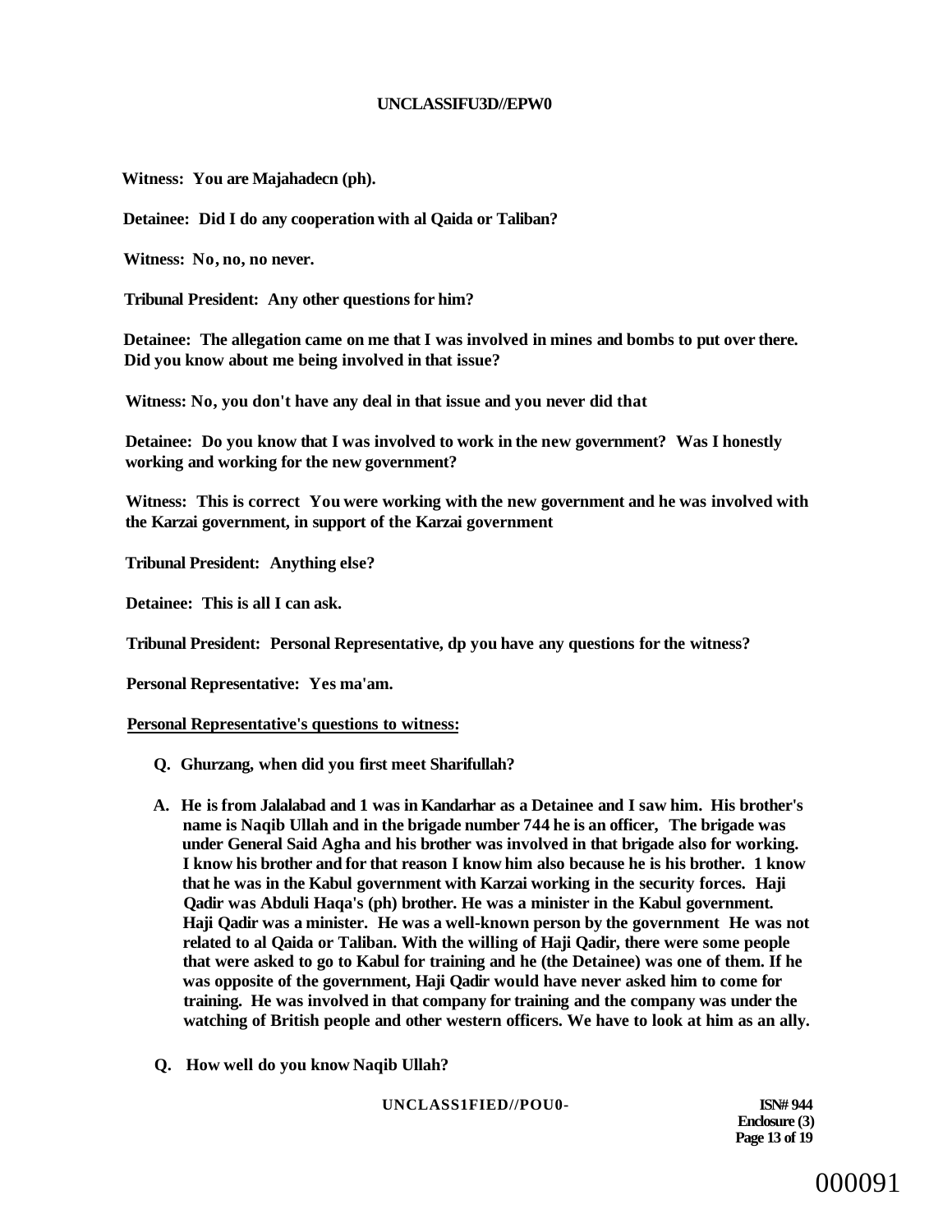**Witness: You are Majahadecn (ph).**

**Detainee: Did I do any cooperation with al Qaida or Taliban?**

**Witness: No, no, no never.**

**Tribunal President: Any other questions for him?**

**Detainee: The allegation came on me that I was involved in mines and bombs to put over there. Did you know about me being involved in that issue?**

**Witness: No, you don't have any deal in that issue and you never did that**

**Detainee: Do you know that I was involved to work in the new government? Was I honestly working and working for the new government?**

**Witness: This is correct You were working with the new government and he was involved with the Karzai government, in support of the Karzai government**

**Tribunal President: Anything else?**

**Detainee: This is all I can ask.**

**Tribunal President: Personal Representative, dp you have any questions for the witness?**

**Personal Representative: Yes ma'am.**

**Personal Representative's questions to witness:**

**Q. Ghurzang, when did you first meet Sharifullah?**

**A. He is from Jalalabad and 1 was in Kandarhar as a Detainee and I saw him. His brother's name is Naqib Ullah and in the brigade number 744 he is an officer, The brigade was under General Said Agha and his brother was involved in that brigade also for working. I know his brother and for that reason I know him also because he is his brother. 1 know that he was in the Kabul government with Karzai working in the security forces. Haji Qadir was Abduli Haqa's (ph) brother. He was a minister in the Kabul government. Haji Qadir was a minister. He was a well-known person by the government He was not related to al Qaida or Taliban. With the willing of Haji Qadir, there were some people that were asked to go to Kabul for training and he (the Detainee) was one of them. If he was opposite of the government, Haji Qadir would have never asked him to come for training. He was involved in that company for training and the company was under the watching of British people and other western officers. We have to look at him as an ally.**

**Q. How well do you know Naqib Ullah?**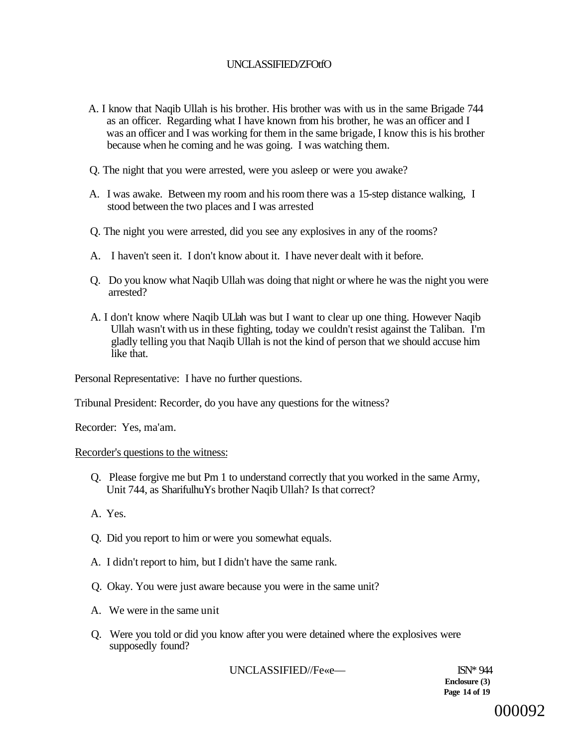A. I know that Naqib Ullah is his brother. His brother was with us in the same Brigade 744 as an officer. Regarding what I have known from his brother, he was an officer and I was an officer and I was working for them in the same brigade, I know this is his brother because when he coming and he was going. I was watching them.

Q. The night that you were arrested, were you asleep or were you awake?

A. I was awake. Between my room and his room there was a 15-step distance walking, I stood between the two places and I was arrested

Q. The night you were arrested, did you see any explosives in any of the rooms?

A. I haven't seen it. I don't know about it. I have never dealt with it before.

Q. Do you know what Naqib Ullah was doing that night or where he was the night you were arrested?

A. I don't know where Naqib ULlah was but I want to clear up one thing. However Naqib Ullah wasn't with us in these fighting, today we couldn't resist against the Taliban. I'm gladly telling you that Naqib Ullah is not the kind of person that we should accuse him like that.

Personal Representative: I have no further questions.

Tribunal President: Recorder, do you have any questions for the witness?

Recorder: Yes, ma'am.

Recorder's questions to the witness:

Q. Please forgive me but Pm 1 to understand correctly that you worked in the same Army, Unit 744, as SharifulhuYs brother Naqib Ullah? Is that correct?

A. Yes.

Q. Did you report to him or were you somewhat equals.

A. I didn't report to him, but I didn't have the same rank.

Q. Okay. You were just aware because you were in the same unit?

A. We were in the same unit

Q. Were you told or did you know after you were detained where the explosives were supposedly found?

ISN* 944
**Enclosure (3)**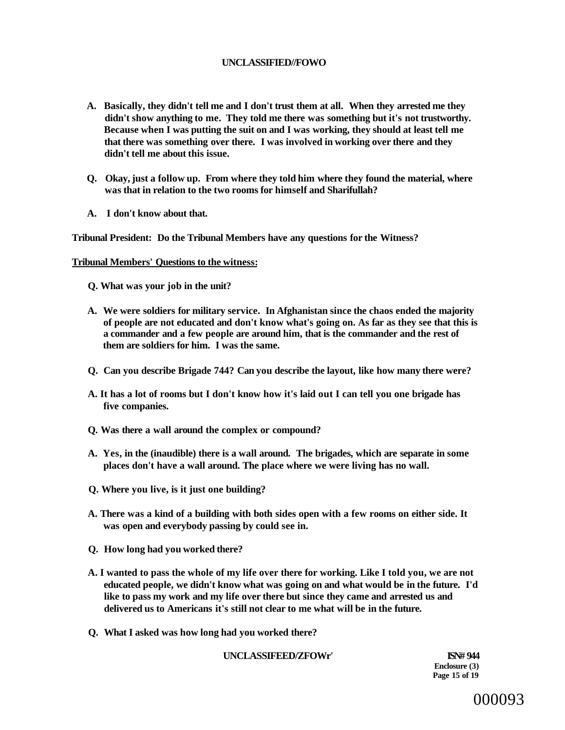**A. Basically, they didn't tell me and I don't trust them at all. When they arrested me they didn't show anything to me. They told me there was something but it's not trustworthy. Because when I was putting the suit on and I was working, they should at least tell me that there was something over there. I was involved in working over there and they didn't tell me about this issue.**

**Q. Okay, just a follow up. From where they told him where they found the material, where was that in relation to the two rooms for himself and Sharifullah?**

**A. I don't know about that.**

**Tribunal President: Do the Tribunal Members have any questions for the Witness?**

**Tribunal Members' Questions to the witness:**

**Q. What was your job in the unit?**

**A. We were soldiers for military service. In Afghanistan since the chaos ended the majority of people are not educated and don't know what's going on. As far as they see that this is a commander and a few people are around him, that is the commander and the rest of them are soldiers for him. I was the same.**

**Q. Can you describe Brigade 744? Can you describe the layout, like how many there were?**

**A. It has a lot of rooms but I don't know how it's laid out I can tell you one brigade has five companies.**

**Q. Was there a wall around the complex or compound?**

**A. Yes, in the (inaudible) there is a wall around. The brigades, which are separate in some places don't have a wall around. The place where we were living has no wall.**

**Q. Where you live, is it just one building?**

**A. There was a kind of a building with both sides open with a few rooms on either side. It was open and everybody passing by could see in.**

**Q. How long had you worked there?**

**A. I wanted to pass the whole of my life over there for working. Like I told you, we are not educated people, we didn't know what was going on and what would be in the future. I'd like to pass my work and my life over there but since they came and arrested us and delivered us to Americans it's still not clear to me what will be in the future.**

**Q. What I asked was how long had you worked there?**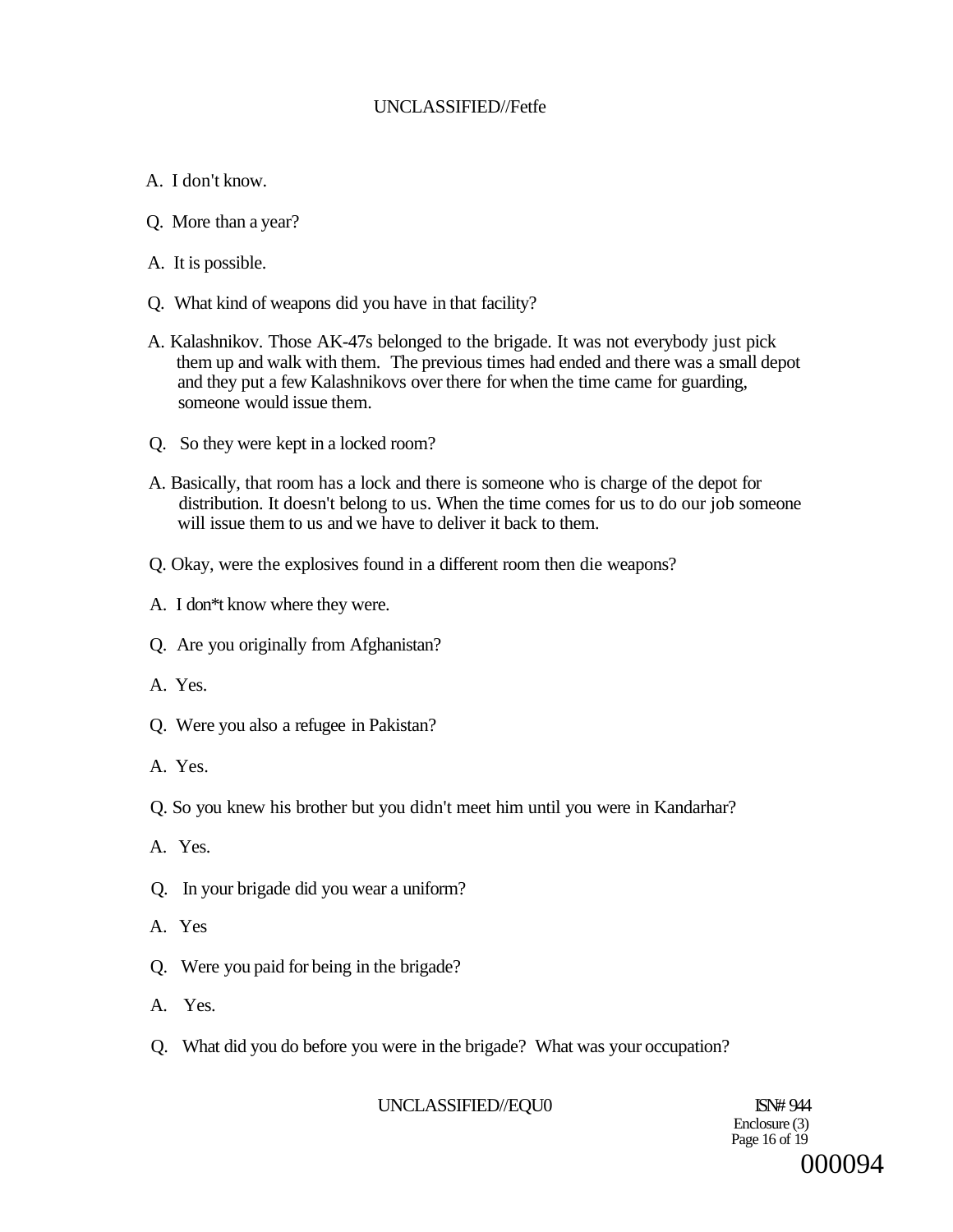A. I don't know.

Q. More than a year?

A. It is possible.

Q. What kind of weapons did you have in that facility?

A. Kalashnikov. Those AK-47s belonged to the brigade. It was not everybody just pick them up and walk with them. The previous times had ended and there was a small depot and they put a few Kalashnikovs over there for when the time came for guarding, someone would issue them.

Q. So they were kept in a locked room?

A. Basically, that room has a lock and there is someone who is charge of the depot for distribution. It doesn't belong to us. When the time comes for us to do our job someone will issue them to us and we have to deliver it back to them.

Q. Okay, were the explosives found in a different room then die weapons?

A. I don*t know where they were.

Q. Are you originally from Afghanistan?

A. Yes.

Q. Were you also a refugee in Pakistan?

A. Yes.

Q. So you knew his brother but you didn't meet him until you were in Kandarhar?

A. Yes.

Q. In your brigade did you wear a uniform?

A. Yes

Q. Were you paid for being in the brigade?

A. Yes.

Q. What did you do before you were in the brigade? What was your occupation?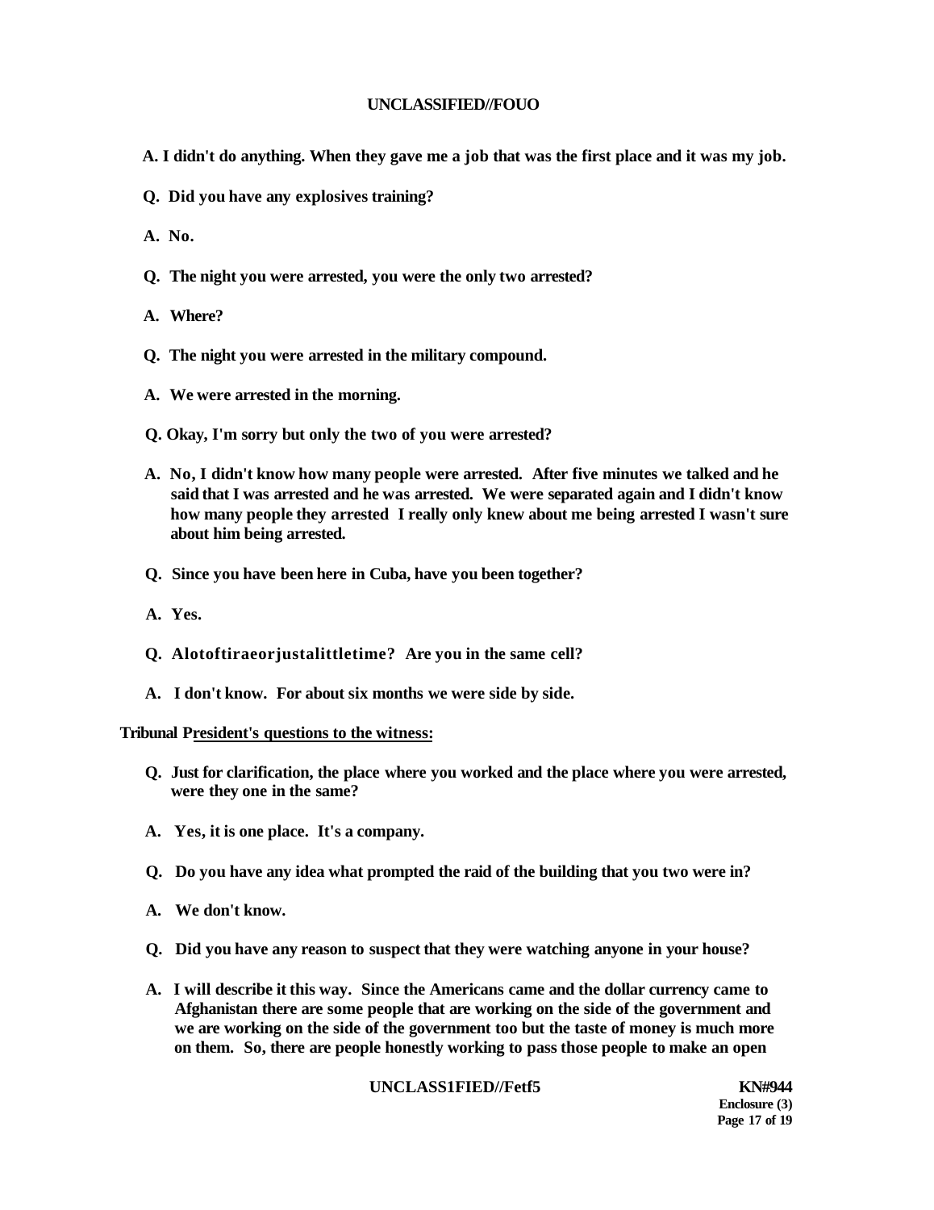**A. I didn't do anything. When they gave me a job that was the first place and it was my job.**

**Q. Did you have any explosives training?**

**A. No.**

**Q. The night you were arrested, you were the only two arrested?**

**A. Where?**

**Q. The night you were arrested in the military compound.**

**A. We were arrested in the morning.**

**Q. Okay, I'm sorry but only the two of you were arrested?**

**A. No, I didn't know how many people were arrested. After five minutes we talked and he said that I was arrested and he was arrested. We were separated again and I didn't know how many people they arrested I really only knew about me being arrested I wasn't sure about him being arrested.**

**Q. Since you have been here in Cuba, have you been together?**

**A. Yes.**

**Q. Alotoftiraeorjustalittletime? Are you in the same cell?**

**A. I don't know. For about six months we were side by side.**

**Tribunal President's questions to the witness:**

**Q. Just for clarification, the place where you worked and the place where you were arrested, were they one in the same?**

**A. Yes, it is one place. It's a company.**

**Q. Do you have any idea what prompted the raid of the building that you two were in?**

**A. We don't know.**

**Q. Did you have any reason to suspect that they were watching anyone in your house?**

**A. I will describe it this way. Since the Americans came and the dollar currency came to Afghanistan there are some people that are working on the side of the government and we are working on the side of the government too but the taste of money is much more on them. So, there are people honestly working to pass those people to make an open**

**KN#944**
**Enclosure (3)**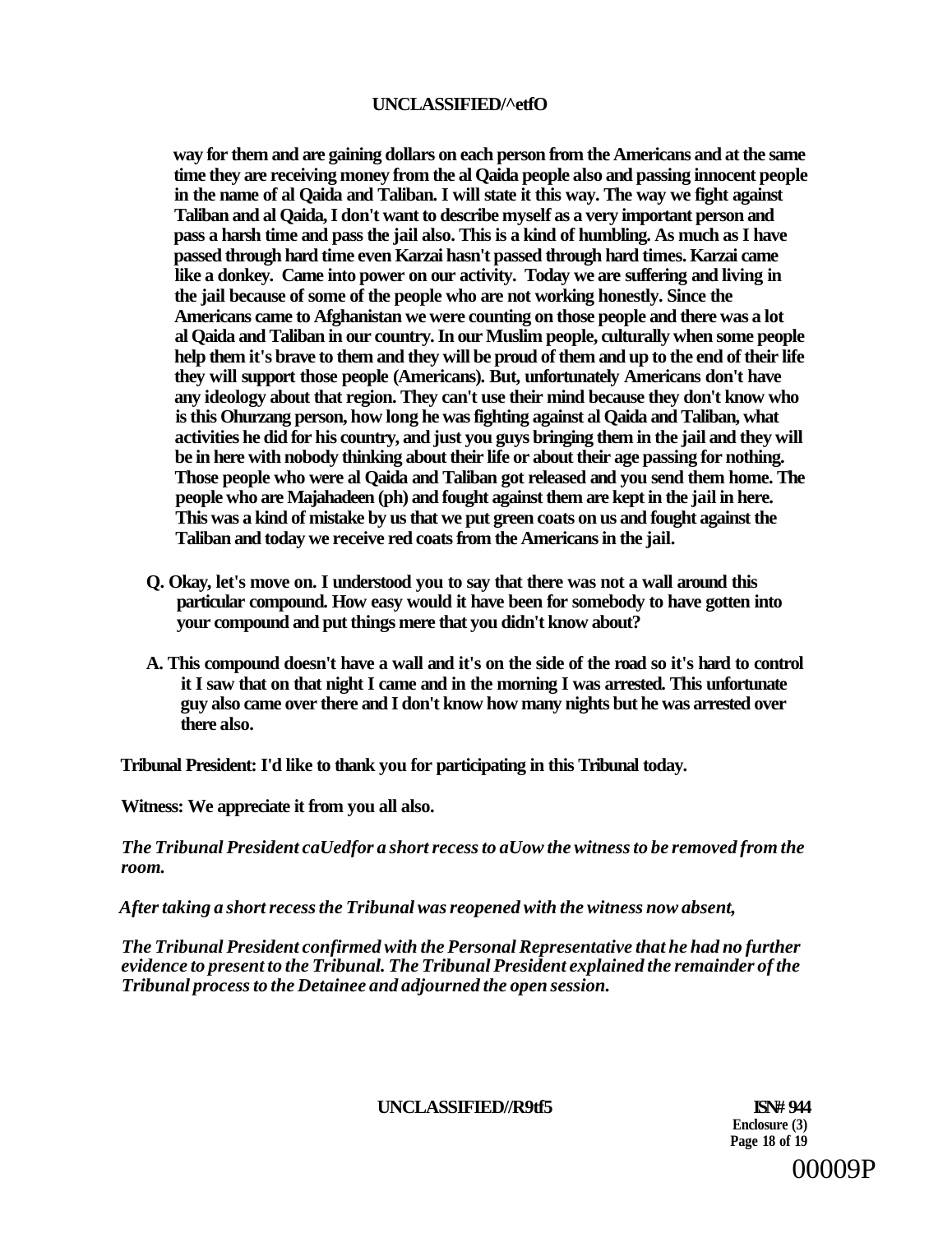way for them and are gaining dollars on each person from the Americans and at the same time they are receiving money from the al Qaida people also and passing innocent people in the name of al Qaida and Taliban. I will state it this way. The way we fight against Taliban and al Qaida, I don't want to describe myself as a very important person and pass a harsh time and pass the jail also. This is a kind of humbling. As much as I have passed through hard time even Karzai hasn't passed through hard times. Karzai came like a donkey. Came into power on our activity. Today we are suffering and living in the jail because of some of the people who are not working honestly. Since the Americans came to Afghanistan we were counting on those people and there was a lot al Qaida and Taliban in our country. In our Muslim people, culturally when some people help them it's brave to them and they will be proud of them and up to the end of their life they will support those people (Americans). But, unfortunately Americans don't have any ideology about that region. They can't use their mind because they don't know who is this Ohurzang person, how long he was fighting against al Qaida and Taliban, what activities he did for his country, and just you guys bringing them in the jail and they will be in here with nobody thinking about their life or about their age passing for nothing. Those people who were al Qaida and Taliban got released and you send them home. The people who are Majahadeen (ph) and fought against them are kept in the jail in here. This was a kind of mistake by us that we put green coats on us and fought against the Taliban and today we receive red coats from the Americans in the jail.

Q. Okay, let's move on. I understood you to say that there was not a wall around this particular compound. How easy would it have been for somebody to have gotten into your compound and put things mere that you didn't know about?

A. This compound doesn't have a wall and it's on the side of the road so it's hard to control it I saw that on that night I came and in the morning I was arrested. This unfortunate guy also came over there and I don't know how many nights but he was arrested over there also.

Tribunal President: I'd like to thank you for participating in this Tribunal today.

Witness: We appreciate it from you all also.

*The Tribunal President caUedfor a short recess to aUow the witness to be removed from the room.*

*After taking a short recess the Tribunal was reopened with the witness now absent,*

*The Tribunal President confirmed with the Personal Representative that he had no further evidence to present to the Tribunal. The Tribunal President explained the remainder of the Tribunal process to the Detainee and adjourned the open session.*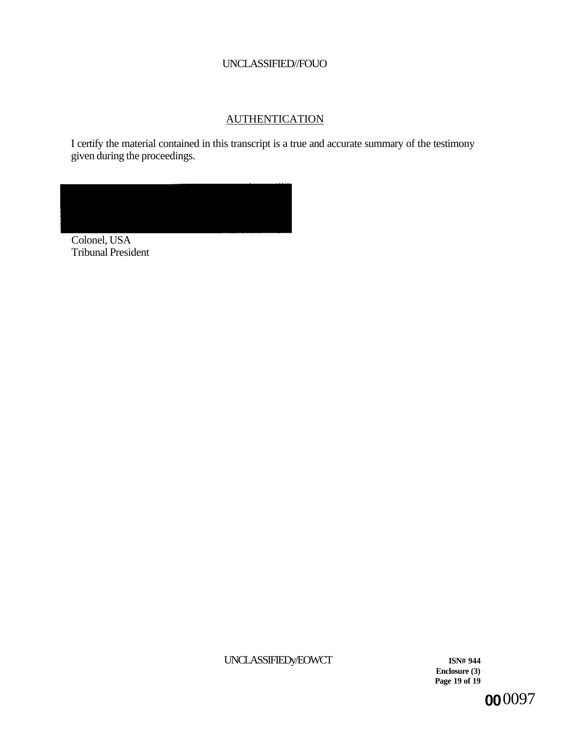## AUTHENTICATION

I certify the material contained in this transcript is a true and accurate summary of the testimony given during the proceedings.

Colonel, USA
Tribunal President